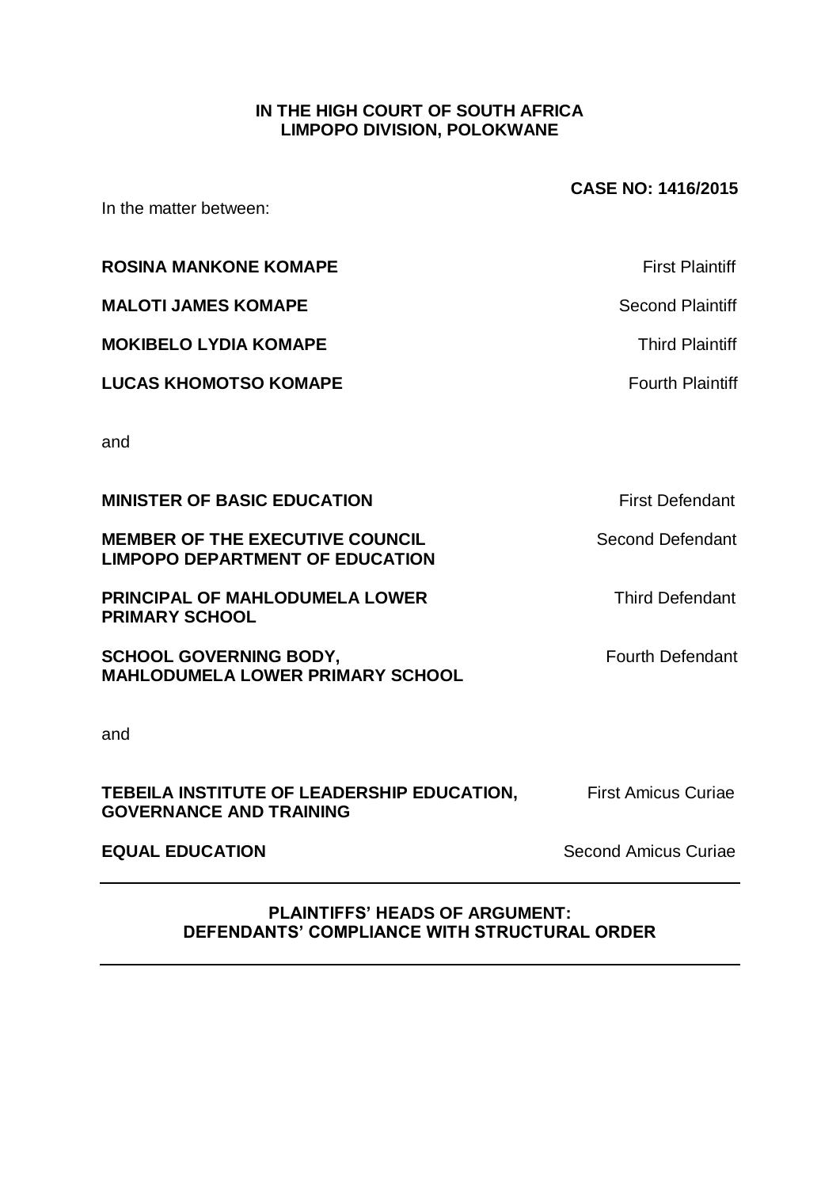**IN THE HIGH COURT OF SOUTH AFRICA**
**LIMPOPO DIVISION, POLOKWANE**

**CASE NO: 1416/2015**

In the matter between:

| | |
|---|---|
| **ROSINA MANKONE KOMAPE** | First Plaintiff |
| **MALOTI JAMES KOMAPE** | Second Plaintiff |
| **MOKIBELO LYDIA KOMAPE** | Third Plaintiff |
| **LUCAS KHOMOTSO KOMAPE** | Fourth Plaintiff |

and

| | |
|---|---|
| **MINISTER OF BASIC EDUCATION** | First Defendant |
| **MEMBER OF THE EXECUTIVE COUNCIL LIMPOPO DEPARTMENT OF EDUCATION** | Second Defendant |
| **PRINCIPAL OF MAHLODUMELA LOWER PRIMARY SCHOOL** | Third Defendant |
| **SCHOOL GOVERNING BODY, MAHLODUMELA LOWER PRIMARY SCHOOL** | Fourth Defendant |

and

| | |
|---|---|
| **TEBEILA INSTITUTE OF LEADERSHIP EDUCATION, GOVERNANCE AND TRAINING** | First Amicus Curiae |
| **EQUAL EDUCATION** | Second Amicus Curiae |

---

**PLAINTIFFS' HEADS OF ARGUMENT:**
**DEFENDANTS' COMPLIANCE WITH STRUCTURAL ORDER**

---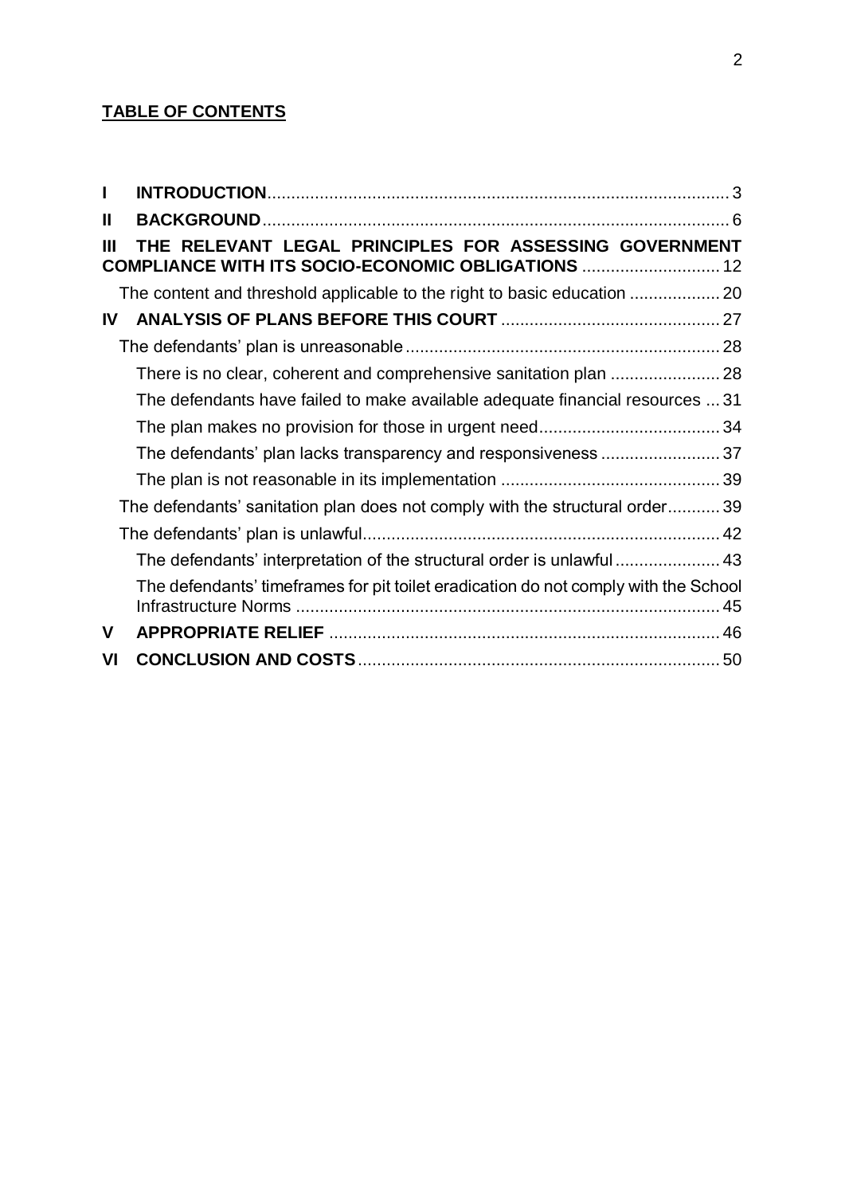**TABLE OF CONTENTS**

- I **INTRODUCTION** ... 3
- II **BACKGROUND** ... 6
- III **THE RELEVANT LEGAL PRINCIPLES FOR ASSESSING GOVERNMENT COMPLIANCE WITH ITS SOCIO-ECONOMIC OBLIGATIONS** ... 12
  - The content and threshold applicable to the right to basic education ... 20
- IV **ANALYSIS OF PLANS BEFORE THIS COURT** ... 27
  - The defendants' plan is unreasonable ... 28
    - There is no clear, coherent and comprehensive sanitation plan ... 28
    - The defendants have failed to make available adequate financial resources ... 31
    - The plan makes no provision for those in urgent need ... 34
    - The defendants' plan lacks transparency and responsiveness ... 37
    - The plan is not reasonable in its implementation ... 39
  - The defendants' sanitation plan does not comply with the structural order ... 39
  - The defendants' plan is unlawful ... 42
    - The defendants' interpretation of the structural order is unlawful ... 43
    - The defendants' timeframes for pit toilet eradication do not comply with the School Infrastructure Norms ... 45
- V **APPROPRIATE RELIEF** ... 46
- VI **CONCLUSION AND COSTS** ... 50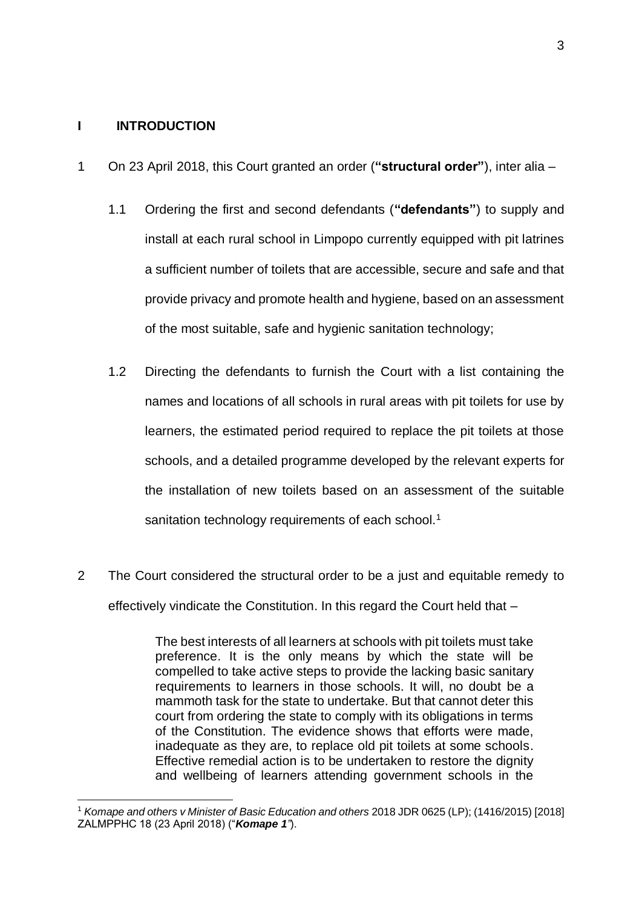## I INTRODUCTION

1 On 23 April 2018, this Court granted an order (**"structural order"**), inter alia –

1.1 Ordering the first and second defendants (**"defendants"**) to supply and install at each rural school in Limpopo currently equipped with pit latrines a sufficient number of toilets that are accessible, secure and safe and that provide privacy and promote health and hygiene, based on an assessment of the most suitable, safe and hygienic sanitation technology;

1.2 Directing the defendants to furnish the Court with a list containing the names and locations of all schools in rural areas with pit toilets for use by learners, the estimated period required to replace the pit toilets at those schools, and a detailed programme developed by the relevant experts for the installation of new toilets based on an assessment of the suitable sanitation technology requirements of each school.[1]

2 The Court considered the structural order to be a just and equitable remedy to effectively vindicate the Constitution. In this regard the Court held that –

> The best interests of all learners at schools with pit toilets must take preference. It is the only means by which the state will be compelled to take active steps to provide the lacking basic sanitary requirements to learners in those schools. It will, no doubt be a mammoth task for the state to undertake. But that cannot deter this court from ordering the state to comply with its obligations in terms of the Constitution. The evidence shows that efforts were made, inadequate as they are, to replace old pit toilets at some schools. Effective remedial action is to be undertaken to restore the dignity and wellbeing of learners attending government schools in the

---

[1] *Komape and others v Minister of Basic Education and others* 2018 JDR 0625 (LP); (1416/2015) [2018] ZALMPPHC 18 (23 April 2018) ("***Komape 1***").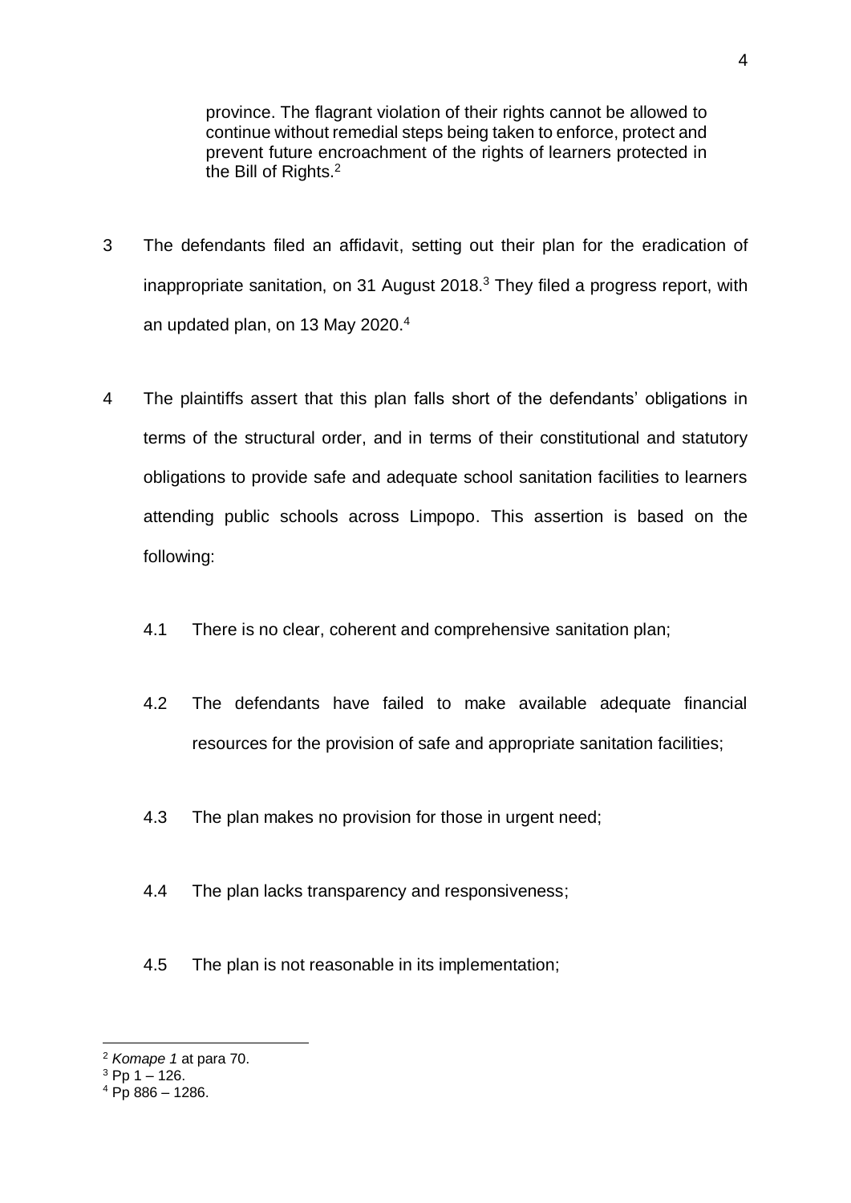province. The flagrant violation of their rights cannot be allowed to continue without remedial steps being taken to enforce, protect and prevent future encroachment of the rights of learners protected in the Bill of Rights.[2]

3 The defendants filed an affidavit, setting out their plan for the eradication of inappropriate sanitation, on 31 August 2018.[3] They filed a progress report, with an updated plan, on 13 May 2020.[4]

4 The plaintiffs assert that this plan falls short of the defendants' obligations in terms of the structural order, and in terms of their constitutional and statutory obligations to provide safe and adequate school sanitation facilities to learners attending public schools across Limpopo. This assertion is based on the following:

4.1 There is no clear, coherent and comprehensive sanitation plan;

4.2 The defendants have failed to make available adequate financial resources for the provision of safe and appropriate sanitation facilities;

4.3 The plan makes no provision for those in urgent need;

4.4 The plan lacks transparency and responsiveness;

4.5 The plan is not reasonable in its implementation;

---

[2] *Komape 1* at para 70.

[3] Pp 1 – 126.

[4] Pp 886 – 1286.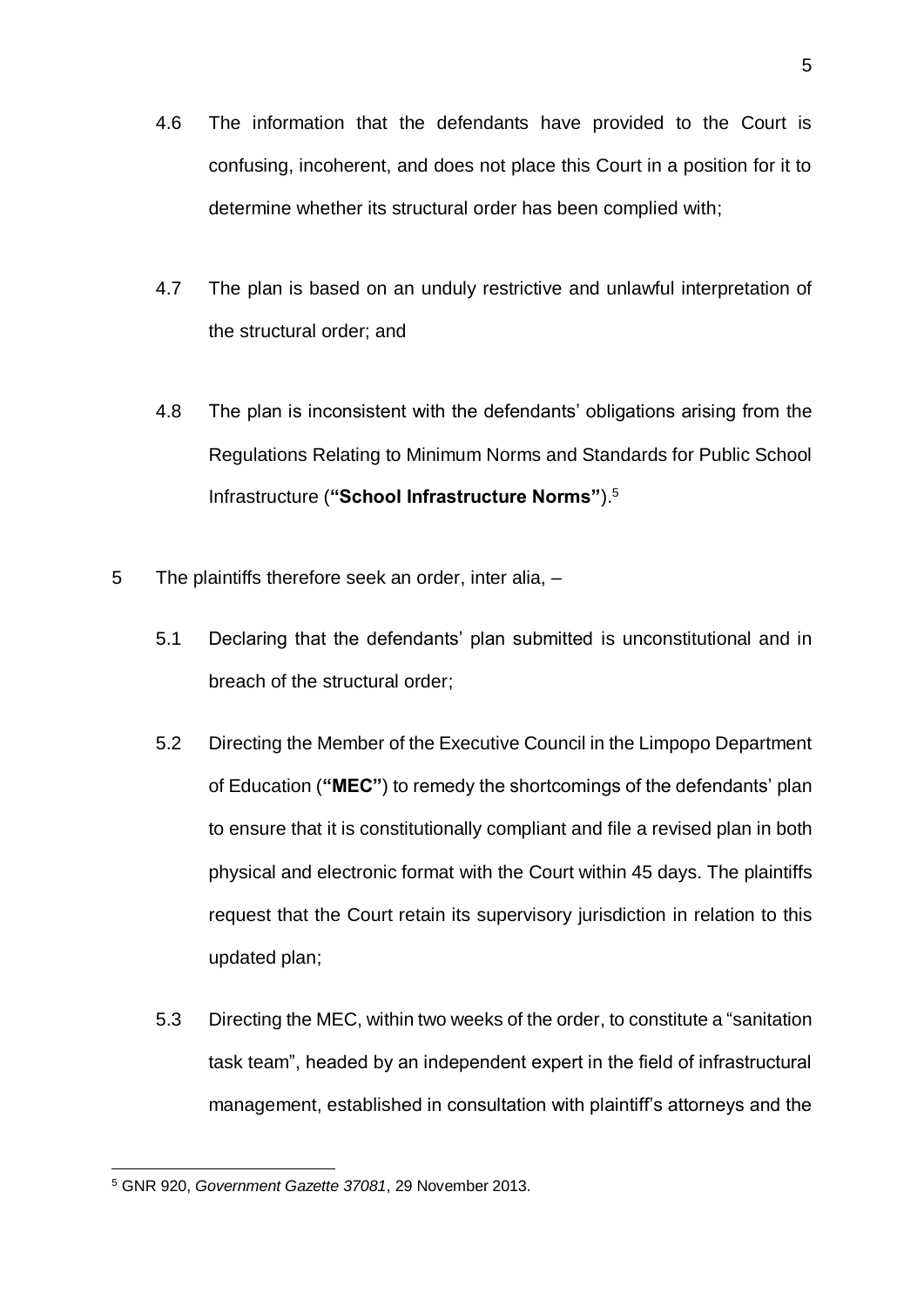4.6 The information that the defendants have provided to the Court is confusing, incoherent, and does not place this Court in a position for it to determine whether its structural order has been complied with;

4.7 The plan is based on an unduly restrictive and unlawful interpretation of the structural order; and

4.8 The plan is inconsistent with the defendants' obligations arising from the Regulations Relating to Minimum Norms and Standards for Public School Infrastructure (**"School Infrastructure Norms"**).[5]

5 The plaintiffs therefore seek an order, inter alia, –

5.1 Declaring that the defendants' plan submitted is unconstitutional and in breach of the structural order;

5.2 Directing the Member of the Executive Council in the Limpopo Department of Education (**"MEC"**) to remedy the shortcomings of the defendants' plan to ensure that it is constitutionally compliant and file a revised plan in both physical and electronic format with the Court within 45 days. The plaintiffs request that the Court retain its supervisory jurisdiction in relation to this updated plan;

5.3 Directing the MEC, within two weeks of the order, to constitute a "sanitation task team", headed by an independent expert in the field of infrastructural management, established in consultation with plaintiff's attorneys and the

[5] GNR 920, *Government Gazette 37081*, 29 November 2013.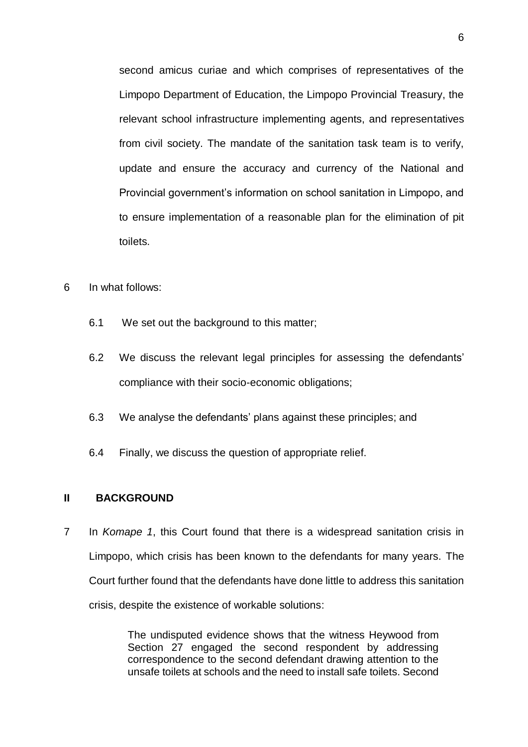second amicus curiae and which comprises of representatives of the Limpopo Department of Education, the Limpopo Provincial Treasury, the relevant school infrastructure implementing agents, and representatives from civil society. The mandate of the sanitation task team is to verify, update and ensure the accuracy and currency of the National and Provincial government's information on school sanitation in Limpopo, and to ensure implementation of a reasonable plan for the elimination of pit toilets.

6 In what follows:

6.1 We set out the background to this matter;

6.2 We discuss the relevant legal principles for assessing the defendants' compliance with their socio-economic obligations;

6.3 We analyse the defendants' plans against these principles; and

6.4 Finally, we discuss the question of appropriate relief.

## II BACKGROUND

7 In *Komape 1*, this Court found that there is a widespread sanitation crisis in Limpopo, which crisis has been known to the defendants for many years. The Court further found that the defendants have done little to address this sanitation crisis, despite the existence of workable solutions:

> The undisputed evidence shows that the witness Heywood from Section 27 engaged the second respondent by addressing correspondence to the second defendant drawing attention to the unsafe toilets at schools and the need to install safe toilets. Second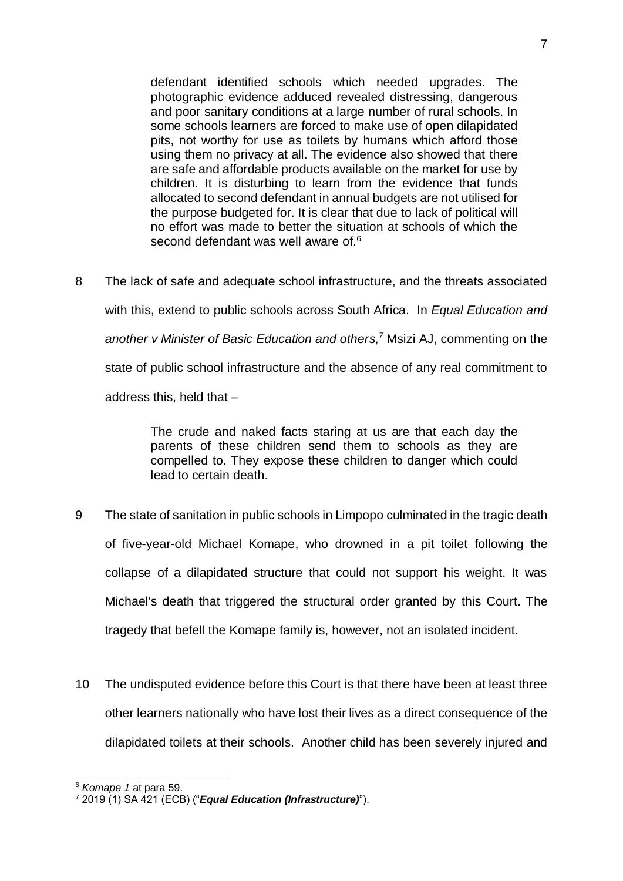> defendant identified schools which needed upgrades. The photographic evidence adduced revealed distressing, dangerous and poor sanitary conditions at a large number of rural schools. In some schools learners are forced to make use of open dilapidated pits, not worthy for use as toilets by humans which afford those using them no privacy at all. The evidence also showed that there are safe and affordable products available on the market for use by children. It is disturbing to learn from the evidence that funds allocated to second defendant in annual budgets are not utilised for the purpose budgeted for. It is clear that due to lack of political will no effort was made to better the situation at schools of which the second defendant was well aware of.[6]

8 The lack of safe and adequate school infrastructure, and the threats associated with this, extend to public schools across South Africa. In *Equal Education and another v Minister of Basic Education and others,*[7] Msizi AJ, commenting on the state of public school infrastructure and the absence of any real commitment to address this, held that –

> The crude and naked facts staring at us are that each day the parents of these children send them to schools as they are compelled to. They expose these children to danger which could lead to certain death.

9 The state of sanitation in public schools in Limpopo culminated in the tragic death of five-year-old Michael Komape, who drowned in a pit toilet following the collapse of a dilapidated structure that could not support his weight. It was Michael's death that triggered the structural order granted by this Court. The tragedy that befell the Komape family is, however, not an isolated incident.

10 The undisputed evidence before this Court is that there have been at least three other learners nationally who have lost their lives as a direct consequence of the dilapidated toilets at their schools. Another child has been severely injured and

---

[6] *Komape 1* at para 59.

[7] 2019 (1) SA 421 (ECB) ("***Equal Education (Infrastructure)***").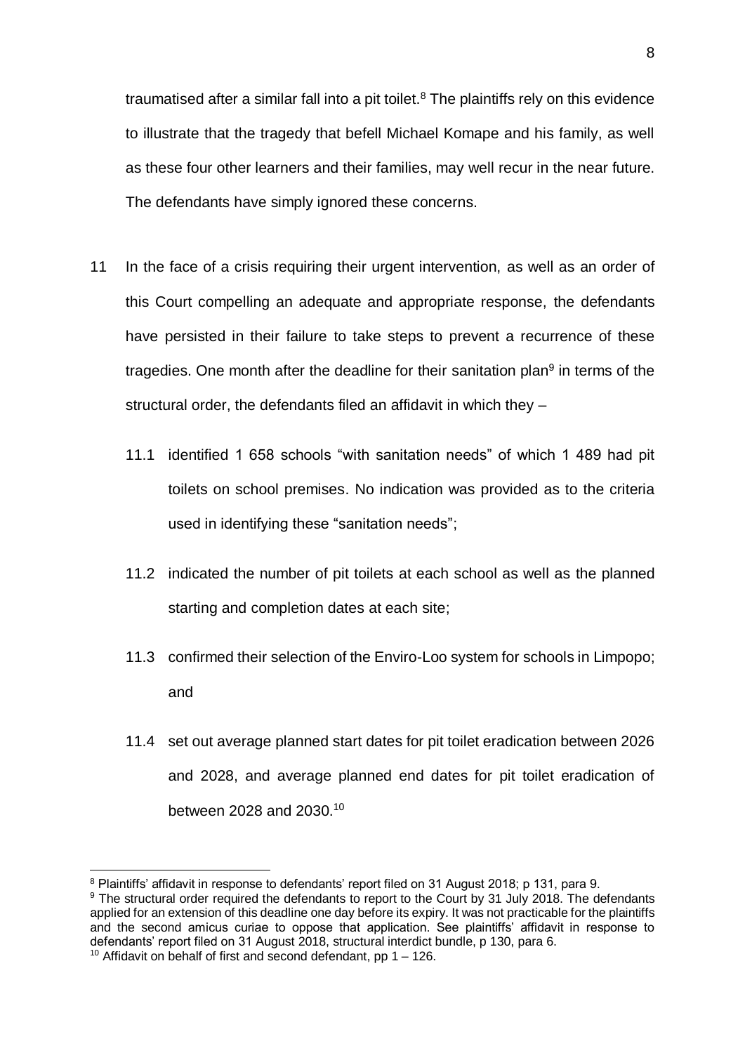traumatised after a similar fall into a pit toilet.[8] The plaintiffs rely on this evidence to illustrate that the tragedy that befell Michael Komape and his family, as well as these four other learners and their families, may well recur in the near future. The defendants have simply ignored these concerns.

11 In the face of a crisis requiring their urgent intervention, as well as an order of this Court compelling an adequate and appropriate response, the defendants have persisted in their failure to take steps to prevent a recurrence of these tragedies. One month after the deadline for their sanitation plan[9] in terms of the structural order, the defendants filed an affidavit in which they –

   11.1 identified 1 658 schools "with sanitation needs" of which 1 489 had pit toilets on school premises. No indication was provided as to the criteria used in identifying these "sanitation needs";

   11.2 indicated the number of pit toilets at each school as well as the planned starting and completion dates at each site;

   11.3 confirmed their selection of the Enviro-Loo system for schools in Limpopo; and

   11.4 set out average planned start dates for pit toilet eradication between 2026 and 2028, and average planned end dates for pit toilet eradication of between 2028 and 2030.[10]

---

[8] Plaintiffs' affidavit in response to defendants' report filed on 31 August 2018; p 131, para 9.

[9] The structural order required the defendants to report to the Court by 31 July 2018. The defendants applied for an extension of this deadline one day before its expiry. It was not practicable for the plaintiffs and the second amicus curiae to oppose that application. See plaintiffs' affidavit in response to defendants' report filed on 31 August 2018, structural interdict bundle, p 130, para 6.

[10] Affidavit on behalf of first and second defendant, pp 1 – 126.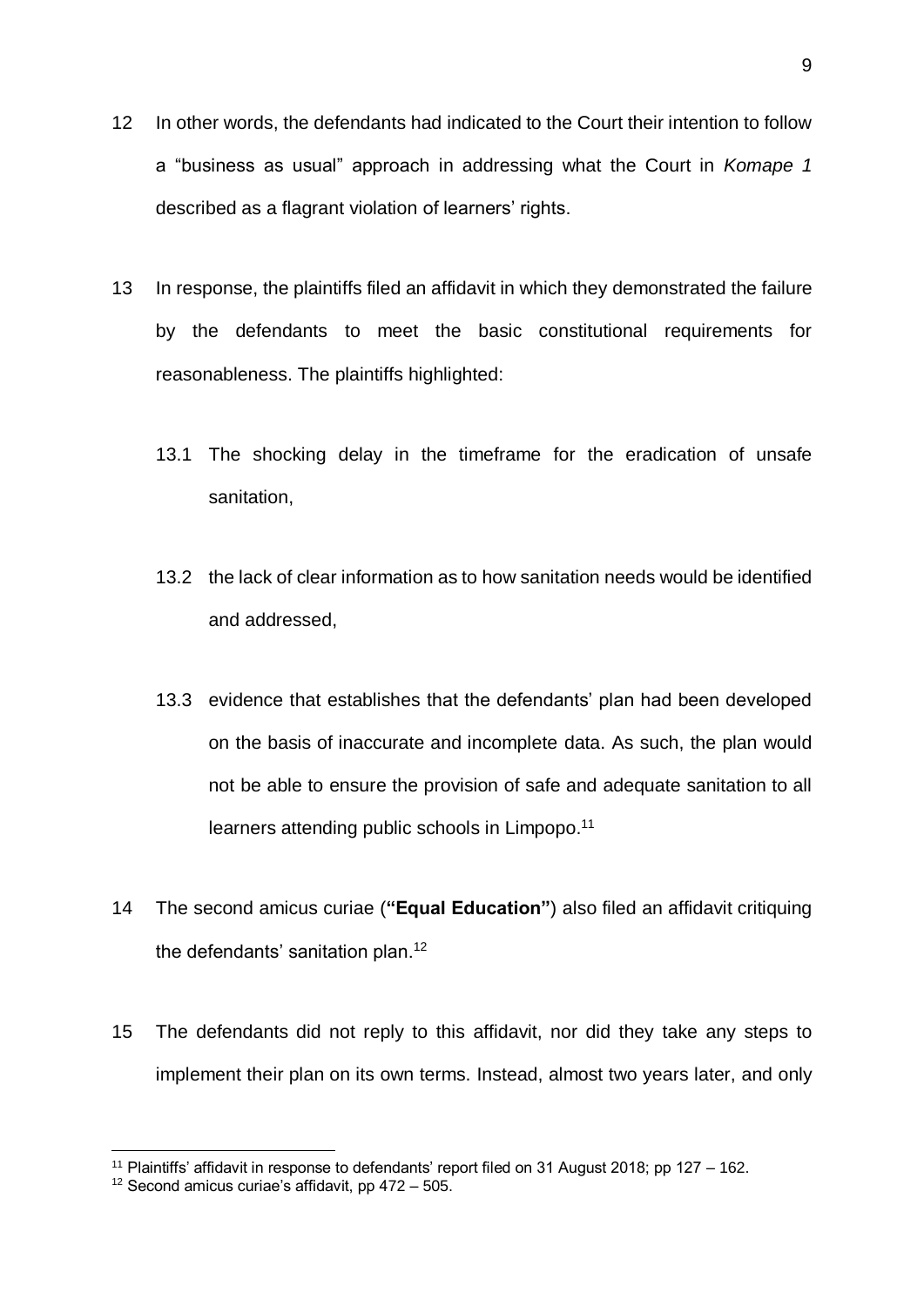12 In other words, the defendants had indicated to the Court their intention to follow a "business as usual" approach in addressing what the Court in *Komape 1* described as a flagrant violation of learners' rights.

13 In response, the plaintiffs filed an affidavit in which they demonstrated the failure by the defendants to meet the basic constitutional requirements for reasonableness. The plaintiffs highlighted:

13.1 The shocking delay in the timeframe for the eradication of unsafe sanitation,

13.2 the lack of clear information as to how sanitation needs would be identified and addressed,

13.3 evidence that establishes that the defendants' plan had been developed on the basis of inaccurate and incomplete data. As such, the plan would not be able to ensure the provision of safe and adequate sanitation to all learners attending public schools in Limpopo.[11]

14 The second amicus curiae (**"Equal Education"**) also filed an affidavit critiquing the defendants' sanitation plan.[12]

15 The defendants did not reply to this affidavit, nor did they take any steps to implement their plan on its own terms. Instead, almost two years later, and only

---

[11] Plaintiffs' affidavit in response to defendants' report filed on 31 August 2018; pp 127 – 162.

[12] Second amicus curiae's affidavit, pp 472 – 505.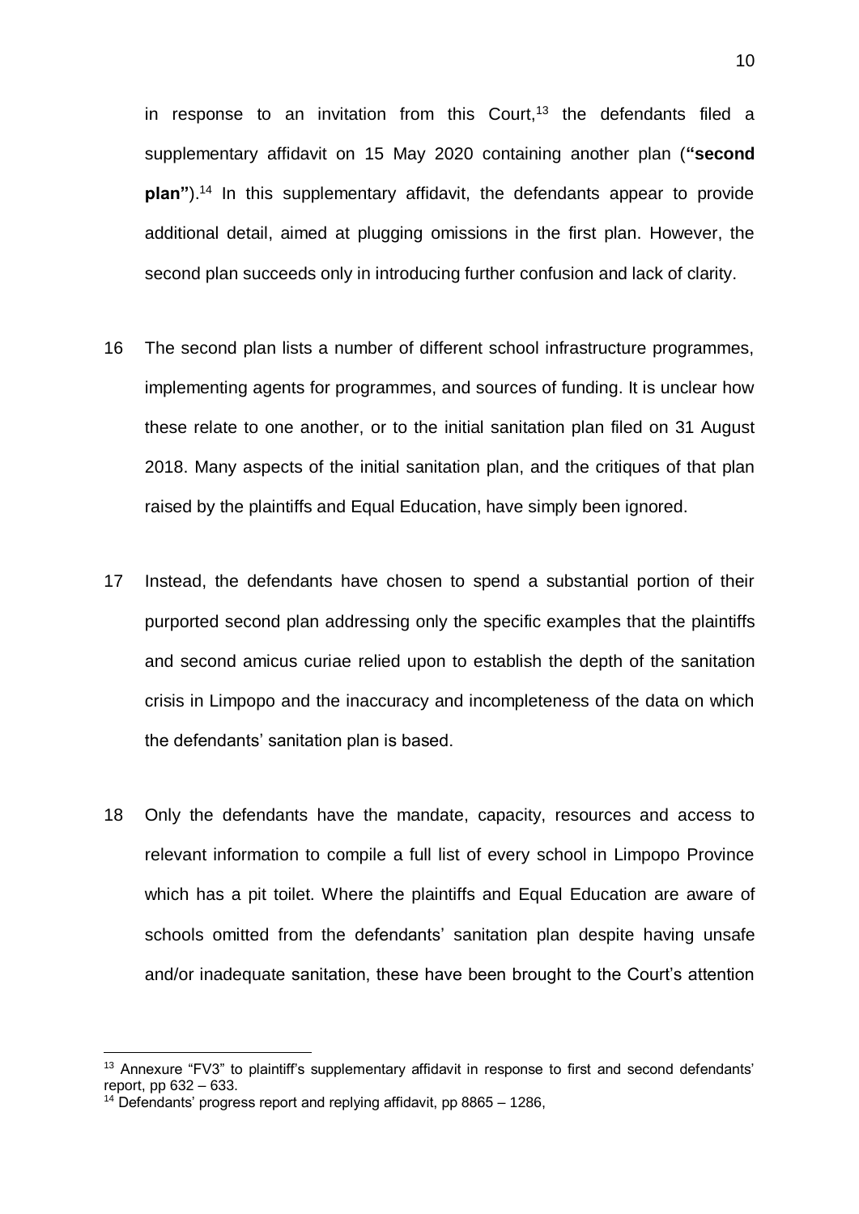in response to an invitation from this Court,[13] the defendants filed a supplementary affidavit on 15 May 2020 containing another plan (**"second plan"**).[14] In this supplementary affidavit, the defendants appear to provide additional detail, aimed at plugging omissions in the first plan. However, the second plan succeeds only in introducing further confusion and lack of clarity.

16 The second plan lists a number of different school infrastructure programmes, implementing agents for programmes, and sources of funding. It is unclear how these relate to one another, or to the initial sanitation plan filed on 31 August 2018. Many aspects of the initial sanitation plan, and the critiques of that plan raised by the plaintiffs and Equal Education, have simply been ignored.

17 Instead, the defendants have chosen to spend a substantial portion of their purported second plan addressing only the specific examples that the plaintiffs and second amicus curiae relied upon to establish the depth of the sanitation crisis in Limpopo and the inaccuracy and incompleteness of the data on which the defendants' sanitation plan is based.

18 Only the defendants have the mandate, capacity, resources and access to relevant information to compile a full list of every school in Limpopo Province which has a pit toilet. Where the plaintiffs and Equal Education are aware of schools omitted from the defendants' sanitation plan despite having unsafe and/or inadequate sanitation, these have been brought to the Court's attention

---

[13] Annexure "FV3" to plaintiff's supplementary affidavit in response to first and second defendants' report, pp 632 – 633.

[14] Defendants' progress report and replying affidavit, pp 8865 – 1286,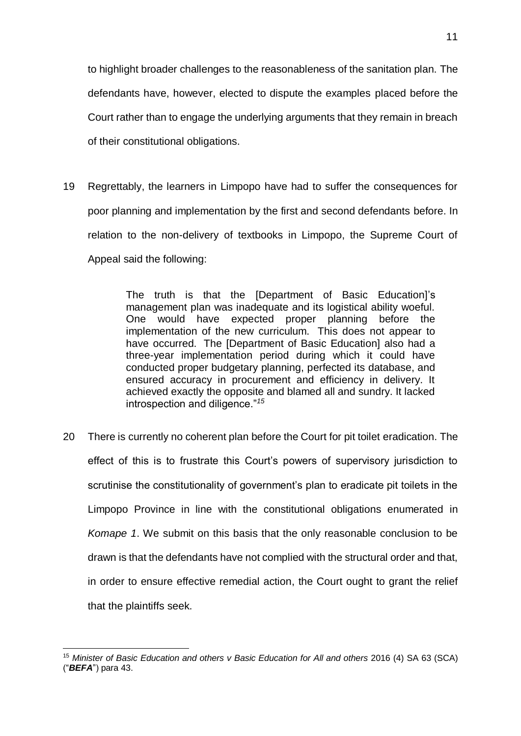to highlight broader challenges to the reasonableness of the sanitation plan. The defendants have, however, elected to dispute the examples placed before the Court rather than to engage the underlying arguments that they remain in breach of their constitutional obligations.

19 Regrettably, the learners in Limpopo have had to suffer the consequences for poor planning and implementation by the first and second defendants before. In relation to the non-delivery of textbooks in Limpopo, the Supreme Court of Appeal said the following:

> The truth is that the [Department of Basic Education]'s management plan was inadequate and its logistical ability woeful. One would have expected proper planning before the implementation of the new curriculum. This does not appear to have occurred. The [Department of Basic Education] also had a three-year implementation period during which it could have conducted proper budgetary planning, perfected its database, and ensured accuracy in procurement and efficiency in delivery. It achieved exactly the opposite and blamed all and sundry. It lacked introspection and diligence."[15]

20 There is currently no coherent plan before the Court for pit toilet eradication. The effect of this is to frustrate this Court's powers of supervisory jurisdiction to scrutinise the constitutionality of government's plan to eradicate pit toilets in the Limpopo Province in line with the constitutional obligations enumerated in *Komape 1*. We submit on this basis that the only reasonable conclusion to be drawn is that the defendants have not complied with the structural order and that, in order to ensure effective remedial action, the Court ought to grant the relief that the plaintiffs seek.

---

[15] *Minister of Basic Education and others v Basic Education for All and others* 2016 (4) SA 63 (SCA) ("***BEFA***") para 43.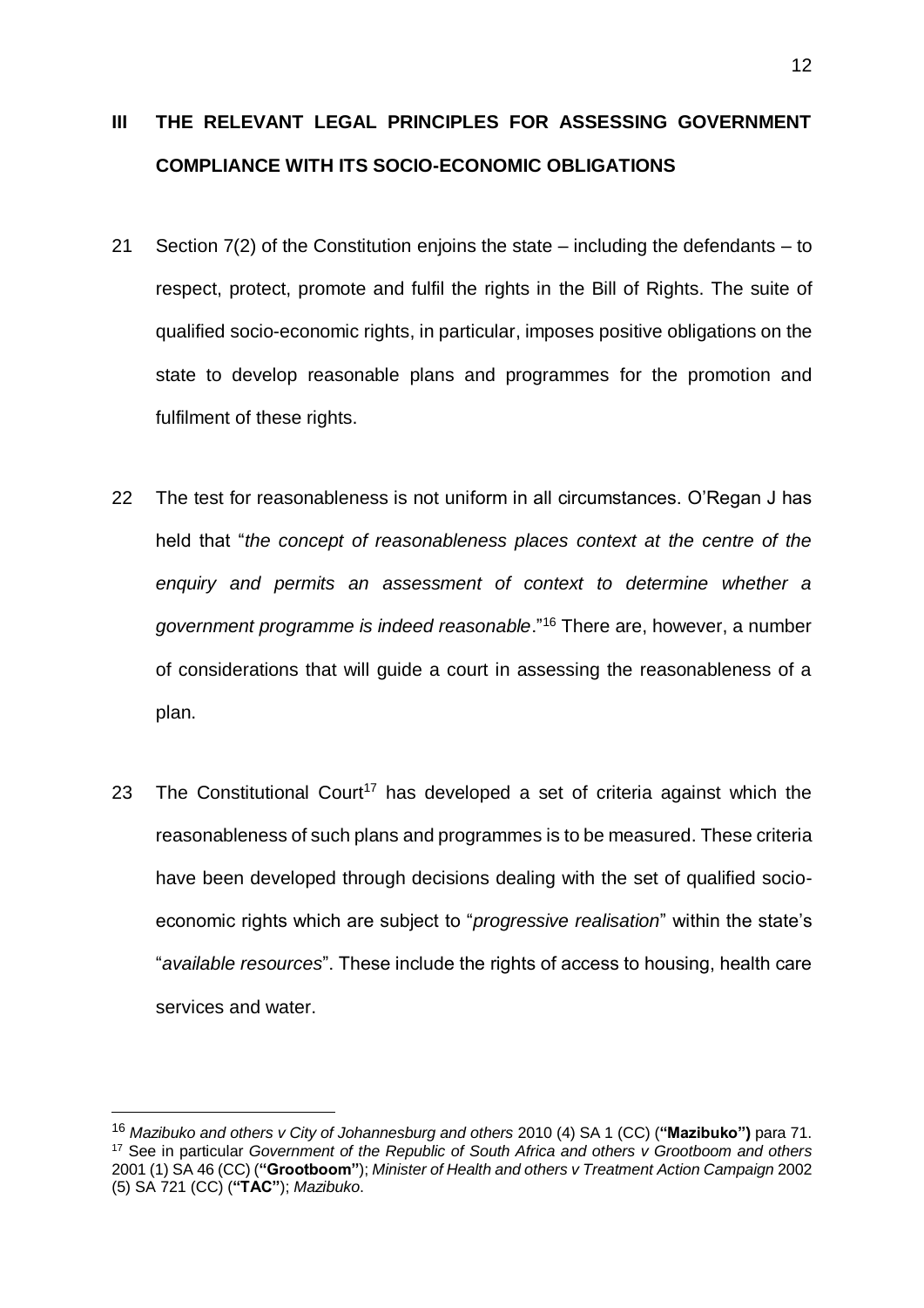## III THE RELEVANT LEGAL PRINCIPLES FOR ASSESSING GOVERNMENT COMPLIANCE WITH ITS SOCIO-ECONOMIC OBLIGATIONS

21 Section 7(2) of the Constitution enjoins the state – including the defendants – to respect, protect, promote and fulfil the rights in the Bill of Rights. The suite of qualified socio-economic rights, in particular, imposes positive obligations on the state to develop reasonable plans and programmes for the promotion and fulfilment of these rights.

22 The test for reasonableness is not uniform in all circumstances. O'Regan J has held that "*the concept of reasonableness places context at the centre of the enquiry and permits an assessment of context to determine whether a government programme is indeed reasonable*."[16] There are, however, a number of considerations that will guide a court in assessing the reasonableness of a plan.

23 The Constitutional Court[17] has developed a set of criteria against which the reasonableness of such plans and programmes is to be measured. These criteria have been developed through decisions dealing with the set of qualified socio-economic rights which are subject to "*progressive realisation*" within the state's "*available resources*". These include the rights of access to housing, health care services and water.

---

[16] *Mazibuko and others v City of Johannesburg and others* 2010 (4) SA 1 (CC) (**"Mazibuko")** para 71.

[17] See in particular *Government of the Republic of South Africa and others v Grootboom and others* 2001 (1) SA 46 (CC) (**"Grootboom"**); *Minister of Health and others v Treatment Action Campaign* 2002 (5) SA 721 (CC) (**"TAC"**); *Mazibuko*.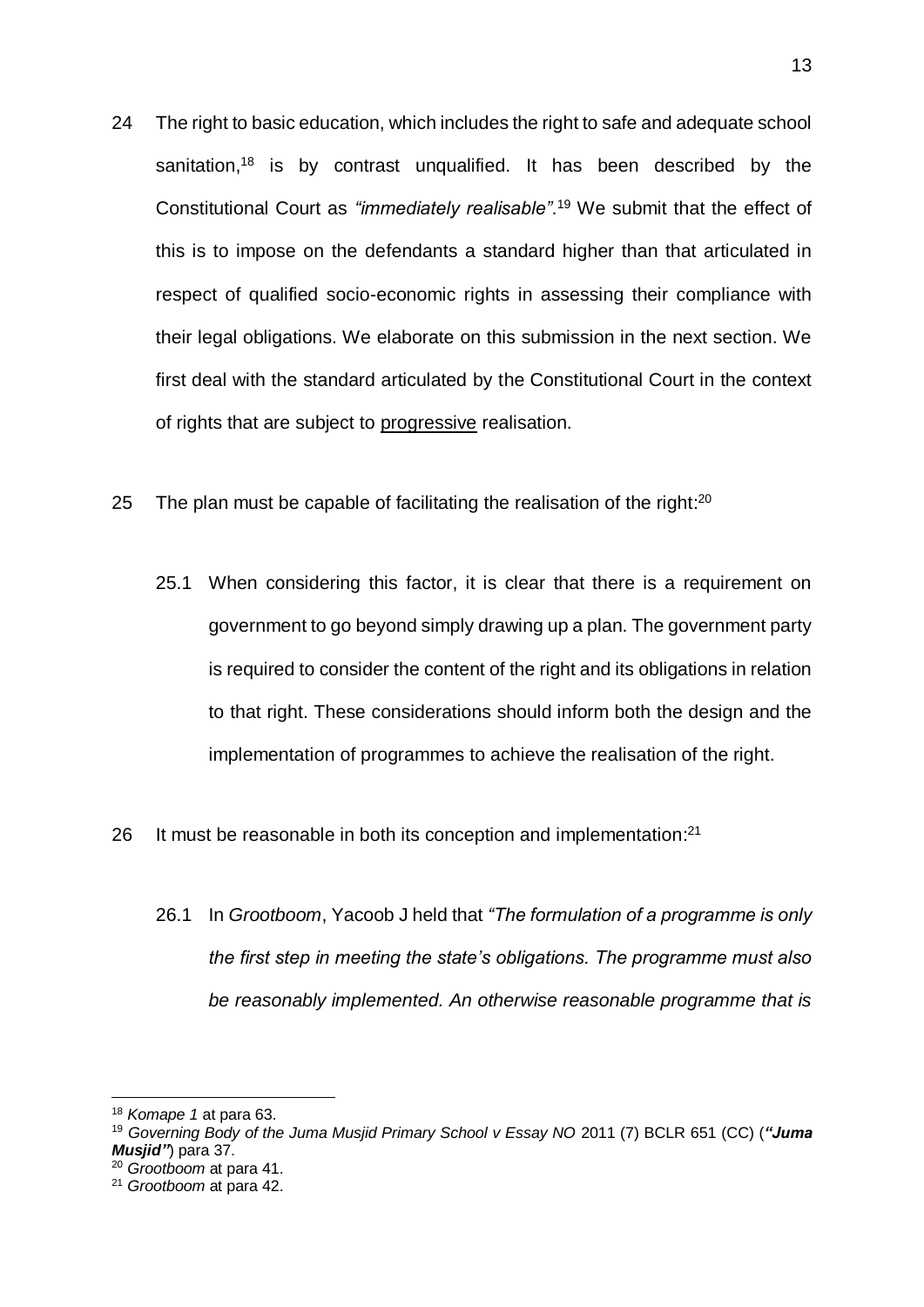24 The right to basic education, which includes the right to safe and adequate school sanitation,[18] is by contrast unqualified. It has been described by the Constitutional Court as *"immediately realisable"*.[19] We submit that the effect of this is to impose on the defendants a standard higher than that articulated in respect of qualified socio-economic rights in assessing their compliance with their legal obligations. We elaborate on this submission in the next section. We first deal with the standard articulated by the Constitutional Court in the context of rights that are subject to <u>progressive</u> realisation.

25 The plan must be capable of facilitating the realisation of the right:[20]

25.1 When considering this factor, it is clear that there is a requirement on government to go beyond simply drawing up a plan. The government party is required to consider the content of the right and its obligations in relation to that right. These considerations should inform both the design and the implementation of programmes to achieve the realisation of the right.

26 It must be reasonable in both its conception and implementation:[21]

26.1 In *Grootboom*, Yacoob J held that *"The formulation of a programme is only the first step in meeting the state's obligations. The programme must also be reasonably implemented. An otherwise reasonable programme that is*

---

[18] *Komape 1* at para 63.

[19] *Governing Body of the Juma Musjid Primary School v Essay NO* 2011 (7) BCLR 651 (CC) (***"Juma Musjid"***) para 37.

[20] *Grootboom* at para 41.

[21] *Grootboom* at para 42.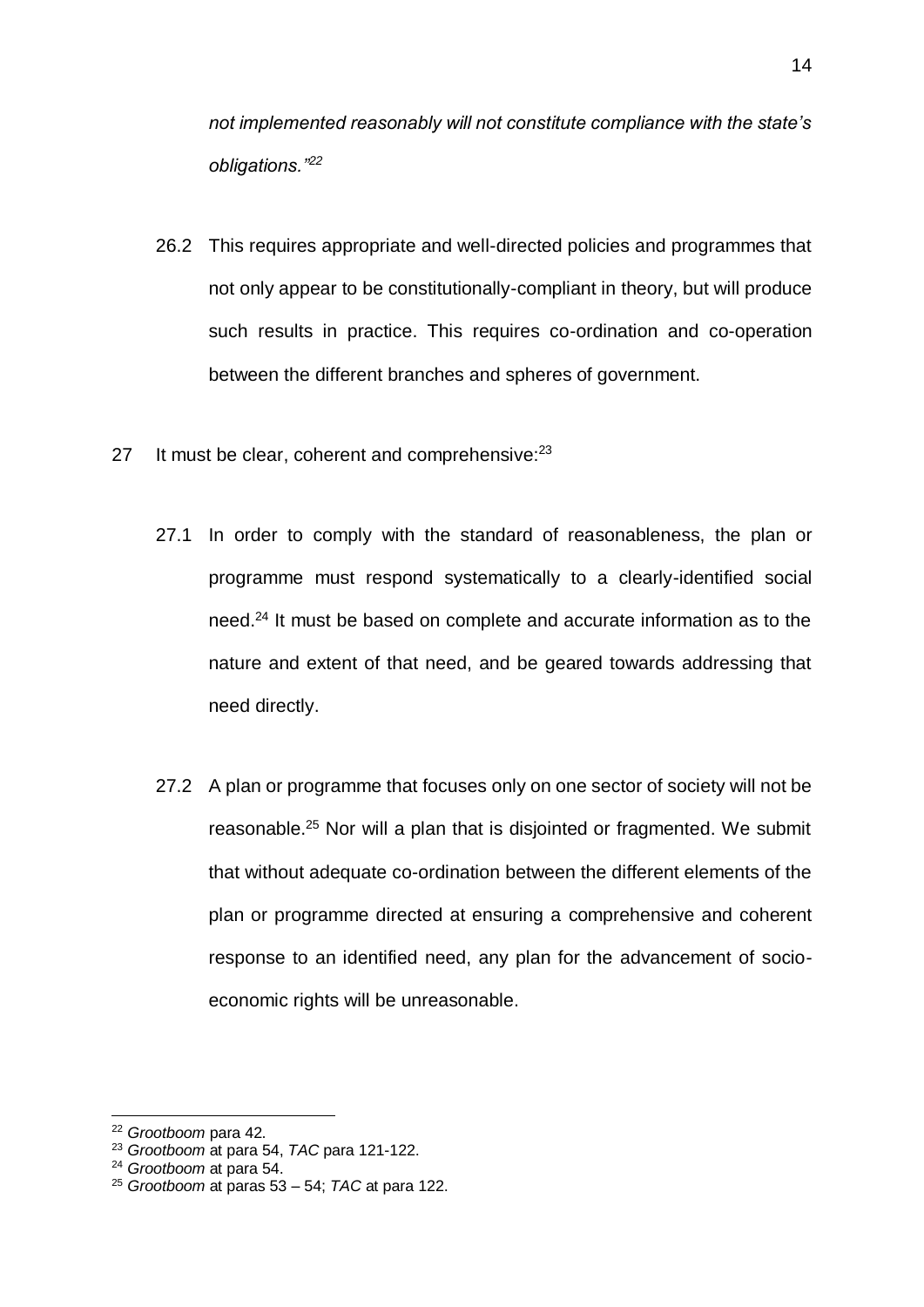*not implemented reasonably will not constitute compliance with the state's obligations."*[22]

26.2 This requires appropriate and well-directed policies and programmes that not only appear to be constitutionally-compliant in theory, but will produce such results in practice. This requires co-ordination and co-operation between the different branches and spheres of government.

27 It must be clear, coherent and comprehensive:[23]

27.1 In order to comply with the standard of reasonableness, the plan or programme must respond systematically to a clearly-identified social need.[24] It must be based on complete and accurate information as to the nature and extent of that need, and be geared towards addressing that need directly.

27.2 A plan or programme that focuses only on one sector of society will not be reasonable.[25] Nor will a plan that is disjointed or fragmented. We submit that without adequate co-ordination between the different elements of the plan or programme directed at ensuring a comprehensive and coherent response to an identified need, any plan for the advancement of socio-economic rights will be unreasonable.

---

[22] *Grootboom* para 42.

[23] *Grootboom* at para 54, *TAC* para 121-122.

[24] *Grootboom* at para 54.

[25] *Grootboom* at paras 53 – 54; *TAC* at para 122.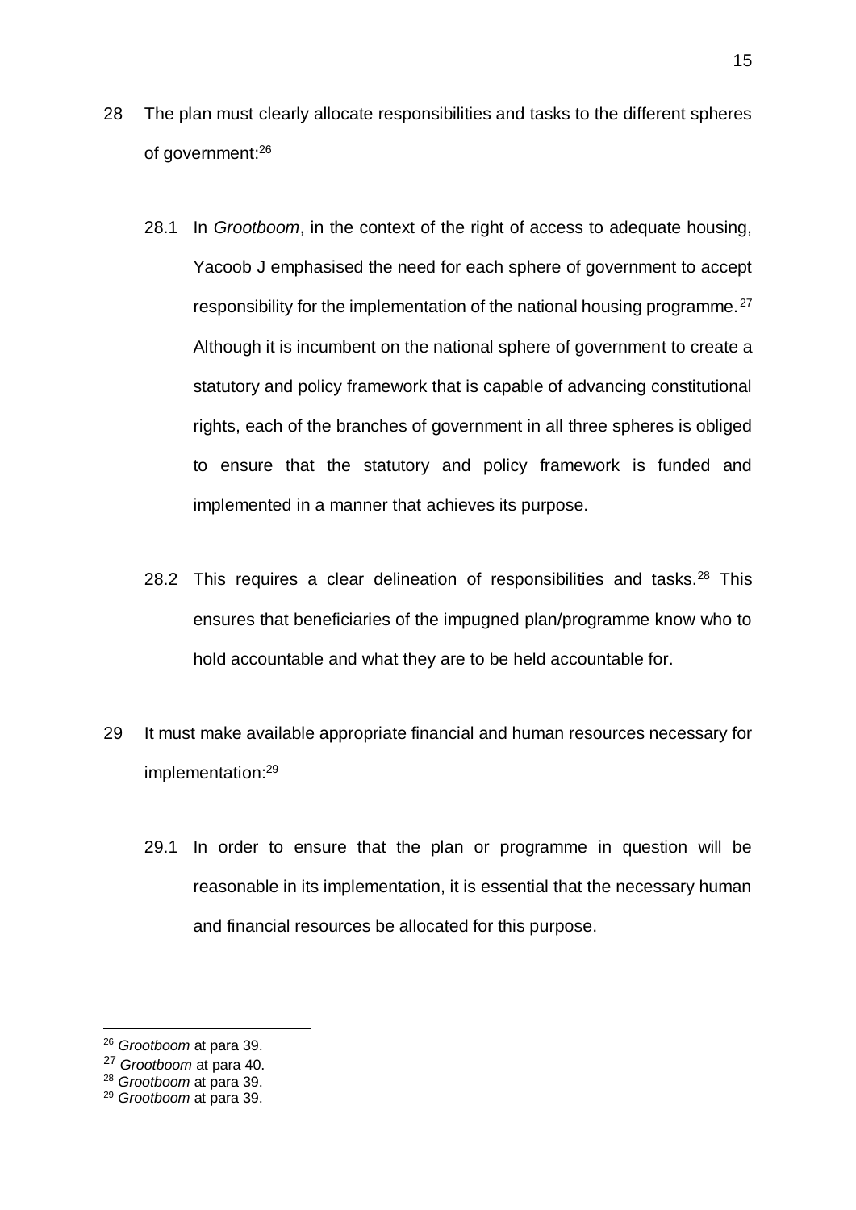28 The plan must clearly allocate responsibilities and tasks to the different spheres of government:[26]

28.1 In *Grootboom*, in the context of the right of access to adequate housing, Yacoob J emphasised the need for each sphere of government to accept responsibility for the implementation of the national housing programme.[27] Although it is incumbent on the national sphere of government to create a statutory and policy framework that is capable of advancing constitutional rights, each of the branches of government in all three spheres is obliged to ensure that the statutory and policy framework is funded and implemented in a manner that achieves its purpose.

28.2 This requires a clear delineation of responsibilities and tasks.[28] This ensures that beneficiaries of the impugned plan/programme know who to hold accountable and what they are to be held accountable for.

29 It must make available appropriate financial and human resources necessary for implementation:[29]

29.1 In order to ensure that the plan or programme in question will be reasonable in its implementation, it is essential that the necessary human and financial resources be allocated for this purpose.

---

[26] *Grootboom* at para 39.

[27] *Grootboom* at para 40.

[28] *Grootboom* at para 39.

[29] *Grootboom* at para 39.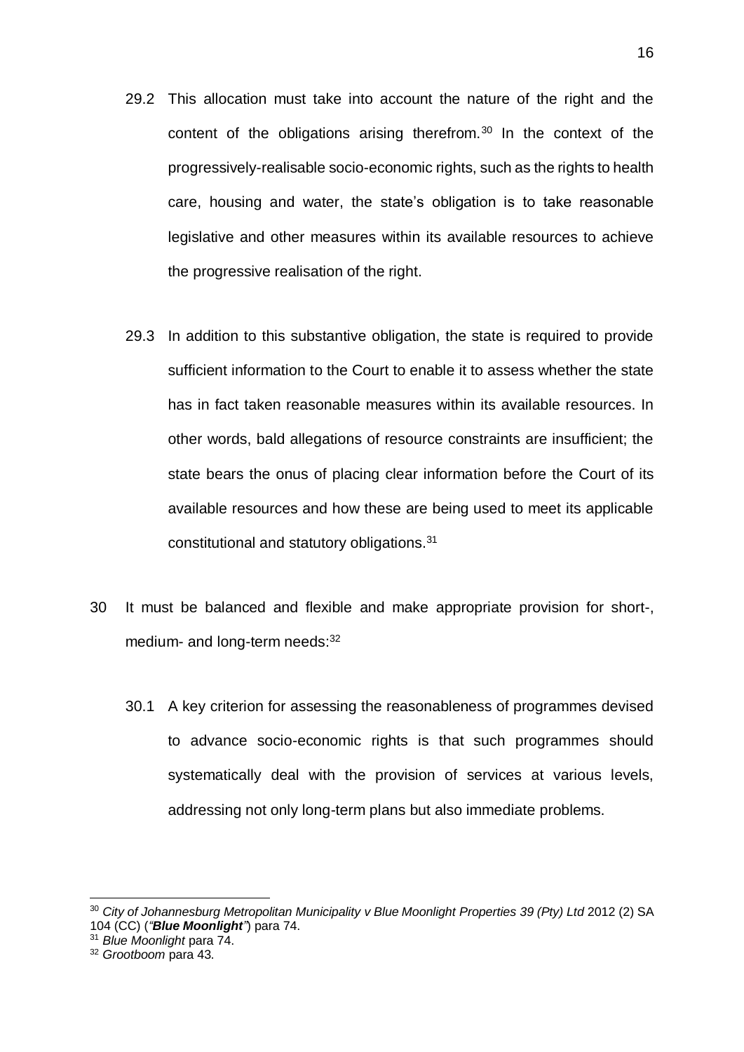29.2 This allocation must take into account the nature of the right and the content of the obligations arising therefrom.[30] In the context of the progressively-realisable socio-economic rights, such as the rights to health care, housing and water, the state's obligation is to take reasonable legislative and other measures within its available resources to achieve the progressive realisation of the right.

29.3 In addition to this substantive obligation, the state is required to provide sufficient information to the Court to enable it to assess whether the state has in fact taken reasonable measures within its available resources. In other words, bald allegations of resource constraints are insufficient; the state bears the onus of placing clear information before the Court of its available resources and how these are being used to meet its applicable constitutional and statutory obligations.[31]

30 It must be balanced and flexible and make appropriate provision for short-, medium- and long-term needs:[32]

30.1 A key criterion for assessing the reasonableness of programmes devised to advance socio-economic rights is that such programmes should systematically deal with the provision of services at various levels, addressing not only long-term plans but also immediate problems.

---

[30] *City of Johannesburg Metropolitan Municipality v Blue Moonlight Properties 39 (Pty) Ltd* 2012 (2) SA 104 (CC) (*"**Blue Moonlight**"*) para 74.

[31] *Blue Moonlight* para 74.

[32] *Grootboom* para 43.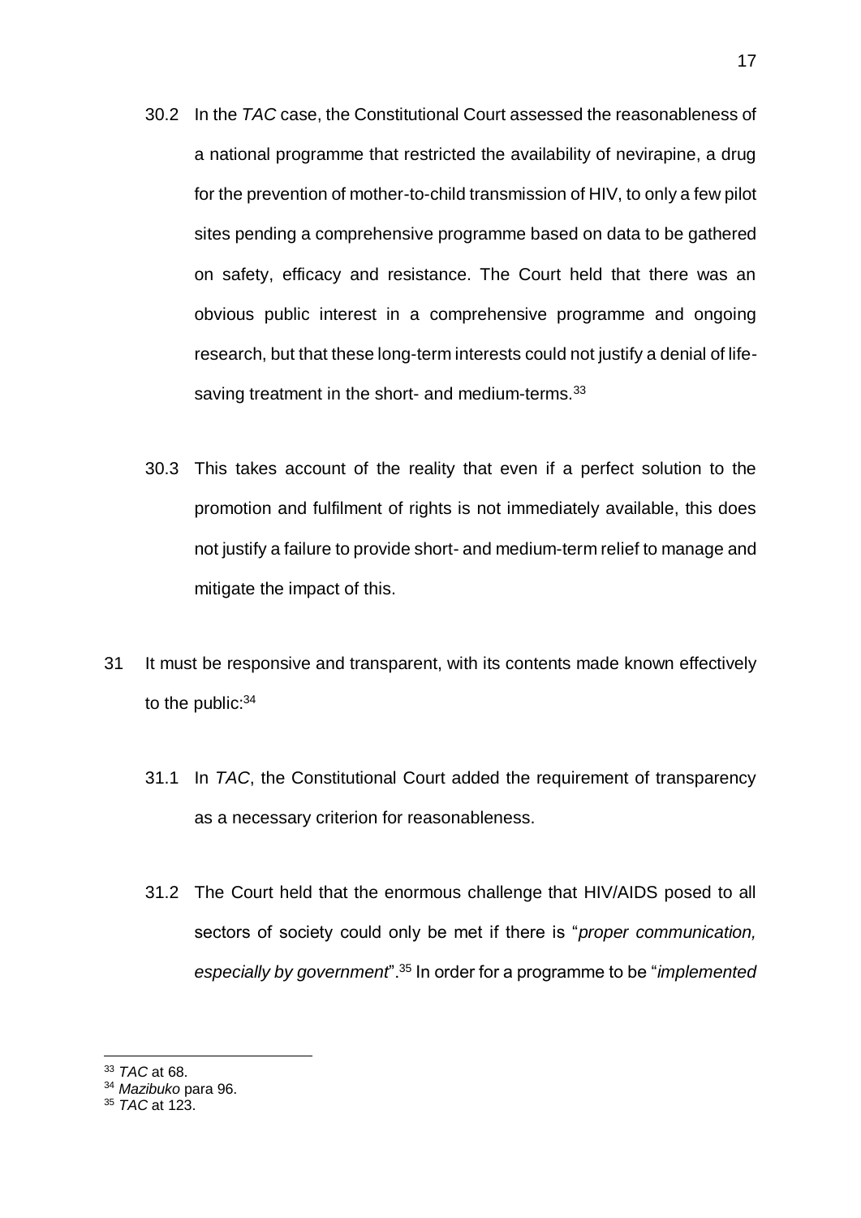30.2 In the *TAC* case, the Constitutional Court assessed the reasonableness of a national programme that restricted the availability of nevirapine, a drug for the prevention of mother-to-child transmission of HIV, to only a few pilot sites pending a comprehensive programme based on data to be gathered on safety, efficacy and resistance. The Court held that there was an obvious public interest in a comprehensive programme and ongoing research, but that these long-term interests could not justify a denial of life-saving treatment in the short- and medium-terms.[33]

30.3 This takes account of the reality that even if a perfect solution to the promotion and fulfilment of rights is not immediately available, this does not justify a failure to provide short- and medium-term relief to manage and mitigate the impact of this.

31 It must be responsive and transparent, with its contents made known effectively to the public:[34]

31.1 In *TAC*, the Constitutional Court added the requirement of transparency as a necessary criterion for reasonableness.

31.2 The Court held that the enormous challenge that HIV/AIDS posed to all sectors of society could only be met if there is "*proper communication, especially by government*".[35] In order for a programme to be "*implemented*

---

[33] *TAC* at 68.

[34] *Mazibuko* para 96.

[35] *TAC* at 123.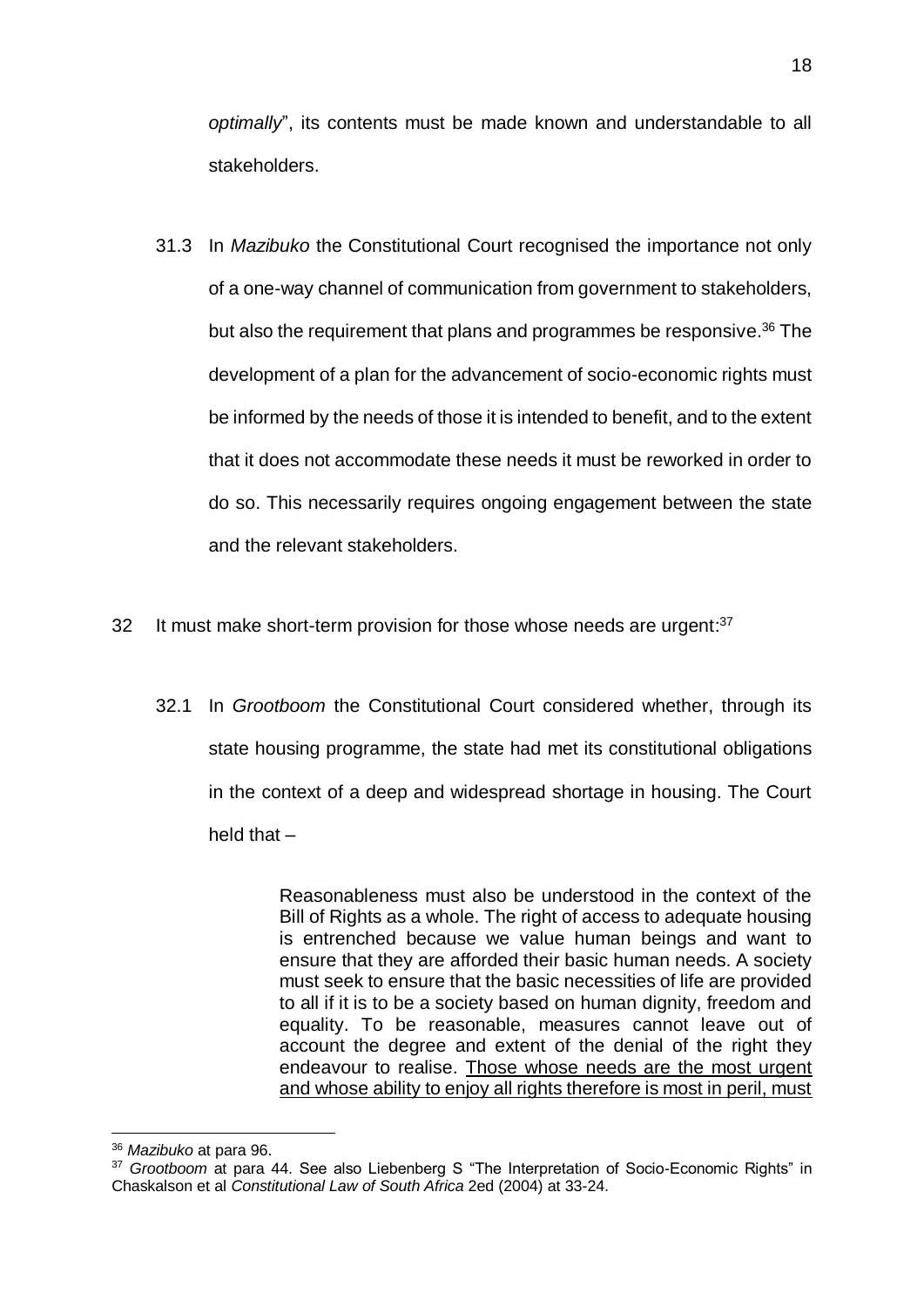*optimally*", its contents must be made known and understandable to all stakeholders.

31.3 In *Mazibuko* the Constitutional Court recognised the importance not only of a one-way channel of communication from government to stakeholders, but also the requirement that plans and programmes be responsive.[36] The development of a plan for the advancement of socio-economic rights must be informed by the needs of those it is intended to benefit, and to the extent that it does not accommodate these needs it must be reworked in order to do so. This necessarily requires ongoing engagement between the state and the relevant stakeholders.

32 It must make short-term provision for those whose needs are urgent:[37]

32.1 In *Grootboom* the Constitutional Court considered whether, through its state housing programme, the state had met its constitutional obligations in the context of a deep and widespread shortage in housing. The Court held that –

> Reasonableness must also be understood in the context of the Bill of Rights as a whole. The right of access to adequate housing is entrenched because we value human beings and want to ensure that they are afforded their basic human needs. A society must seek to ensure that the basic necessities of life are provided to all if it is to be a society based on human dignity, freedom and equality. To be reasonable, measures cannot leave out of account the degree and extent of the denial of the right they endeavour to realise. <u>Those whose needs are the most urgent and whose ability to enjoy all rights therefore is most in peril, must</u>

---

[36] *Mazibuko* at para 96.

[37] *Grootboom* at para 44. See also Liebenberg S "The Interpretation of Socio-Economic Rights" in Chaskalson et al *Constitutional Law of South Africa* 2ed (2004) at 33-24.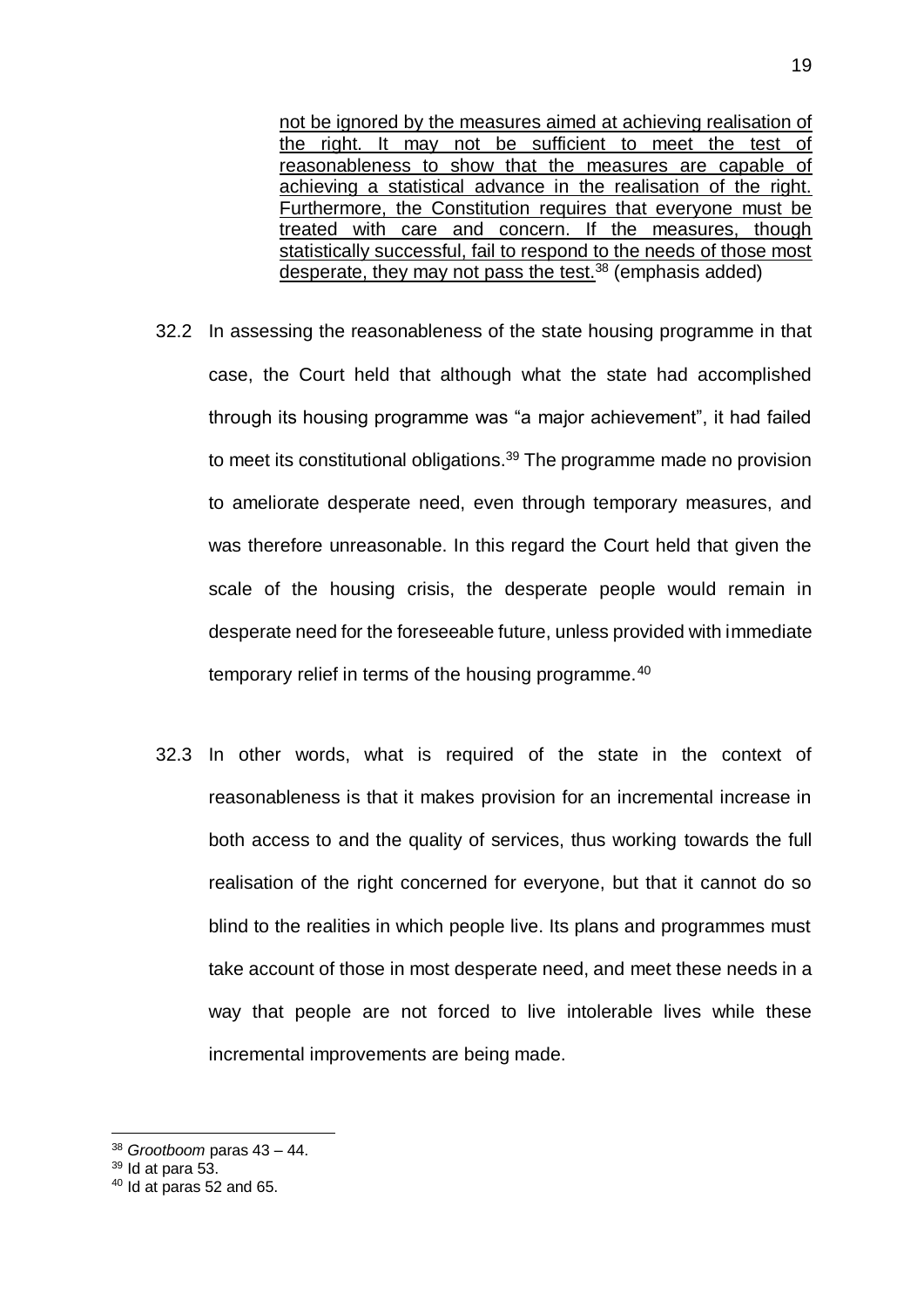> <u>not be ignored by the measures aimed at achieving realisation of the right. It may not be sufficient to meet the test of reasonableness to show that the measures are capable of achieving a statistical advance in the realisation of the right. Furthermore, the Constitution requires that everyone must be treated with care and concern. If the measures, though statistically successful, fail to respond to the needs of those most desperate, they may not pass the test.</u>[38] (emphasis added)

32.2 In assessing the reasonableness of the state housing programme in that case, the Court held that although what the state had accomplished through its housing programme was "a major achievement", it had failed to meet its constitutional obligations.[39] The programme made no provision to ameliorate desperate need, even through temporary measures, and was therefore unreasonable. In this regard the Court held that given the scale of the housing crisis, the desperate people would remain in desperate need for the foreseeable future, unless provided with immediate temporary relief in terms of the housing programme.[40]

32.3 In other words, what is required of the state in the context of reasonableness is that it makes provision for an incremental increase in both access to and the quality of services, thus working towards the full realisation of the right concerned for everyone, but that it cannot do so blind to the realities in which people live. Its plans and programmes must take account of those in most desperate need, and meet these needs in a way that people are not forced to live intolerable lives while these incremental improvements are being made.

---

[38] *Grootboom* paras 43 – 44.

[39] Id at para 53.

[40] Id at paras 52 and 65.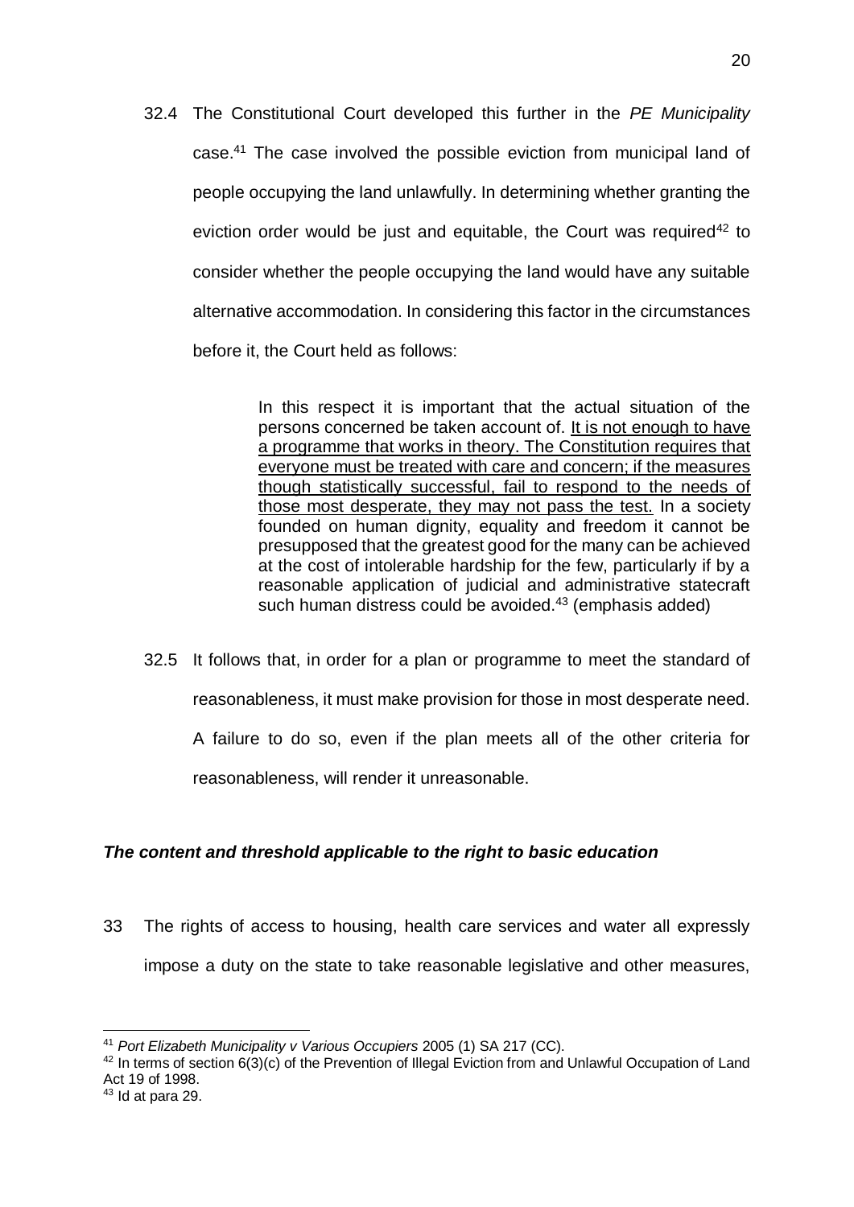32.4 The Constitutional Court developed this further in the *PE Municipality* case.[41] The case involved the possible eviction from municipal land of people occupying the land unlawfully. In determining whether granting the eviction order would be just and equitable, the Court was required[42] to consider whether the people occupying the land would have any suitable alternative accommodation. In considering this factor in the circumstances before it, the Court held as follows:

> In this respect it is important that the actual situation of the persons concerned be taken account of. <u>It is not enough to have a programme that works in theory. The Constitution requires that everyone must be treated with care and concern; if the measures though statistically successful, fail to respond to the needs of those most desperate, they may not pass the test.</u> In a society founded on human dignity, equality and freedom it cannot be presupposed that the greatest good for the many can be achieved at the cost of intolerable hardship for the few, particularly if by a reasonable application of judicial and administrative statecraft such human distress could be avoided.[43] (emphasis added)

32.5 It follows that, in order for a plan or programme to meet the standard of reasonableness, it must make provision for those in most desperate need. A failure to do so, even if the plan meets all of the other criteria for reasonableness, will render it unreasonable.

***The content and threshold applicable to the right to basic education***

33 The rights of access to housing, health care services and water all expressly impose a duty on the state to take reasonable legislative and other measures,

---

[41] *Port Elizabeth Municipality v Various Occupiers* 2005 (1) SA 217 (CC).

[42] In terms of section 6(3)(c) of the Prevention of Illegal Eviction from and Unlawful Occupation of Land Act 19 of 1998.

[43] Id at para 29.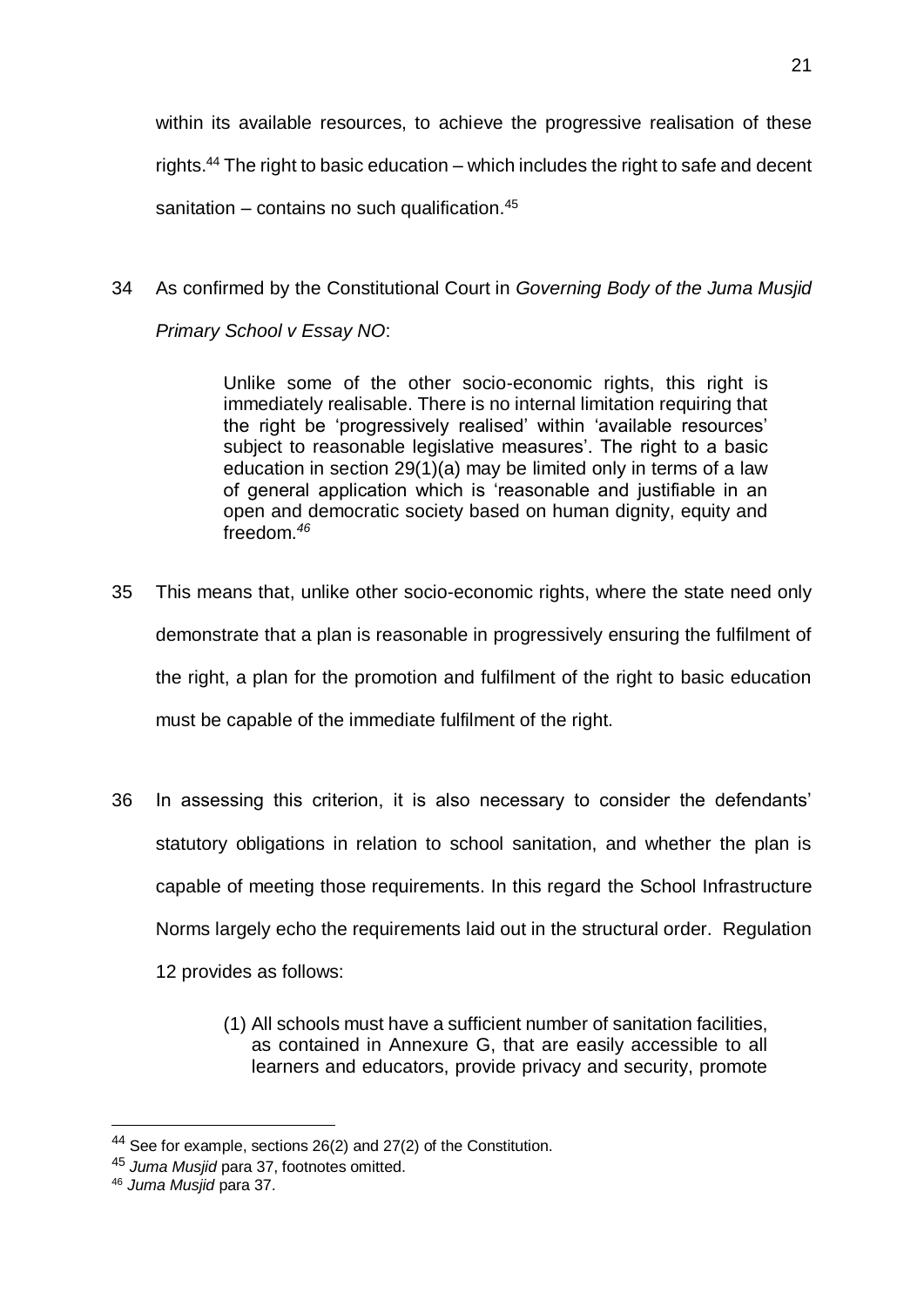within its available resources, to achieve the progressive realisation of these rights.[44] The right to basic education – which includes the right to safe and decent sanitation – contains no such qualification.[45]

34 As confirmed by the Constitutional Court in *Governing Body of the Juma Musjid Primary School v Essay NO*:

> Unlike some of the other socio-economic rights, this right is immediately realisable. There is no internal limitation requiring that the right be 'progressively realised' within 'available resources' subject to reasonable legislative measures'. The right to a basic education in section 29(1)(a) may be limited only in terms of a law of general application which is 'reasonable and justifiable in an open and democratic society based on human dignity, equity and freedom.[46]

35 This means that, unlike other socio-economic rights, where the state need only demonstrate that a plan is reasonable in progressively ensuring the fulfilment of the right, a plan for the promotion and fulfilment of the right to basic education must be capable of the immediate fulfilment of the right.

36 In assessing this criterion, it is also necessary to consider the defendants' statutory obligations in relation to school sanitation, and whether the plan is capable of meeting those requirements. In this regard the School Infrastructure Norms largely echo the requirements laid out in the structural order. Regulation 12 provides as follows:

> (1) All schools must have a sufficient number of sanitation facilities, as contained in Annexure G, that are easily accessible to all learners and educators, provide privacy and security, promote

---

[44] See for example, sections 26(2) and 27(2) of the Constitution.

[45] *Juma Musjid* para 37, footnotes omitted.

[46] *Juma Musjid* para 37.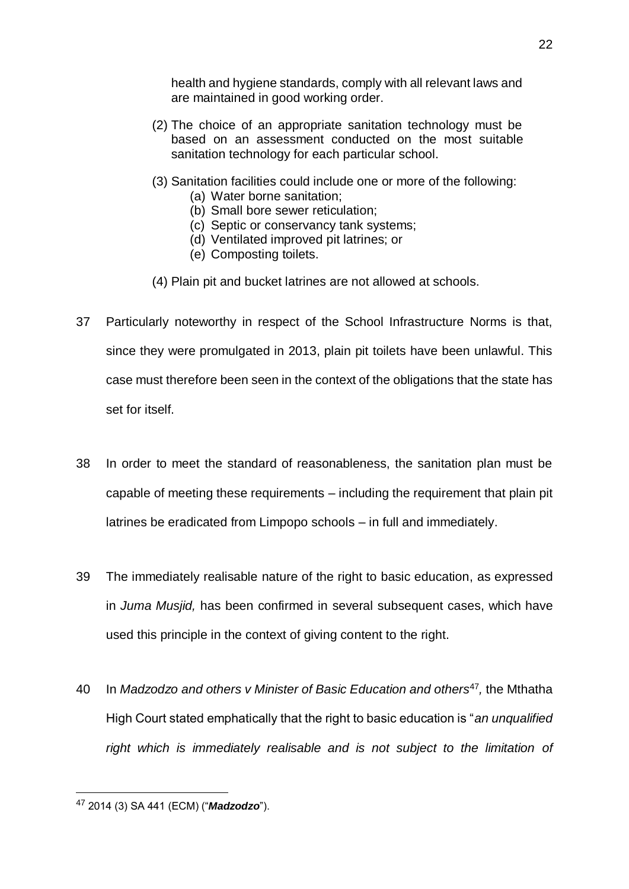health and hygiene standards, comply with all relevant laws and are maintained in good working order.

(2) The choice of an appropriate sanitation technology must be based on an assessment conducted on the most suitable sanitation technology for each particular school.

(3) Sanitation facilities could include one or more of the following:
   (a) Water borne sanitation;
   (b) Small bore sewer reticulation;
   (c) Septic or conservancy tank systems;
   (d) Ventilated improved pit latrines; or
   (e) Composting toilets.

(4) Plain pit and bucket latrines are not allowed at schools.

37 Particularly noteworthy in respect of the School Infrastructure Norms is that, since they were promulgated in 2013, plain pit toilets have been unlawful. This case must therefore been seen in the context of the obligations that the state has set for itself.

38 In order to meet the standard of reasonableness, the sanitation plan must be capable of meeting these requirements – including the requirement that plain pit latrines be eradicated from Limpopo schools – in full and immediately.

39 The immediately realisable nature of the right to basic education, as expressed in *Juma Musjid,* has been confirmed in several subsequent cases, which have used this principle in the context of giving content to the right.

40 In *Madzodzo and others v Minister of Basic Education and others*[47], the Mthatha High Court stated emphatically that the right to basic education is "*an unqualified right which is immediately realisable and is not subject to the limitation of*

---

[47] 2014 (3) SA 441 (ECM) ("***Madzodzo***").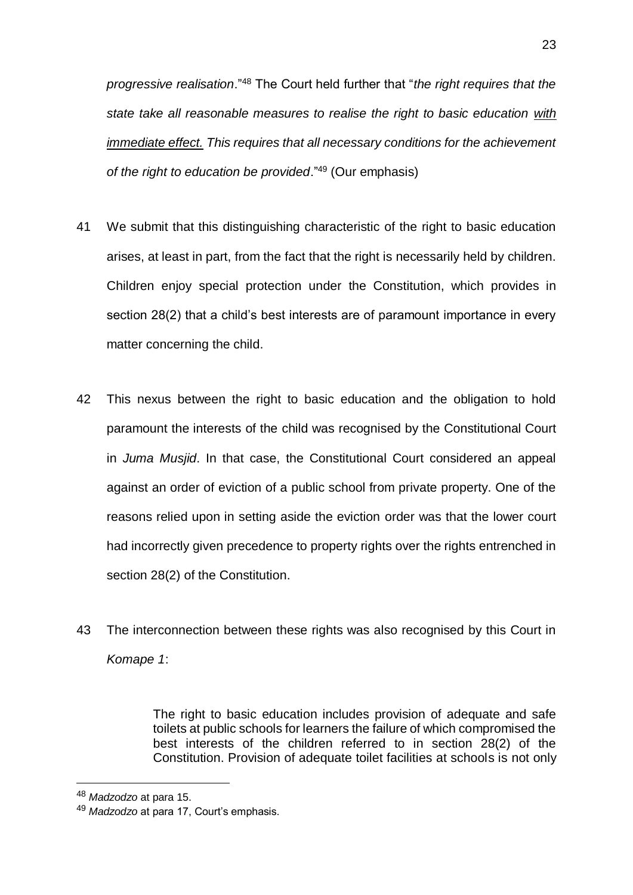*progressive realisation*."[48] The Court held further that "*the right requires that the state take all reasonable measures to realise the right to basic education <u>with immediate effect.</u> This requires that all necessary conditions for the achievement of the right to education be provided*."[49] (Our emphasis)

41 We submit that this distinguishing characteristic of the right to basic education arises, at least in part, from the fact that the right is necessarily held by children. Children enjoy special protection under the Constitution, which provides in section 28(2) that a child's best interests are of paramount importance in every matter concerning the child.

42 This nexus between the right to basic education and the obligation to hold paramount the interests of the child was recognised by the Constitutional Court in *Juma Musjid*. In that case, the Constitutional Court considered an appeal against an order of eviction of a public school from private property. One of the reasons relied upon in setting aside the eviction order was that the lower court had incorrectly given precedence to property rights over the rights entrenched in section 28(2) of the Constitution.

43 The interconnection between these rights was also recognised by this Court in *Komape 1*:

> The right to basic education includes provision of adequate and safe toilets at public schools for learners the failure of which compromised the best interests of the children referred to in section 28(2) of the Constitution. Provision of adequate toilet facilities at schools is not only

---

[48] *Madzodzo* at para 15.

[49] *Madzodzo* at para 17, Court's emphasis.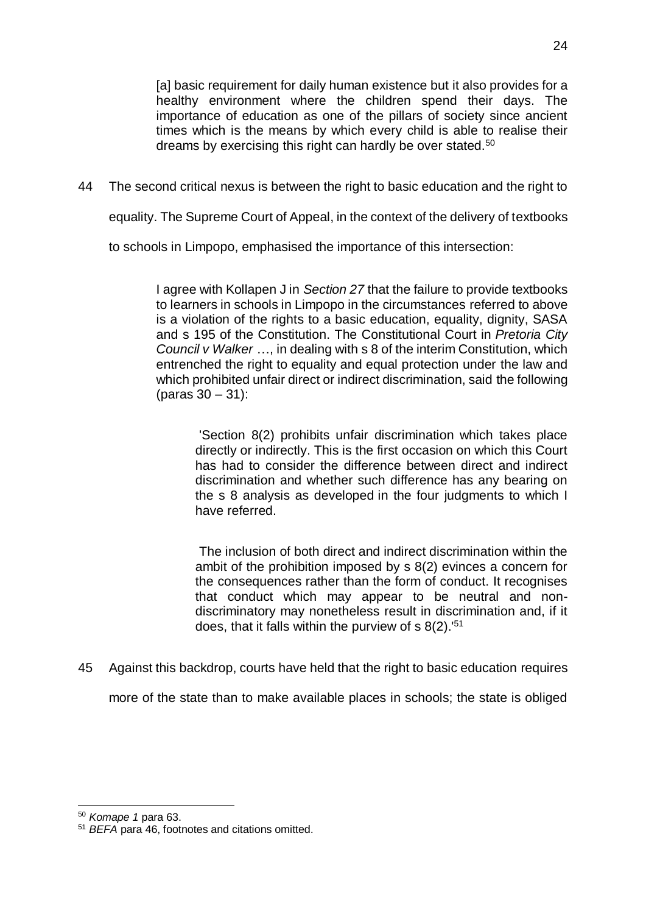> [a] basic requirement for daily human existence but it also provides for a healthy environment where the children spend their days. The importance of education as one of the pillars of society since ancient times which is the means by which every child is able to realise their dreams by exercising this right can hardly be over stated.[50]

44 The second critical nexus is between the right to basic education and the right to equality. The Supreme Court of Appeal, in the context of the delivery of textbooks to schools in Limpopo, emphasised the importance of this intersection:

> I agree with Kollapen J in *Section 27* that the failure to provide textbooks to learners in schools in Limpopo in the circumstances referred to above is a violation of the rights to a basic education, equality, dignity, SASA and s 195 of the Constitution. The Constitutional Court in *Pretoria City Council v Walker* …, in dealing with s 8 of the interim Constitution, which entrenched the right to equality and equal protection under the law and which prohibited unfair direct or indirect discrimination, said the following (paras 30 – 31):
>
> > 'Section 8(2) prohibits unfair discrimination which takes place directly or indirectly. This is the first occasion on which this Court has had to consider the difference between direct and indirect discrimination and whether such difference has any bearing on the s 8 analysis as developed in the four judgments to which I have referred.
> >
> > The inclusion of both direct and indirect discrimination within the ambit of the prohibition imposed by s 8(2) evinces a concern for the consequences rather than the form of conduct. It recognises that conduct which may appear to be neutral and non-discriminatory may nonetheless result in discrimination and, if it does, that it falls within the purview of s 8(2).'[51]

45 Against this backdrop, courts have held that the right to basic education requires more of the state than to make available places in schools; the state is obliged

---

[50] *Komape 1* para 63.

[51] *BEFA* para 46, footnotes and citations omitted.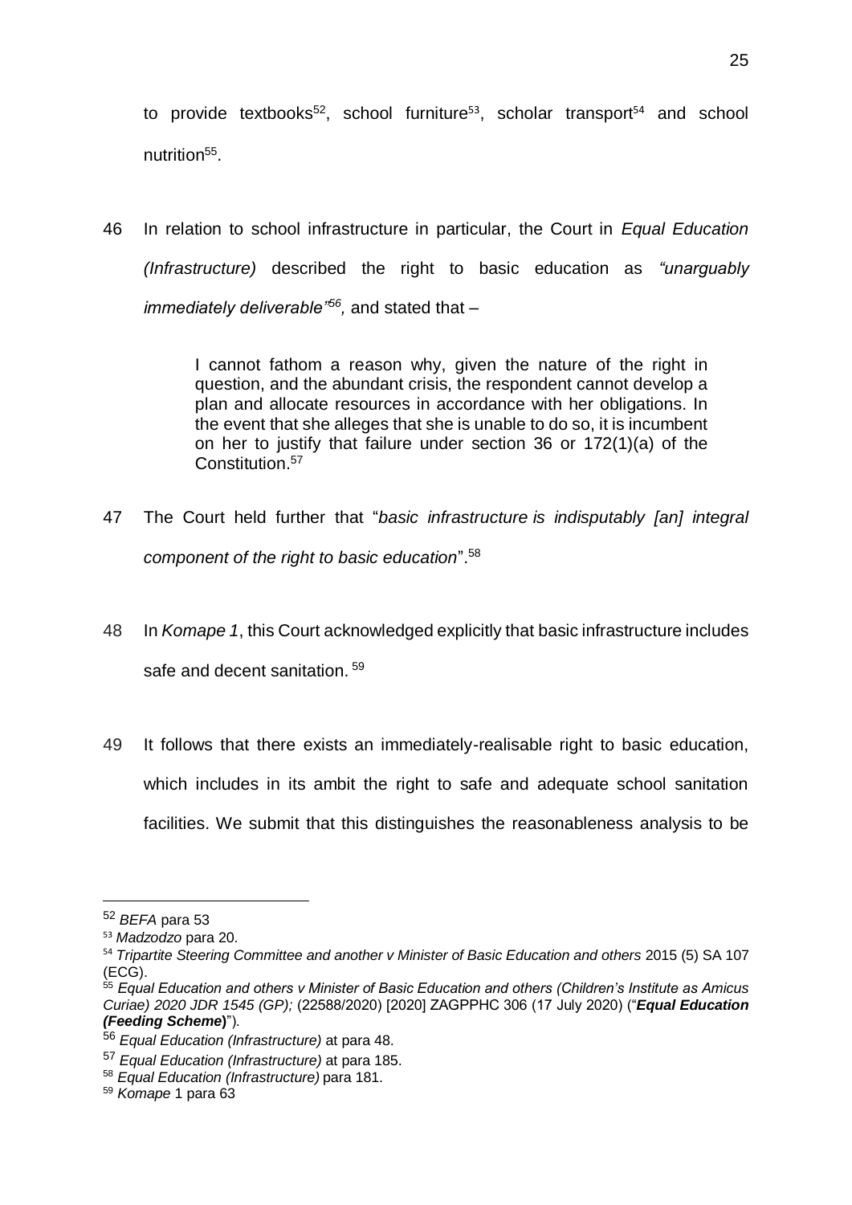to provide textbooks[52], school furniture[53], scholar transport[54] and school nutrition[55].

46 In relation to school infrastructure in particular, the Court in *Equal Education (Infrastructure)* described the right to basic education as *"unarguably immediately deliverable"*[56], and stated that –

> I cannot fathom a reason why, given the nature of the right in question, and the abundant crisis, the respondent cannot develop a plan and allocate resources in accordance with her obligations. In the event that she alleges that she is unable to do so, it is incumbent on her to justify that failure under section 36 or 172(1)(a) of the Constitution.[57]

47 The Court held further that "*basic infrastructure is indisputably [an] integral component of the right to basic education*".[58]

48 In *Komape 1*, this Court acknowledged explicitly that basic infrastructure includes safe and decent sanitation. [59]

49 It follows that there exists an immediately-realisable right to basic education, which includes in its ambit the right to safe and adequate school sanitation facilities. We submit that this distinguishes the reasonableness analysis to be

---

[52] *BEFA* para 53

[53] *Madzodzo* para 20.

[54] *Tripartite Steering Committee and another v Minister of Basic Education and others* 2015 (5) SA 107 (ECG).

[55] *Equal Education and others v Minister of Basic Education and others (Children's Institute as Amicus Curiae) 2020 JDR 1545 (GP);* (22588/2020) [2020] ZAGPPHC 306 (17 July 2020) ("***Equal Education (Feeding Scheme)***").

[56] *Equal Education (Infrastructure)* at para 48.

[57] *Equal Education (Infrastructure)* at para 185.

[58] *Equal Education (Infrastructure)* para 181.

[59] *Komape* 1 para 63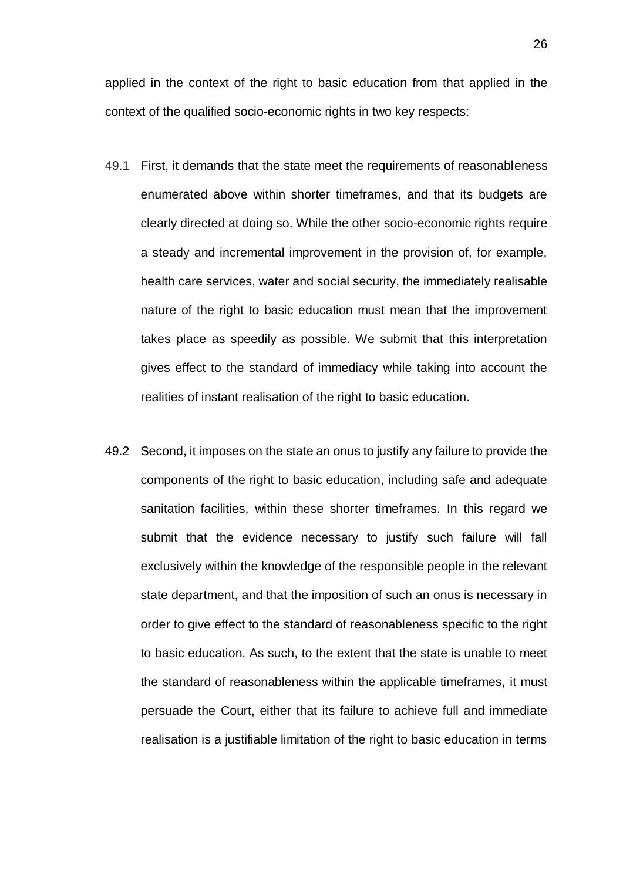applied in the context of the right to basic education from that applied in the context of the qualified socio-economic rights in two key respects:

49.1 First, it demands that the state meet the requirements of reasonableness enumerated above within shorter timeframes, and that its budgets are clearly directed at doing so. While the other socio-economic rights require a steady and incremental improvement in the provision of, for example, health care services, water and social security, the immediately realisable nature of the right to basic education must mean that the improvement takes place as speedily as possible. We submit that this interpretation gives effect to the standard of immediacy while taking into account the realities of instant realisation of the right to basic education.

49.2 Second, it imposes on the state an onus to justify any failure to provide the components of the right to basic education, including safe and adequate sanitation facilities, within these shorter timeframes. In this regard we submit that the evidence necessary to justify such failure will fall exclusively within the knowledge of the responsible people in the relevant state department, and that the imposition of such an onus is necessary in order to give effect to the standard of reasonableness specific to the right to basic education. As such, to the extent that the state is unable to meet the standard of reasonableness within the applicable timeframes, it must persuade the Court, either that its failure to achieve full and immediate realisation is a justifiable limitation of the right to basic education in terms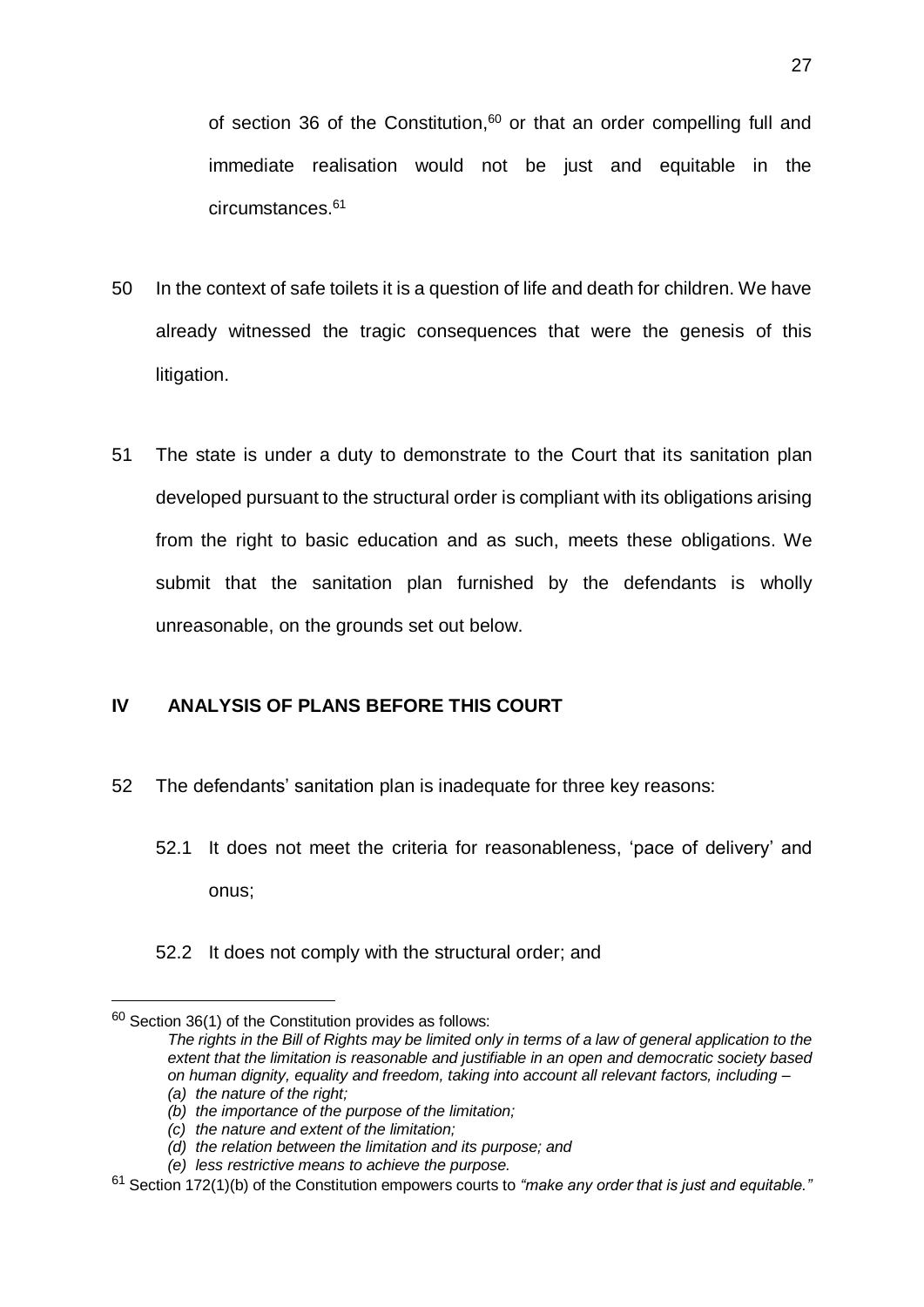of section 36 of the Constitution,[60] or that an order compelling full and immediate realisation would not be just and equitable in the circumstances.[61]

50 In the context of safe toilets it is a question of life and death for children. We have already witnessed the tragic consequences that were the genesis of this litigation.

51 The state is under a duty to demonstrate to the Court that its sanitation plan developed pursuant to the structural order is compliant with its obligations arising from the right to basic education and as such, meets these obligations. We submit that the sanitation plan furnished by the defendants is wholly unreasonable, on the grounds set out below.

## IV ANALYSIS OF PLANS BEFORE THIS COURT

52 The defendants' sanitation plan is inadequate for three key reasons:

52.1 It does not meet the criteria for reasonableness, 'pace of delivery' and onus;

52.2 It does not comply with the structural order; and

---

[60] Section 36(1) of the Constitution provides as follows:
*The rights in the Bill of Rights may be limited only in terms of a law of general application to the extent that the limitation is reasonable and justifiable in an open and democratic society based on human dignity, equality and freedom, taking into account all relevant factors, including –*
*(a) the nature of the right;*
*(b) the importance of the purpose of the limitation;*
*(c) the nature and extent of the limitation;*
*(d) the relation between the limitation and its purpose; and*
*(e) less restrictive means to achieve the purpose.*

[61] Section 172(1)(b) of the Constitution empowers courts to *"make any order that is just and equitable."*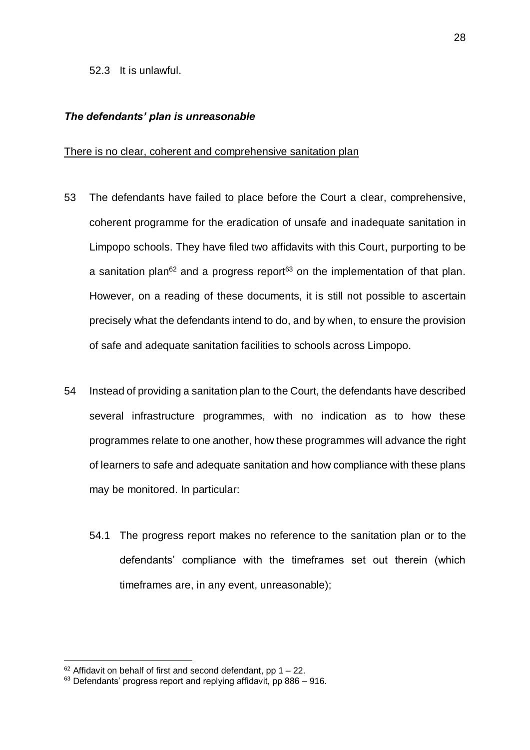52.3 It is unlawful.

***The defendants' plan is unreasonable***

<u>There is no clear, coherent and comprehensive sanitation plan</u>

53 The defendants have failed to place before the Court a clear, comprehensive, coherent programme for the eradication of unsafe and inadequate sanitation in Limpopo schools. They have filed two affidavits with this Court, purporting to be a sanitation plan[62] and a progress report[63] on the implementation of that plan. However, on a reading of these documents, it is still not possible to ascertain precisely what the defendants intend to do, and by when, to ensure the provision of safe and adequate sanitation facilities to schools across Limpopo.

54 Instead of providing a sanitation plan to the Court, the defendants have described several infrastructure programmes, with no indication as to how these programmes relate to one another, how these programmes will advance the right of learners to safe and adequate sanitation and how compliance with these plans may be monitored. In particular:

54.1 The progress report makes no reference to the sanitation plan or to the defendants' compliance with the timeframes set out therein (which timeframes are, in any event, unreasonable);

---

[62] Affidavit on behalf of first and second defendant, pp 1 – 22.

[63] Defendants' progress report and replying affidavit, pp 886 – 916.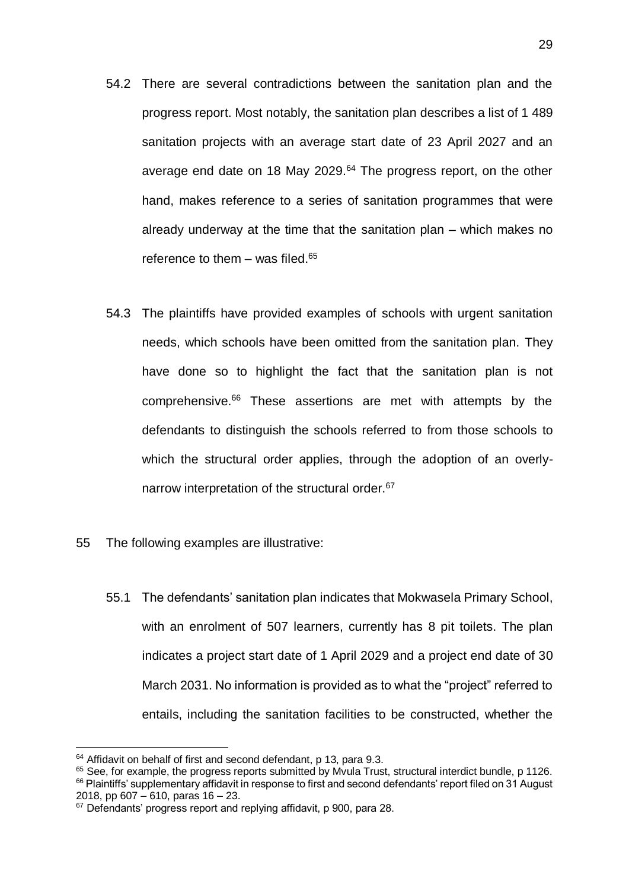54.2 There are several contradictions between the sanitation plan and the progress report. Most notably, the sanitation plan describes a list of 1 489 sanitation projects with an average start date of 23 April 2027 and an average end date on 18 May 2029.[64] The progress report, on the other hand, makes reference to a series of sanitation programmes that were already underway at the time that the sanitation plan – which makes no reference to them – was filed.[65]

54.3 The plaintiffs have provided examples of schools with urgent sanitation needs, which schools have been omitted from the sanitation plan. They have done so to highlight the fact that the sanitation plan is not comprehensive.[66] These assertions are met with attempts by the defendants to distinguish the schools referred to from those schools to which the structural order applies, through the adoption of an overly-narrow interpretation of the structural order.[67]

55 The following examples are illustrative:

55.1 The defendants' sanitation plan indicates that Mokwasela Primary School, with an enrolment of 507 learners, currently has 8 pit toilets. The plan indicates a project start date of 1 April 2029 and a project end date of 30 March 2031. No information is provided as to what the "project" referred to entails, including the sanitation facilities to be constructed, whether the

---

[64] Affidavit on behalf of first and second defendant, p 13, para 9.3.

[65] See, for example, the progress reports submitted by Mvula Trust, structural interdict bundle, p 1126.

[66] Plaintiffs' supplementary affidavit in response to first and second defendants' report filed on 31 August 2018, pp 607 – 610, paras 16 – 23.

[67] Defendants' progress report and replying affidavit, p 900, para 28.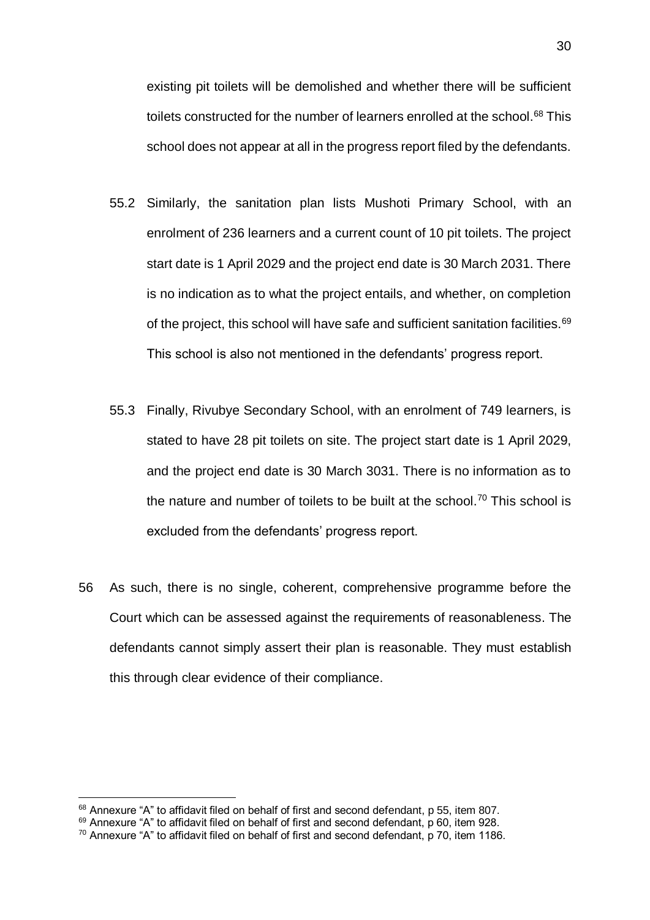existing pit toilets will be demolished and whether there will be sufficient toilets constructed for the number of learners enrolled at the school.[68] This school does not appear at all in the progress report filed by the defendants.

55.2 Similarly, the sanitation plan lists Mushoti Primary School, with an enrolment of 236 learners and a current count of 10 pit toilets. The project start date is 1 April 2029 and the project end date is 30 March 2031. There is no indication as to what the project entails, and whether, on completion of the project, this school will have safe and sufficient sanitation facilities.[69] This school is also not mentioned in the defendants' progress report.

55.3 Finally, Rivubye Secondary School, with an enrolment of 749 learners, is stated to have 28 pit toilets on site. The project start date is 1 April 2029, and the project end date is 30 March 3031. There is no information as to the nature and number of toilets to be built at the school.[70] This school is excluded from the defendants' progress report.

56 As such, there is no single, coherent, comprehensive programme before the Court which can be assessed against the requirements of reasonableness. The defendants cannot simply assert their plan is reasonable. They must establish this through clear evidence of their compliance.

---

[68] Annexure "A" to affidavit filed on behalf of first and second defendant, p 55, item 807.

[69] Annexure "A" to affidavit filed on behalf of first and second defendant, p 60, item 928.

[70] Annexure "A" to affidavit filed on behalf of first and second defendant, p 70, item 1186.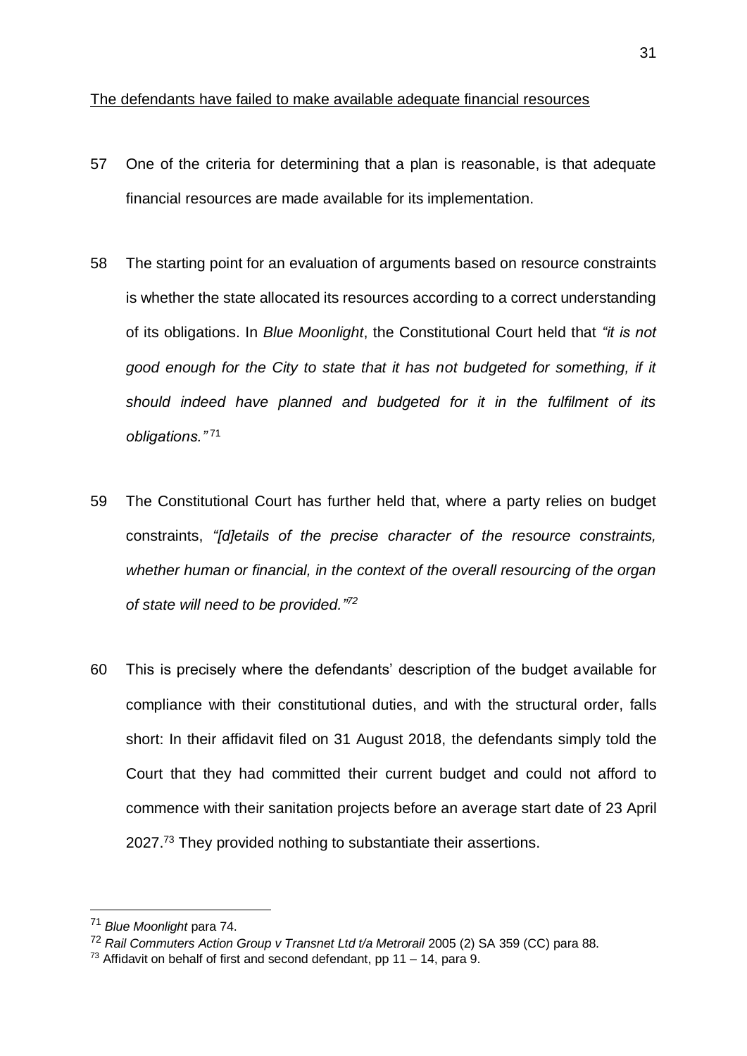<u>The defendants have failed to make available adequate financial resources</u>

57 One of the criteria for determining that a plan is reasonable, is that adequate financial resources are made available for its implementation.

58 The starting point for an evaluation of arguments based on resource constraints is whether the state allocated its resources according to a correct understanding of its obligations. In *Blue Moonlight*, the Constitutional Court held that *"it is not good enough for the City to state that it has not budgeted for something, if it should indeed have planned and budgeted for it in the fulfilment of its obligations."* [71]

59 The Constitutional Court has further held that, where a party relies on budget constraints, *"[d]etails of the precise character of the resource constraints, whether human or financial, in the context of the overall resourcing of the organ of state will need to be provided."*[72]

60 This is precisely where the defendants' description of the budget available for compliance with their constitutional duties, and with the structural order, falls short: In their affidavit filed on 31 August 2018, the defendants simply told the Court that they had committed their current budget and could not afford to commence with their sanitation projects before an average start date of 23 April 2027.[73] They provided nothing to substantiate their assertions.

---

[71] *Blue Moonlight* para 74.

[72] *Rail Commuters Action Group v Transnet Ltd t/a Metrorail* 2005 (2) SA 359 (CC) para 88.

[73] Affidavit on behalf of first and second defendant, pp 11 – 14, para 9.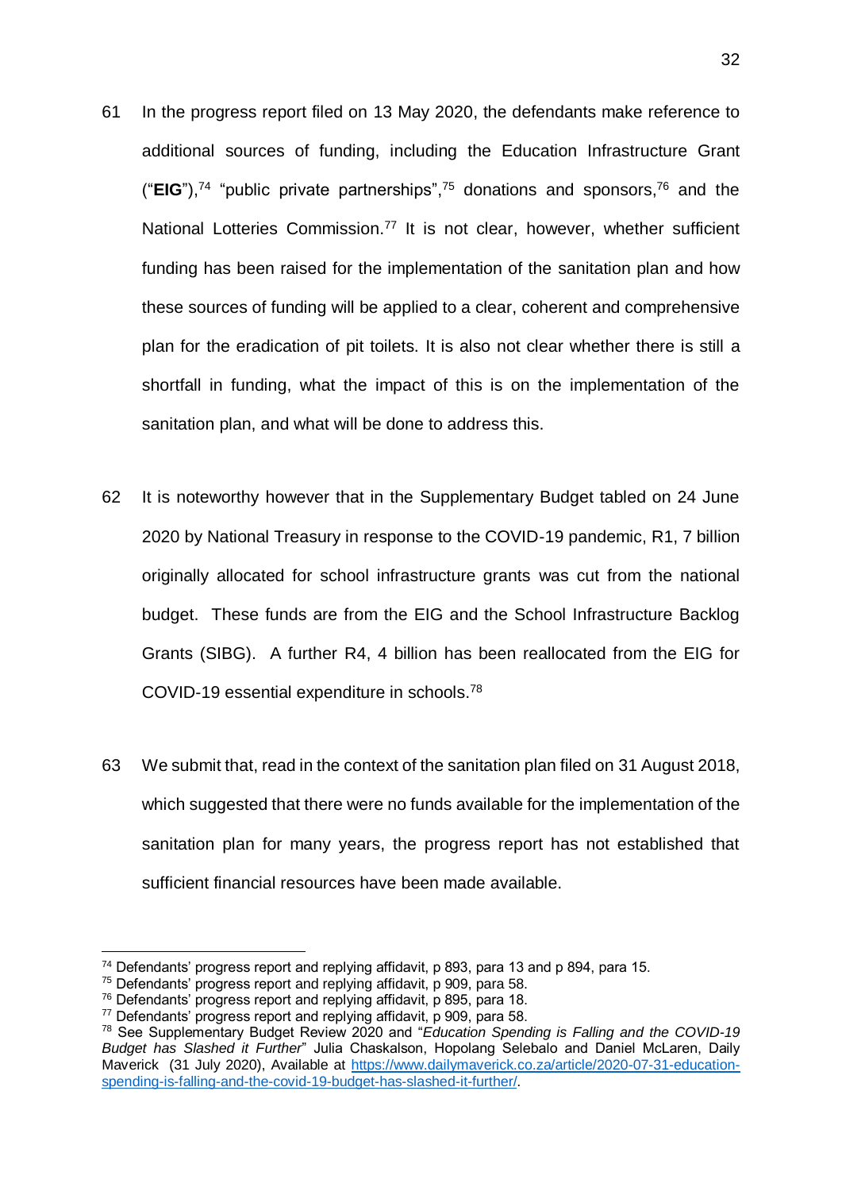61 In the progress report filed on 13 May 2020, the defendants make reference to additional sources of funding, including the Education Infrastructure Grant ("**EIG**"),[74] "public private partnerships",[75] donations and sponsors,[76] and the National Lotteries Commission.[77] It is not clear, however, whether sufficient funding has been raised for the implementation of the sanitation plan and how these sources of funding will be applied to a clear, coherent and comprehensive plan for the eradication of pit toilets. It is also not clear whether there is still a shortfall in funding, what the impact of this is on the implementation of the sanitation plan, and what will be done to address this.

62 It is noteworthy however that in the Supplementary Budget tabled on 24 June 2020 by National Treasury in response to the COVID-19 pandemic, R1, 7 billion originally allocated for school infrastructure grants was cut from the national budget. These funds are from the EIG and the School Infrastructure Backlog Grants (SIBG). A further R4, 4 billion has been reallocated from the EIG for COVID-19 essential expenditure in schools.[78]

63 We submit that, read in the context of the sanitation plan filed on 31 August 2018, which suggested that there were no funds available for the implementation of the sanitation plan for many years, the progress report has not established that sufficient financial resources have been made available.

---

[74] Defendants' progress report and replying affidavit, p 893, para 13 and p 894, para 15.

[75] Defendants' progress report and replying affidavit, p 909, para 58.

[76] Defendants' progress report and replying affidavit, p 895, para 18.

[77] Defendants' progress report and replying affidavit, p 909, para 58.

[78] See Supplementary Budget Review 2020 and "*Education Spending is Falling and the COVID-19 Budget has Slashed it Further*" Julia Chaskalson, Hopolang Selebalo and Daniel McLaren, Daily Maverick (31 July 2020), Available at https://www.dailymaverick.co.za/article/2020-07-31-education-spending-is-falling-and-the-covid-19-budget-has-slashed-it-further/.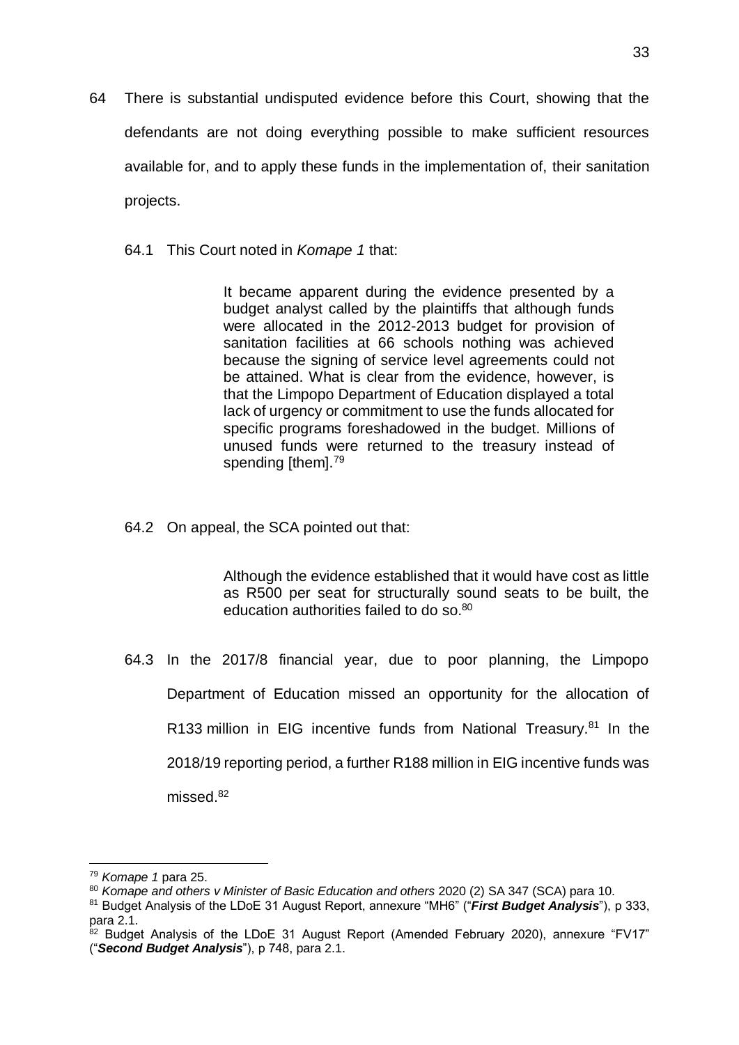64 There is substantial undisputed evidence before this Court, showing that the defendants are not doing everything possible to make sufficient resources available for, and to apply these funds in the implementation of, their sanitation projects.

64.1 This Court noted in *Komape 1* that:

> It became apparent during the evidence presented by a budget analyst called by the plaintiffs that although funds were allocated in the 2012-2013 budget for provision of sanitation facilities at 66 schools nothing was achieved because the signing of service level agreements could not be attained. What is clear from the evidence, however, is that the Limpopo Department of Education displayed a total lack of urgency or commitment to use the funds allocated for specific programs foreshadowed in the budget. Millions of unused funds were returned to the treasury instead of spending [them].[79]

64.2 On appeal, the SCA pointed out that:

> Although the evidence established that it would have cost as little as R500 per seat for structurally sound seats to be built, the education authorities failed to do so.[80]

64.3 In the 2017/8 financial year, due to poor planning, the Limpopo Department of Education missed an opportunity for the allocation of R133 million in EIG incentive funds from National Treasury.[81] In the 2018/19 reporting period, a further R188 million in EIG incentive funds was missed.[82]

---

[79] *Komape 1* para 25.

[80] *Komape and others v Minister of Basic Education and others* 2020 (2) SA 347 (SCA) para 10.

[81] Budget Analysis of the LDoE 31 August Report, annexure "MH6" ("***First Budget Analysis***"), p 333, para 2.1.

[82] Budget Analysis of the LDoE 31 August Report (Amended February 2020), annexure "FV17" ("***Second Budget Analysis***"), p 748, para 2.1.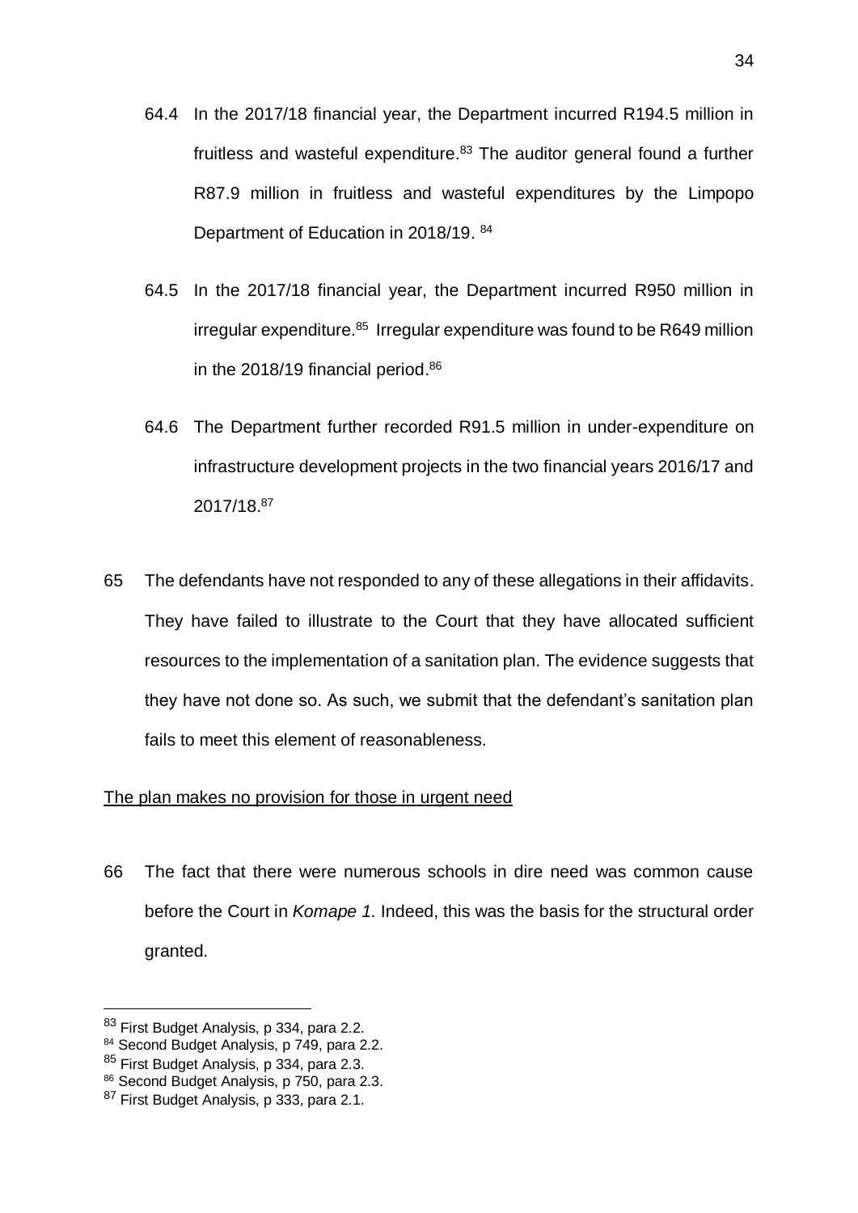64.4 In the 2017/18 financial year, the Department incurred R194.5 million in fruitless and wasteful expenditure.[83] The auditor general found a further R87.9 million in fruitless and wasteful expenditures by the Limpopo Department of Education in 2018/19. [84]

64.5 In the 2017/18 financial year, the Department incurred R950 million in irregular expenditure.[85] Irregular expenditure was found to be R649 million in the 2018/19 financial period.[86]

64.6 The Department further recorded R91.5 million in under-expenditure on infrastructure development projects in the two financial years 2016/17 and 2017/18.[87]

65 The defendants have not responded to any of these allegations in their affidavits. They have failed to illustrate to the Court that they have allocated sufficient resources to the implementation of a sanitation plan. The evidence suggests that they have not done so. As such, we submit that the defendant's sanitation plan fails to meet this element of reasonableness.

<u>The plan makes no provision for those in urgent need</u>

66 The fact that there were numerous schools in dire need was common cause before the Court in *Komape 1.* Indeed, this was the basis for the structural order granted.

---

[83] First Budget Analysis, p 334, para 2.2.

[84] Second Budget Analysis, p 749, para 2.2.

[85] First Budget Analysis, p 334, para 2.3.

[86] Second Budget Analysis, p 750, para 2.3.

[87] First Budget Analysis, p 333, para 2.1.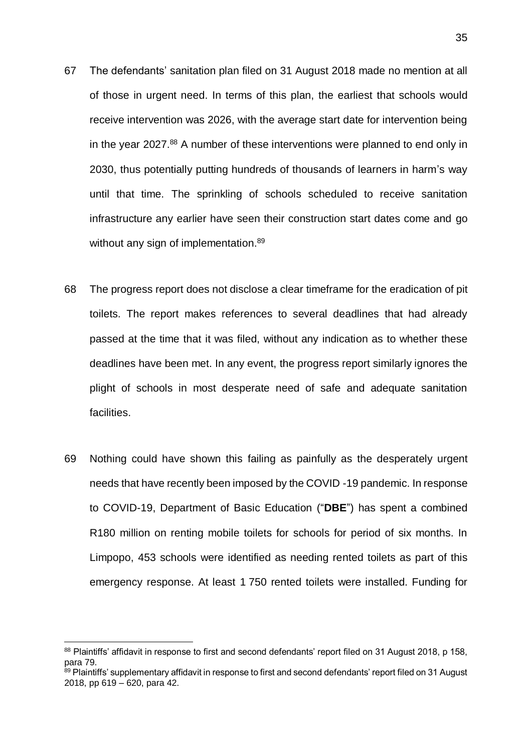67 The defendants' sanitation plan filed on 31 August 2018 made no mention at all of those in urgent need. In terms of this plan, the earliest that schools would receive intervention was 2026, with the average start date for intervention being in the year 2027.[88] A number of these interventions were planned to end only in 2030, thus potentially putting hundreds of thousands of learners in harm's way until that time. The sprinkling of schools scheduled to receive sanitation infrastructure any earlier have seen their construction start dates come and go without any sign of implementation.[89]

68 The progress report does not disclose a clear timeframe for the eradication of pit toilets. The report makes references to several deadlines that had already passed at the time that it was filed, without any indication as to whether these deadlines have been met. In any event, the progress report similarly ignores the plight of schools in most desperate need of safe and adequate sanitation facilities.

69 Nothing could have shown this failing as painfully as the desperately urgent needs that have recently been imposed by the COVID -19 pandemic. In response to COVID-19, Department of Basic Education ("**DBE**") has spent a combined R180 million on renting mobile toilets for schools for period of six months. In Limpopo, 453 schools were identified as needing rented toilets as part of this emergency response. At least 1 750 rented toilets were installed. Funding for

---

[88] Plaintiffs' affidavit in response to first and second defendants' report filed on 31 August 2018, p 158, para 79.

[89] Plaintiffs' supplementary affidavit in response to first and second defendants' report filed on 31 August 2018, pp 619 – 620, para 42.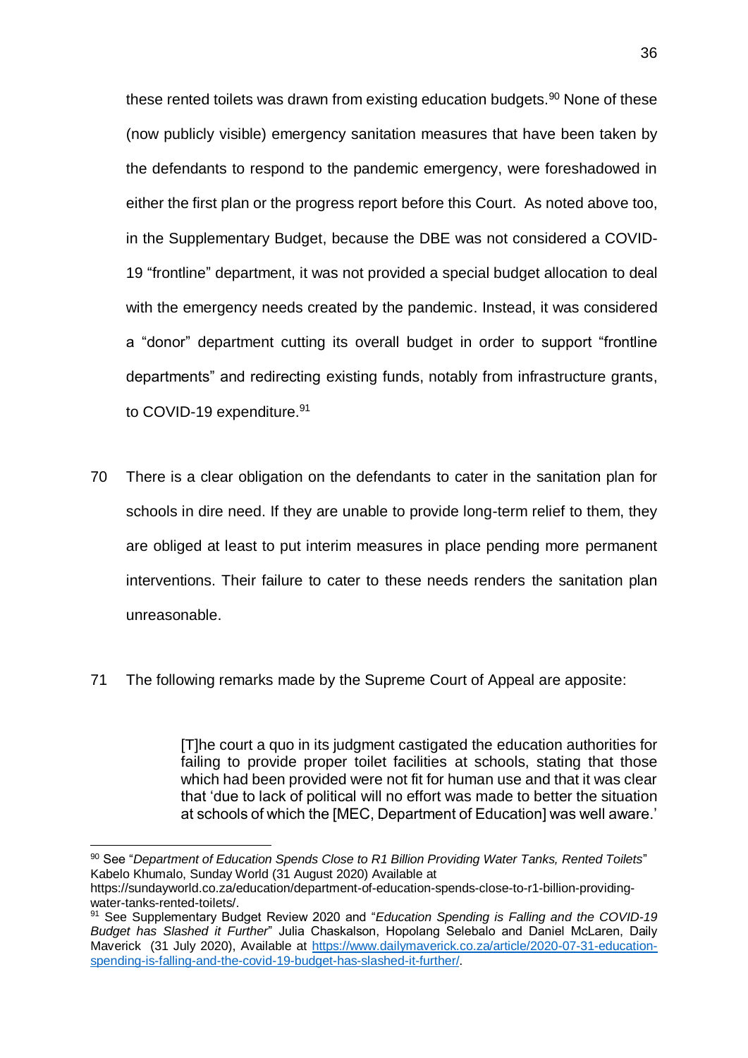these rented toilets was drawn from existing education budgets.[90] None of these (now publicly visible) emergency sanitation measures that have been taken by the defendants to respond to the pandemic emergency, were foreshadowed in either the first plan or the progress report before this Court. As noted above too, in the Supplementary Budget, because the DBE was not considered a COVID-19 "frontline" department, it was not provided a special budget allocation to deal with the emergency needs created by the pandemic. Instead, it was considered a "donor" department cutting its overall budget in order to support "frontline departments" and redirecting existing funds, notably from infrastructure grants, to COVID-19 expenditure.[91]

70 There is a clear obligation on the defendants to cater in the sanitation plan for schools in dire need. If they are unable to provide long-term relief to them, they are obliged at least to put interim measures in place pending more permanent interventions. Their failure to cater to these needs renders the sanitation plan unreasonable.

71 The following remarks made by the Supreme Court of Appeal are apposite:

> [T]he court a quo in its judgment castigated the education authorities for failing to provide proper toilet facilities at schools, stating that those which had been provided were not fit for human use and that it was clear that 'due to lack of political will no effort was made to better the situation at schools of which the [MEC, Department of Education] was well aware.'

---

[90] See "*Department of Education Spends Close to R1 Billion Providing Water Tanks, Rented Toilets*" Kabelo Khumalo, Sunday World (31 August 2020) Available at https://sundayworld.co.za/education/department-of-education-spends-close-to-r1-billion-providing-water-tanks-rented-toilets/.

[91] See Supplementary Budget Review 2020 and "*Education Spending is Falling and the COVID-19 Budget has Slashed it Further*" Julia Chaskalson, Hopolang Selebalo and Daniel McLaren, Daily Maverick (31 July 2020), Available at https://www.dailymaverick.co.za/article/2020-07-31-education-spending-is-falling-and-the-covid-19-budget-has-slashed-it-further/.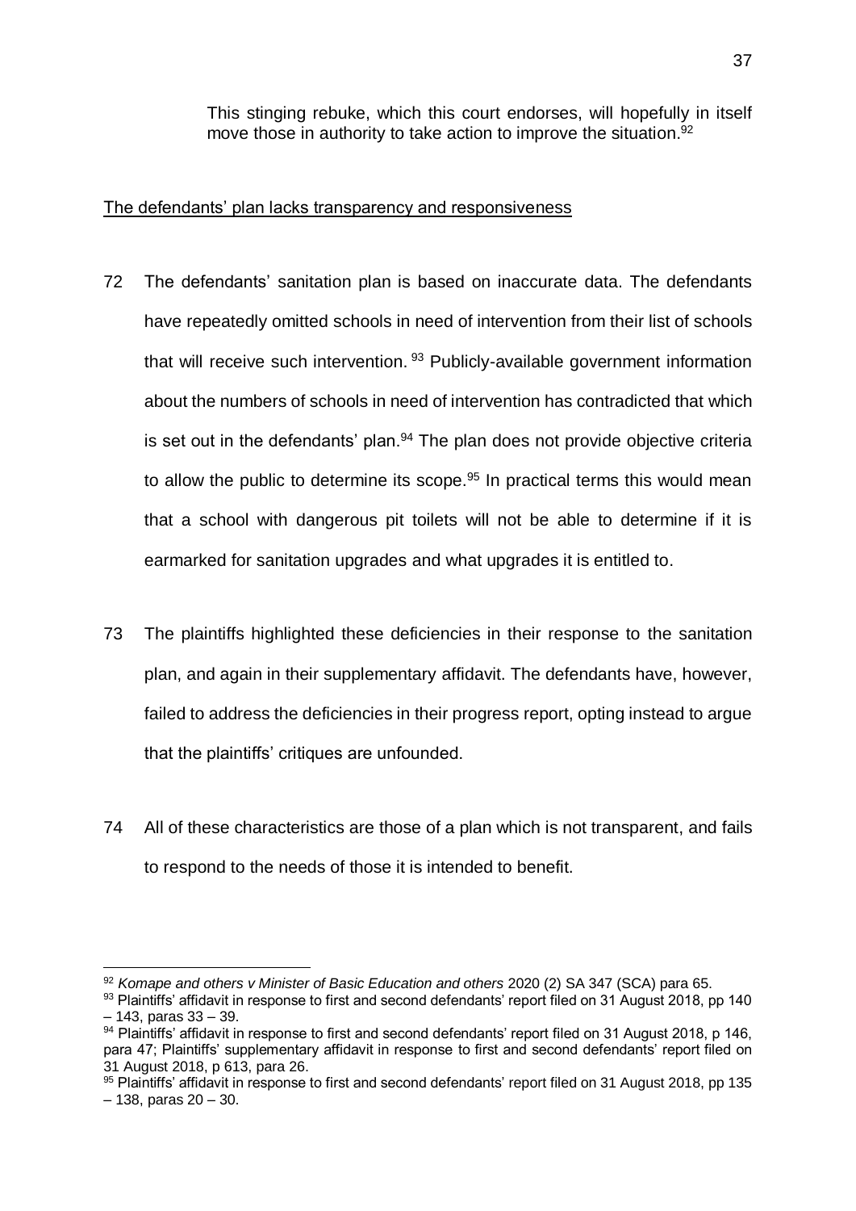This stinging rebuke, which this court endorses, will hopefully in itself move those in authority to take action to improve the situation.[92]

<u>The defendants' plan lacks transparency and responsiveness</u>

72 The defendants' sanitation plan is based on inaccurate data. The defendants have repeatedly omitted schools in need of intervention from their list of schools that will receive such intervention.[93] Publicly-available government information about the numbers of schools in need of intervention has contradicted that which is set out in the defendants' plan.[94] The plan does not provide objective criteria to allow the public to determine its scope.[95] In practical terms this would mean that a school with dangerous pit toilets will not be able to determine if it is earmarked for sanitation upgrades and what upgrades it is entitled to.

73 The plaintiffs highlighted these deficiencies in their response to the sanitation plan, and again in their supplementary affidavit. The defendants have, however, failed to address the deficiencies in their progress report, opting instead to argue that the plaintiffs' critiques are unfounded.

74 All of these characteristics are those of a plan which is not transparent, and fails to respond to the needs of those it is intended to benefit.

---

[92] *Komape and others v Minister of Basic Education and others* 2020 (2) SA 347 (SCA) para 65.

[93] Plaintiffs' affidavit in response to first and second defendants' report filed on 31 August 2018, pp 140 – 143, paras 33 – 39.

[94] Plaintiffs' affidavit in response to first and second defendants' report filed on 31 August 2018, p 146, para 47; Plaintiffs' supplementary affidavit in response to first and second defendants' report filed on 31 August 2018, p 613, para 26.

[95] Plaintiffs' affidavit in response to first and second defendants' report filed on 31 August 2018, pp 135 – 138, paras 20 – 30.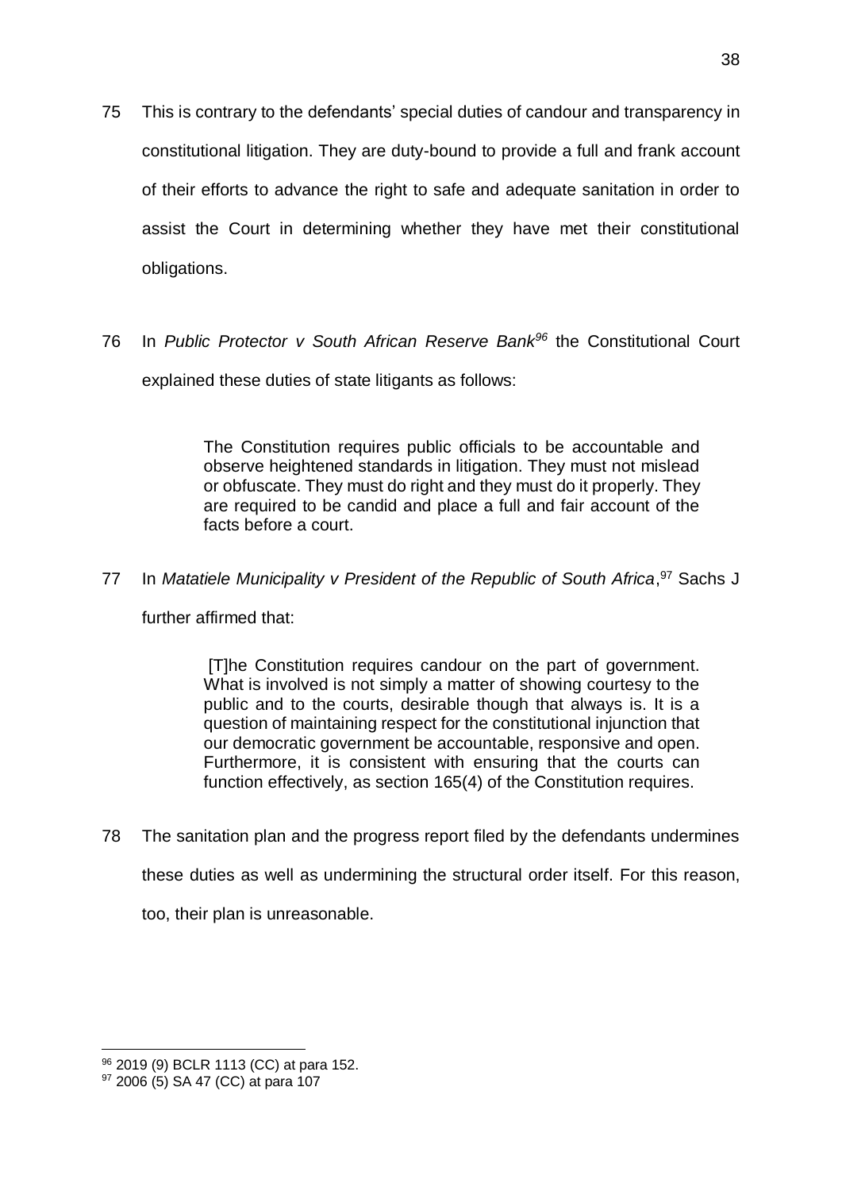75 This is contrary to the defendants' special duties of candour and transparency in constitutional litigation. They are duty-bound to provide a full and frank account of their efforts to advance the right to safe and adequate sanitation in order to assist the Court in determining whether they have met their constitutional obligations.

76 In *Public Protector v South African Reserve Bank*[96] the Constitutional Court explained these duties of state litigants as follows:

> The Constitution requires public officials to be accountable and observe heightened standards in litigation. They must not mislead or obfuscate. They must do right and they must do it properly. They are required to be candid and place a full and fair account of the facts before a court.

77 In *Matatiele Municipality v President of the Republic of South Africa*,[97] Sachs J further affirmed that:

> [T]he Constitution requires candour on the part of government. What is involved is not simply a matter of showing courtesy to the public and to the courts, desirable though that always is. It is a question of maintaining respect for the constitutional injunction that our democratic government be accountable, responsive and open. Furthermore, it is consistent with ensuring that the courts can function effectively, as section 165(4) of the Constitution requires.

78 The sanitation plan and the progress report filed by the defendants undermines these duties as well as undermining the structural order itself. For this reason, too, their plan is unreasonable.

---

[96] 2019 (9) BCLR 1113 (CC) at para 152.

[97] 2006 (5) SA 47 (CC) at para 107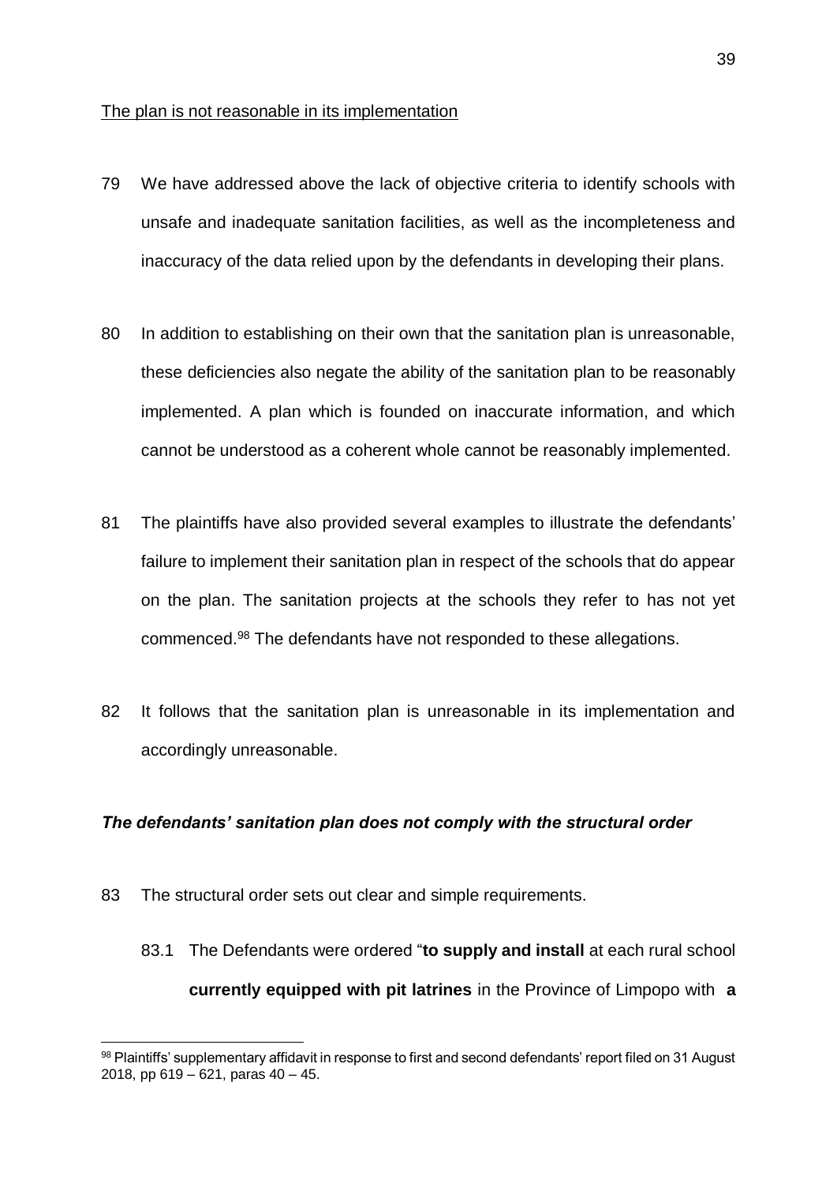The plan is not reasonable in its implementation

79 We have addressed above the lack of objective criteria to identify schools with unsafe and inadequate sanitation facilities, as well as the incompleteness and inaccuracy of the data relied upon by the defendants in developing their plans.

80 In addition to establishing on their own that the sanitation plan is unreasonable, these deficiencies also negate the ability of the sanitation plan to be reasonably implemented. A plan which is founded on inaccurate information, and which cannot be understood as a coherent whole cannot be reasonably implemented.

81 The plaintiffs have also provided several examples to illustrate the defendants' failure to implement their sanitation plan in respect of the schools that do appear on the plan. The sanitation projects at the schools they refer to has not yet commenced.[98] The defendants have not responded to these allegations.

82 It follows that the sanitation plan is unreasonable in its implementation and accordingly unreasonable.

### *The defendants' sanitation plan does not comply with the structural order*

83 The structural order sets out clear and simple requirements.

83.1 The Defendants were ordered "**to supply and install** at each rural school **currently equipped with pit latrines** in the Province of Limpopo with **a**

[98] Plaintiffs' supplementary affidavit in response to first and second defendants' report filed on 31 August 2018, pp 619 – 621, paras 40 – 45.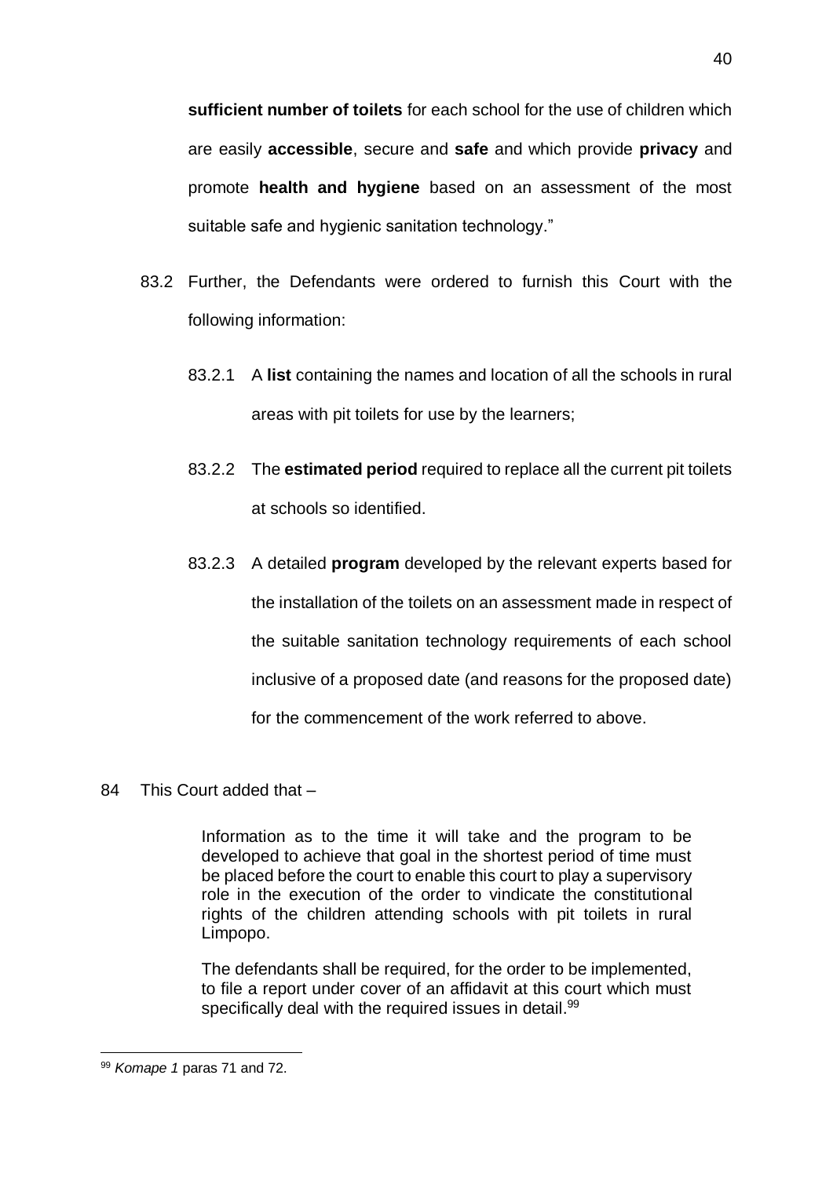**sufficient number of toilets** for each school for the use of children which are easily **accessible**, secure and **safe** and which provide **privacy** and promote **health and hygiene** based on an assessment of the most suitable safe and hygienic sanitation technology."

83.2 Further, the Defendants were ordered to furnish this Court with the following information:

83.2.1 A **list** containing the names and location of all the schools in rural areas with pit toilets for use by the learners;

83.2.2 The **estimated period** required to replace all the current pit toilets at schools so identified.

83.2.3 A detailed **program** developed by the relevant experts based for the installation of the toilets on an assessment made in respect of the suitable sanitation technology requirements of each school inclusive of a proposed date (and reasons for the proposed date) for the commencement of the work referred to above.

84 This Court added that –

> Information as to the time it will take and the program to be developed to achieve that goal in the shortest period of time must be placed before the court to enable this court to play a supervisory role in the execution of the order to vindicate the constitutional rights of the children attending schools with pit toilets in rural Limpopo.
>
> The defendants shall be required, for the order to be implemented, to file a report under cover of an affidavit at this court which must specifically deal with the required issues in detail.[99]

---

[99] *Komape 1* paras 71 and 72.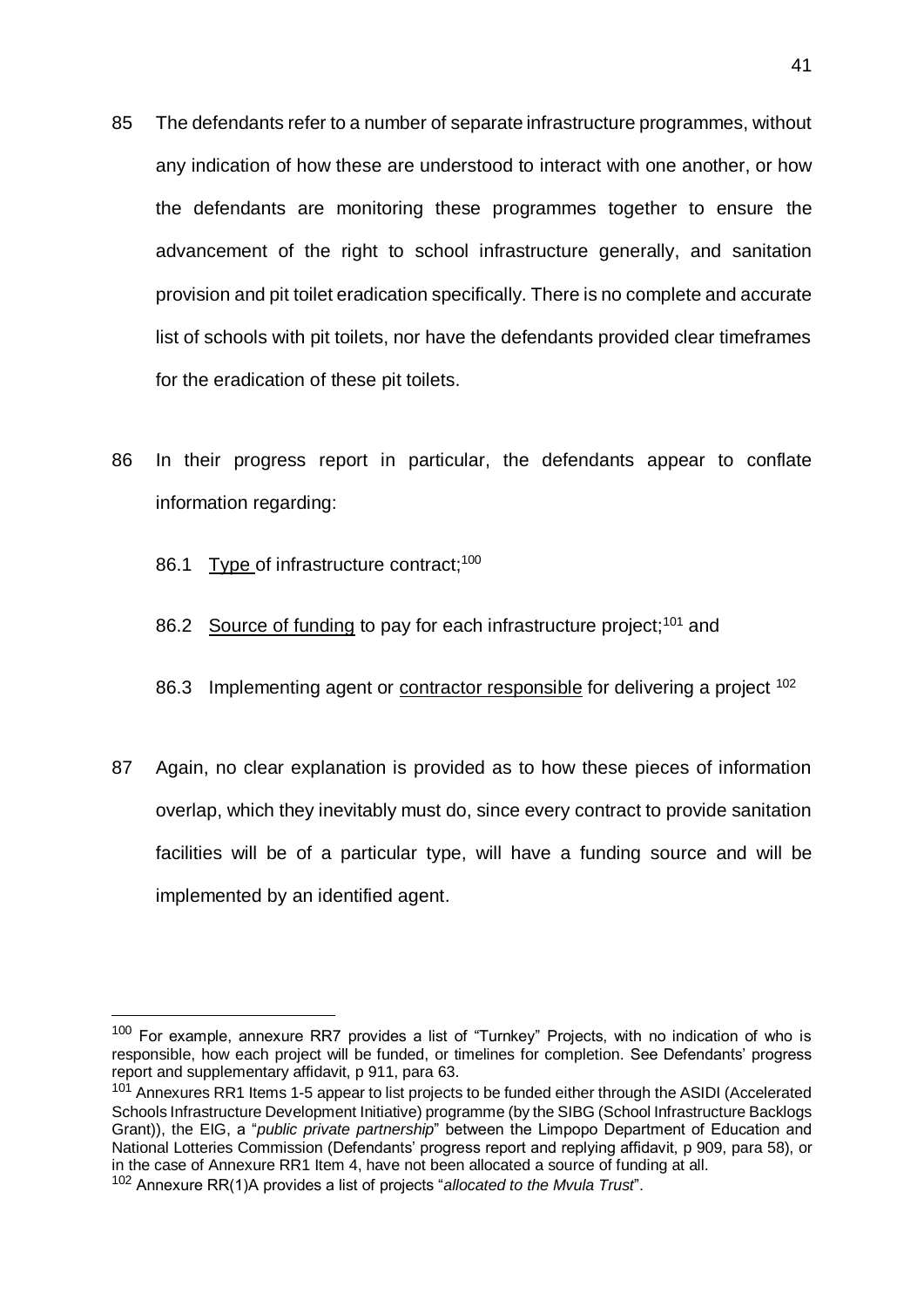85 The defendants refer to a number of separate infrastructure programmes, without any indication of how these are understood to interact with one another, or how the defendants are monitoring these programmes together to ensure the advancement of the right to school infrastructure generally, and sanitation provision and pit toilet eradication specifically. There is no complete and accurate list of schools with pit toilets, nor have the defendants provided clear timeframes for the eradication of these pit toilets.

86 In their progress report in particular, the defendants appear to conflate information regarding:

86.1 <u>Type</u> of infrastructure contract;[100]

86.2 <u>Source of funding</u> to pay for each infrastructure project;[101] and

86.3 Implementing agent or <u>contractor responsible</u> for delivering a project [102]

87 Again, no clear explanation is provided as to how these pieces of information overlap, which they inevitably must do, since every contract to provide sanitation facilities will be of a particular type, will have a funding source and will be implemented by an identified agent.

---

[100] For example, annexure RR7 provides a list of "Turnkey" Projects, with no indication of who is responsible, how each project will be funded, or timelines for completion. See Defendants' progress report and supplementary affidavit, p 911, para 63.

[101] Annexures RR1 Items 1-5 appear to list projects to be funded either through the ASIDI (Accelerated Schools Infrastructure Development Initiative) programme (by the SIBG (School Infrastructure Backlogs Grant)), the EIG, a "*public private partnership*" between the Limpopo Department of Education and National Lotteries Commission (Defendants' progress report and replying affidavit, p 909, para 58), or in the case of Annexure RR1 Item 4, have not been allocated a source of funding at all.

[102] Annexure RR(1)A provides a list of projects "*allocated to the Mvula Trust*".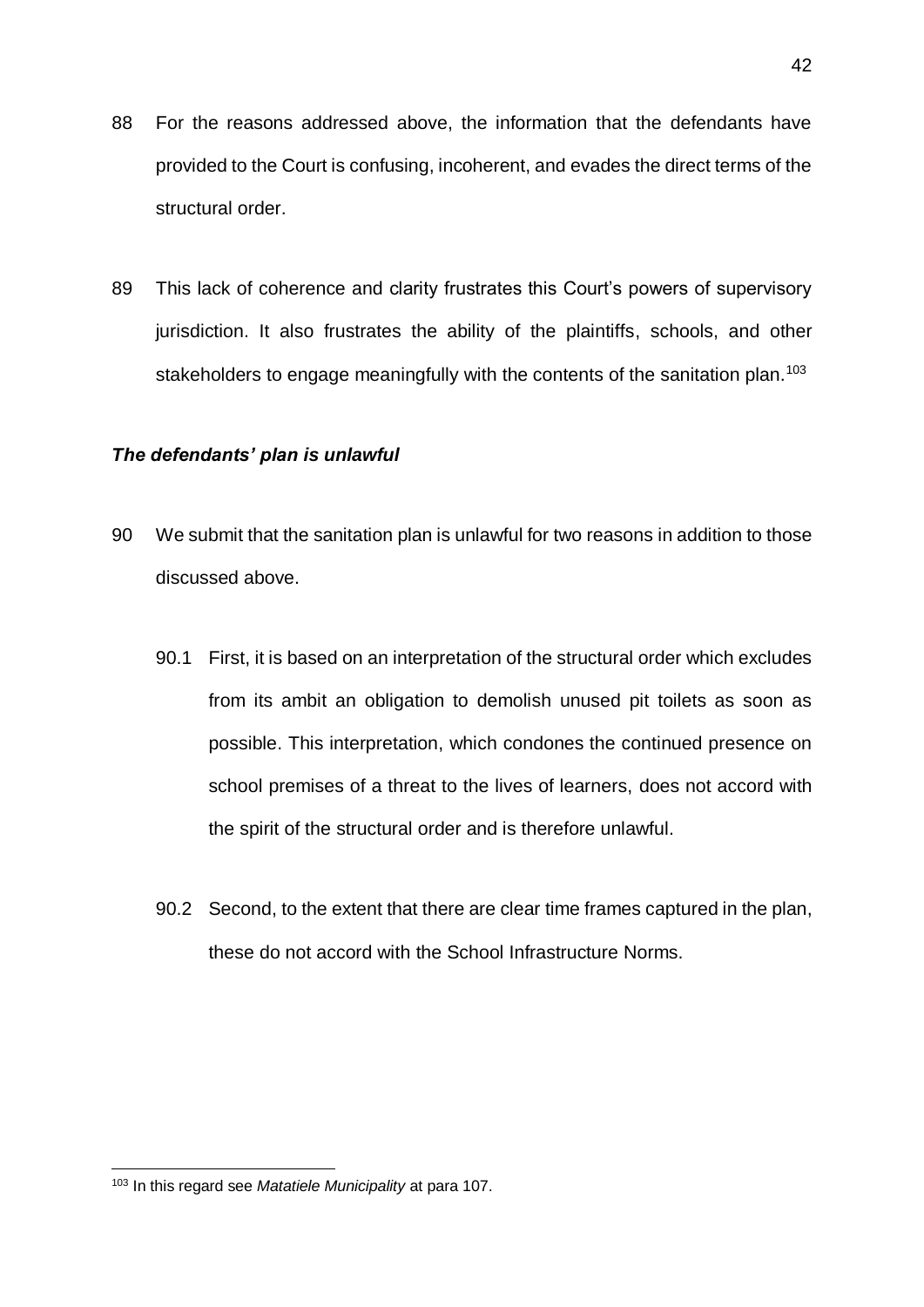88 For the reasons addressed above, the information that the defendants have provided to the Court is confusing, incoherent, and evades the direct terms of the structural order.

89 This lack of coherence and clarity frustrates this Court's powers of supervisory jurisdiction. It also frustrates the ability of the plaintiffs, schools, and other stakeholders to engage meaningfully with the contents of the sanitation plan.[103]

***The defendants' plan is unlawful***

90 We submit that the sanitation plan is unlawful for two reasons in addition to those discussed above.

90.1 First, it is based on an interpretation of the structural order which excludes from its ambit an obligation to demolish unused pit toilets as soon as possible. This interpretation, which condones the continued presence on school premises of a threat to the lives of learners, does not accord with the spirit of the structural order and is therefore unlawful.

90.2 Second, to the extent that there are clear time frames captured in the plan, these do not accord with the School Infrastructure Norms.

---

[103] In this regard see *Matatiele Municipality* at para 107.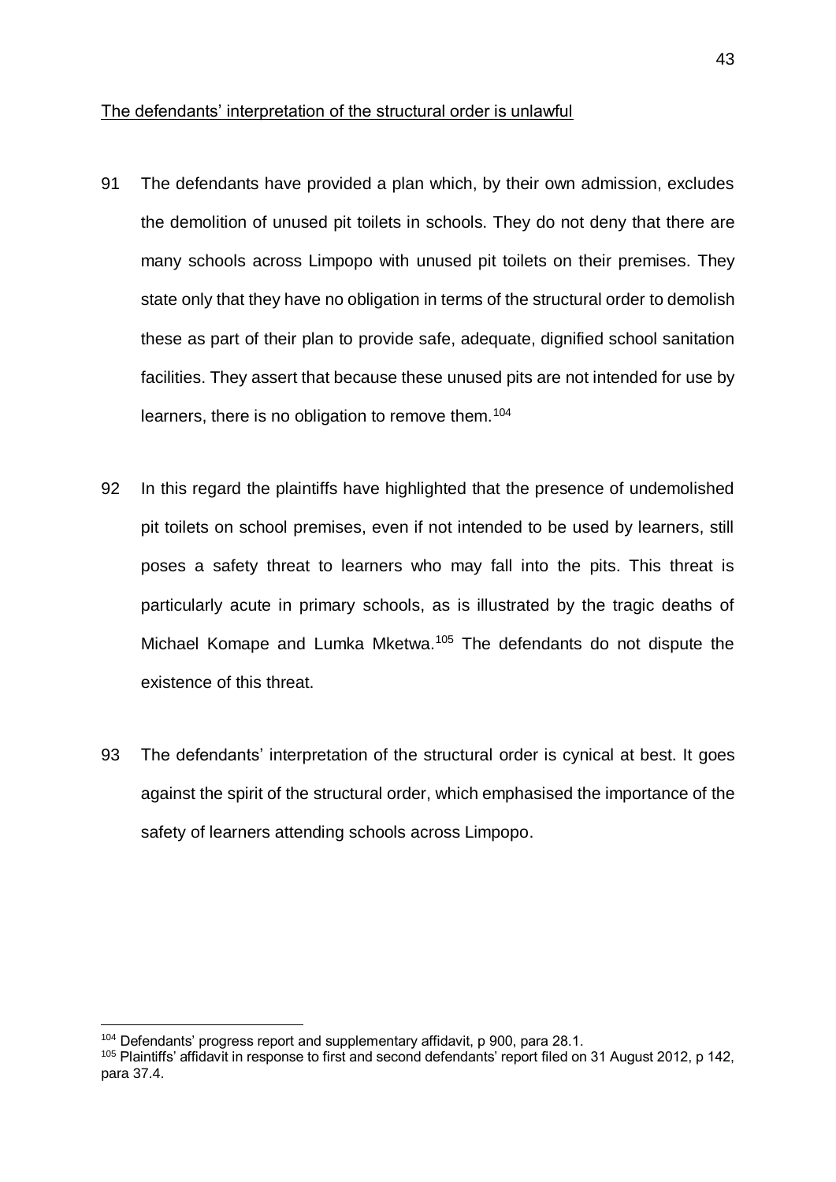The defendants' interpretation of the structural order is unlawful

91 The defendants have provided a plan which, by their own admission, excludes the demolition of unused pit toilets in schools. They do not deny that there are many schools across Limpopo with unused pit toilets on their premises. They state only that they have no obligation in terms of the structural order to demolish these as part of their plan to provide safe, adequate, dignified school sanitation facilities. They assert that because these unused pits are not intended for use by learners, there is no obligation to remove them.[104]

92 In this regard the plaintiffs have highlighted that the presence of undemolished pit toilets on school premises, even if not intended to be used by learners, still poses a safety threat to learners who may fall into the pits. This threat is particularly acute in primary schools, as is illustrated by the tragic deaths of Michael Komape and Lumka Mketwa.[105] The defendants do not dispute the existence of this threat.

93 The defendants' interpretation of the structural order is cynical at best. It goes against the spirit of the structural order, which emphasised the importance of the safety of learners attending schools across Limpopo.

---

[104] Defendants' progress report and supplementary affidavit, p 900, para 28.1.

[105] Plaintiffs' affidavit in response to first and second defendants' report filed on 31 August 2012, p 142, para 37.4.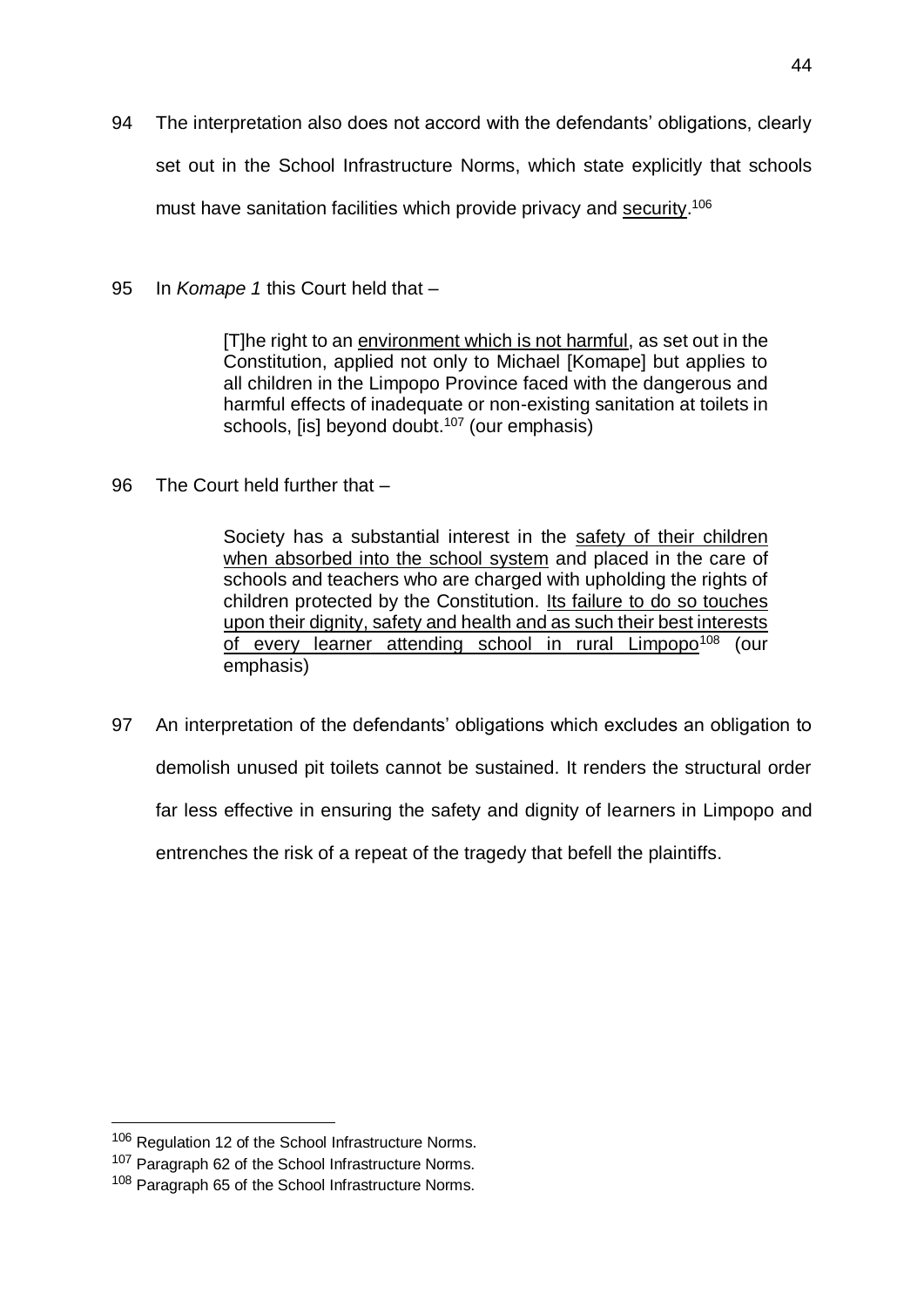94 The interpretation also does not accord with the defendants' obligations, clearly set out in the School Infrastructure Norms, which state explicitly that schools must have sanitation facilities which provide privacy and <u>security</u>.[106]

95 In *Komape 1* this Court held that –

> [T]he right to an <u>environment which is not harmful</u>, as set out in the Constitution, applied not only to Michael [Komape] but applies to all children in the Limpopo Province faced with the dangerous and harmful effects of inadequate or non-existing sanitation at toilets in schools, [is] beyond doubt.[107] (our emphasis)

96 The Court held further that –

> Society has a substantial interest in the <u>safety of their children when absorbed into the school system</u> and placed in the care of schools and teachers who are charged with upholding the rights of children protected by the Constitution. <u>Its failure to do so touches upon their dignity, safety and health and as such their best interests of every learner attending school in rural Limpopo</u>[108] (our emphasis)

97 An interpretation of the defendants' obligations which excludes an obligation to demolish unused pit toilets cannot be sustained. It renders the structural order far less effective in ensuring the safety and dignity of learners in Limpopo and entrenches the risk of a repeat of the tragedy that befell the plaintiffs.

---

[106] Regulation 12 of the School Infrastructure Norms.

[107] Paragraph 62 of the School Infrastructure Norms.

[108] Paragraph 65 of the School Infrastructure Norms.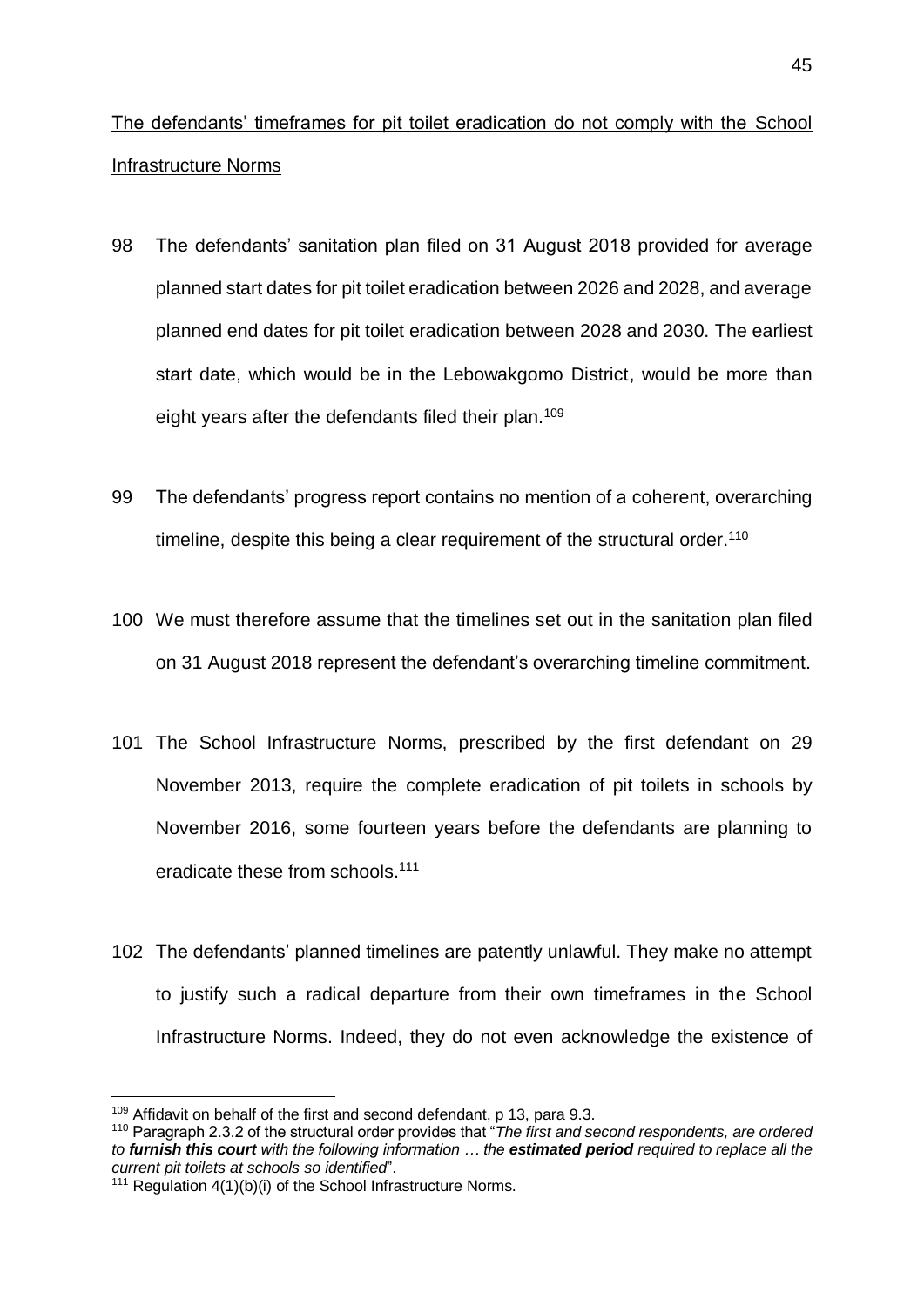<u>The defendants' timeframes for pit toilet eradication do not comply with the School Infrastructure Norms</u>

98 The defendants' sanitation plan filed on 31 August 2018 provided for average planned start dates for pit toilet eradication between 2026 and 2028, and average planned end dates for pit toilet eradication between 2028 and 2030. The earliest start date, which would be in the Lebowakgomo District, would be more than eight years after the defendants filed their plan.[109]

99 The defendants' progress report contains no mention of a coherent, overarching timeline, despite this being a clear requirement of the structural order.[110]

100 We must therefore assume that the timelines set out in the sanitation plan filed on 31 August 2018 represent the defendant's overarching timeline commitment.

101 The School Infrastructure Norms, prescribed by the first defendant on 29 November 2013, require the complete eradication of pit toilets in schools by November 2016, some fourteen years before the defendants are planning to eradicate these from schools.[111]

102 The defendants' planned timelines are patently unlawful. They make no attempt to justify such a radical departure from their own timeframes in the School Infrastructure Norms. Indeed, they do not even acknowledge the existence of

---

[109] Affidavit on behalf of the first and second defendant, p 13, para 9.3.

[110] Paragraph 2.3.2 of the structural order provides that "*The first and second respondents, are ordered to **furnish this court** with the following information … the **estimated period** required to replace all the current pit toilets at schools so identified*".

[111] Regulation 4(1)(b)(i) of the School Infrastructure Norms.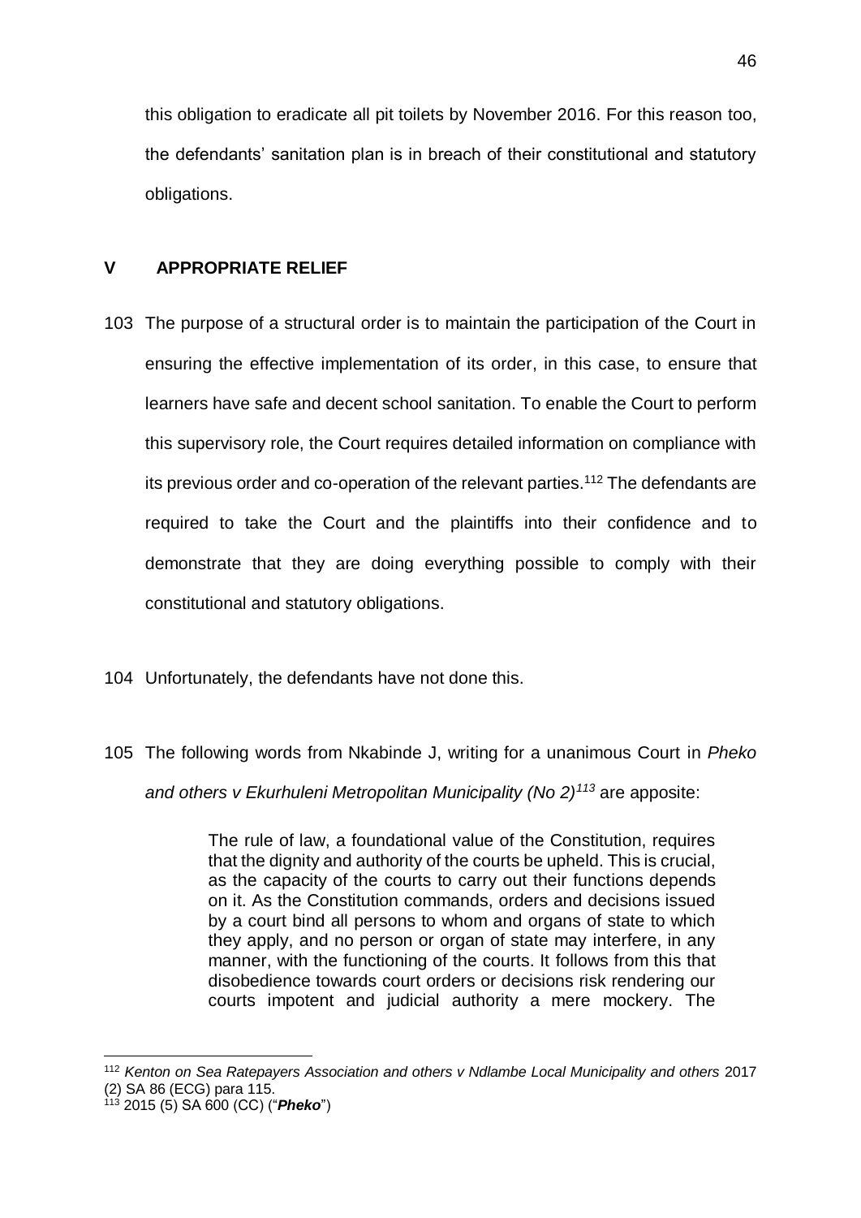this obligation to eradicate all pit toilets by November 2016. For this reason too, the defendants' sanitation plan is in breach of their constitutional and statutory obligations.

## V APPROPRIATE RELIEF

103 The purpose of a structural order is to maintain the participation of the Court in ensuring the effective implementation of its order, in this case, to ensure that learners have safe and decent school sanitation. To enable the Court to perform this supervisory role, the Court requires detailed information on compliance with its previous order and co-operation of the relevant parties.[112] The defendants are required to take the Court and the plaintiffs into their confidence and to demonstrate that they are doing everything possible to comply with their constitutional and statutory obligations.

104 Unfortunately, the defendants have not done this.

105 The following words from Nkabinde J, writing for a unanimous Court in *Pheko and others v Ekurhuleni Metropolitan Municipality (No 2)*[113] are apposite:

> The rule of law, a foundational value of the Constitution, requires that the dignity and authority of the courts be upheld. This is crucial, as the capacity of the courts to carry out their functions depends on it. As the Constitution commands, orders and decisions issued by a court bind all persons to whom and organs of state to which they apply, and no person or organ of state may interfere, in any manner, with the functioning of the courts. It follows from this that disobedience towards court orders or decisions risk rendering our courts impotent and judicial authority a mere mockery. The

---

[112] *Kenton on Sea Ratepayers Association and others v Ndlambe Local Municipality and others* 2017 (2) SA 86 (ECG) para 115.

[113] 2015 (5) SA 600 (CC) ("***Pheko***")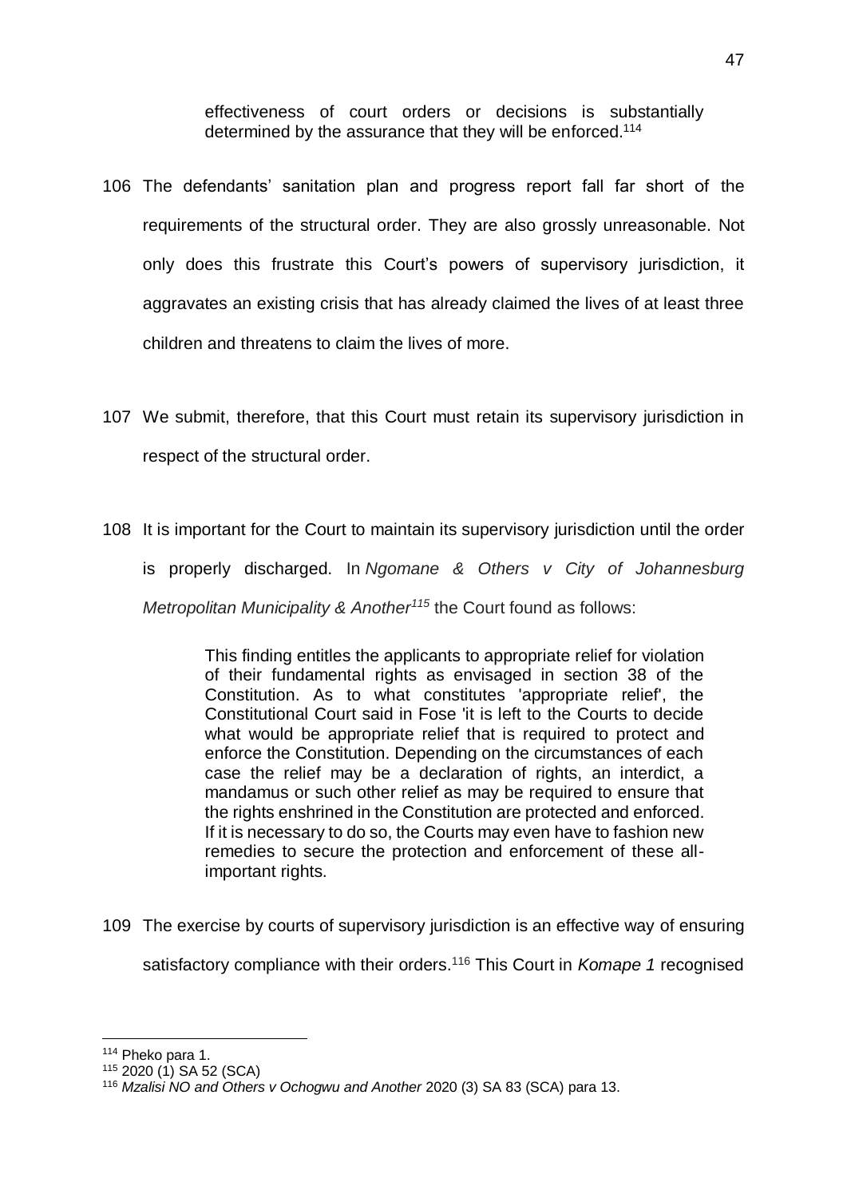> effectiveness of court orders or decisions is substantially determined by the assurance that they will be enforced.[114]

106 The defendants' sanitation plan and progress report fall far short of the requirements of the structural order. They are also grossly unreasonable. Not only does this frustrate this Court's powers of supervisory jurisdiction, it aggravates an existing crisis that has already claimed the lives of at least three children and threatens to claim the lives of more.

107 We submit, therefore, that this Court must retain its supervisory jurisdiction in respect of the structural order.

108 It is important for the Court to maintain its supervisory jurisdiction until the order is properly discharged. In *Ngomane & Others v City of Johannesburg Metropolitan Municipality & Another*[115] the Court found as follows:

> This finding entitles the applicants to appropriate relief for violation of their fundamental rights as envisaged in section 38 of the Constitution. As to what constitutes 'appropriate relief', the Constitutional Court said in Fose 'it is left to the Courts to decide what would be appropriate relief that is required to protect and enforce the Constitution. Depending on the circumstances of each case the relief may be a declaration of rights, an interdict, a mandamus or such other relief as may be required to ensure that the rights enshrined in the Constitution are protected and enforced. If it is necessary to do so, the Courts may even have to fashion new remedies to secure the protection and enforcement of these all-important rights.

109 The exercise by courts of supervisory jurisdiction is an effective way of ensuring satisfactory compliance with their orders.[116] This Court in *Komape 1* recognised

---

[114] Pheko para 1.

[115] 2020 (1) SA 52 (SCA)

[116] *Mzalisi NO and Others v Ochogwu and Another* 2020 (3) SA 83 (SCA) para 13.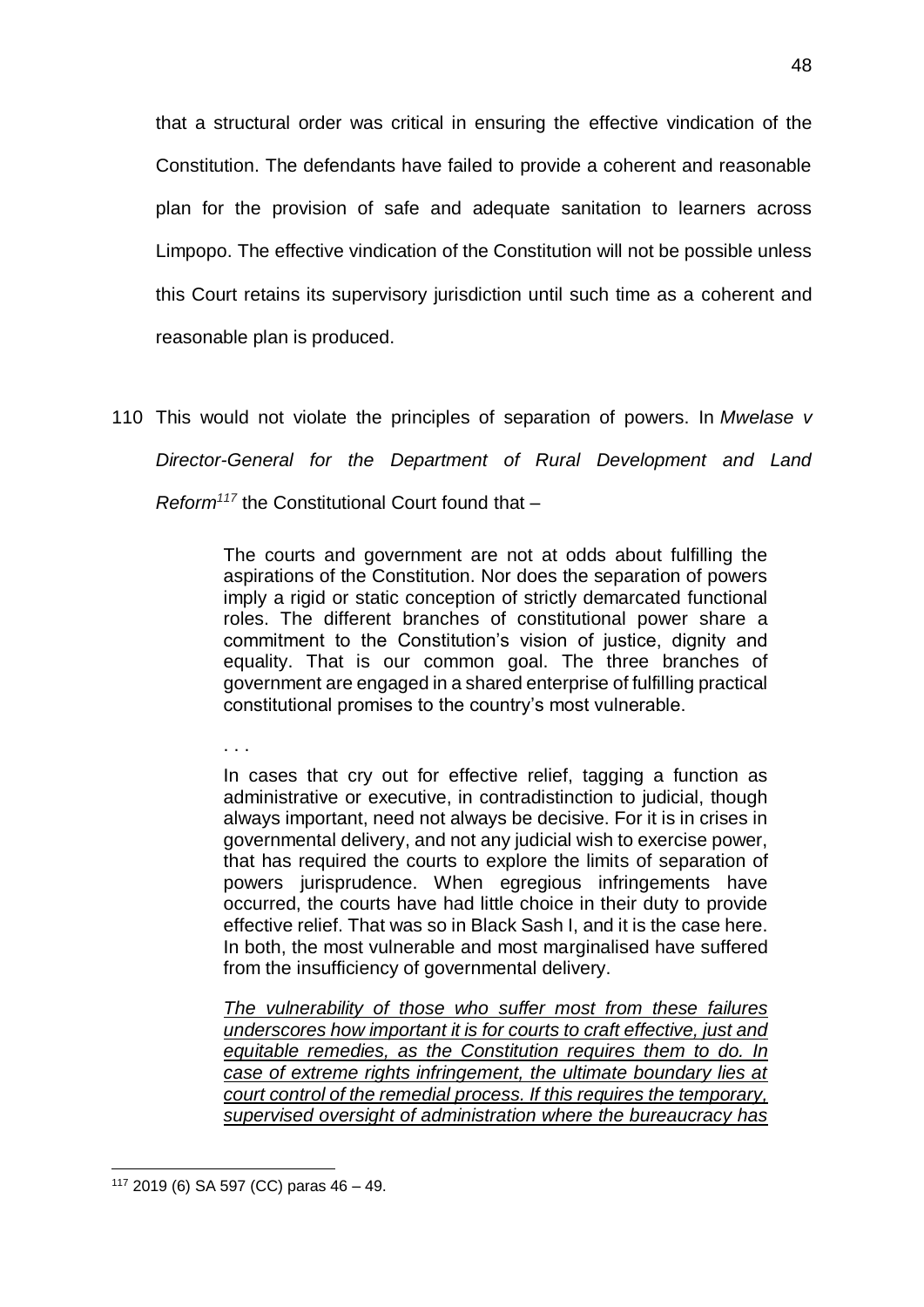that a structural order was critical in ensuring the effective vindication of the Constitution. The defendants have failed to provide a coherent and reasonable plan for the provision of safe and adequate sanitation to learners across Limpopo. The effective vindication of the Constitution will not be possible unless this Court retains its supervisory jurisdiction until such time as a coherent and reasonable plan is produced.

110 This would not violate the principles of separation of powers. In *Mwelase v Director-General for the Department of Rural Development and Land Reform*[117] the Constitutional Court found that –

> The courts and government are not at odds about fulfilling the aspirations of the Constitution. Nor does the separation of powers imply a rigid or static conception of strictly demarcated functional roles. The different branches of constitutional power share a commitment to the Constitution's vision of justice, dignity and equality. That is our common goal. The three branches of government are engaged in a shared enterprise of fulfilling practical constitutional promises to the country's most vulnerable.
>
> . . .
>
> In cases that cry out for effective relief, tagging a function as administrative or executive, in contradistinction to judicial, though always important, need not always be decisive. For it is in crises in governmental delivery, and not any judicial wish to exercise power, that has required the courts to explore the limits of separation of powers jurisprudence. When egregious infringements have occurred, the courts have had little choice in their duty to provide effective relief. That was so in Black Sash I, and it is the case here. In both, the most vulnerable and most marginalised have suffered from the insufficiency of governmental delivery.
>
> *The vulnerability of those who suffer most from these failures underscores how important it is for courts to craft effective, just and equitable remedies, as the Constitution requires them to do. In case of extreme rights infringement, the ultimate boundary lies at court control of the remedial process. If this requires the temporary, supervised oversight of administration where the bureaucracy has*

---

[117] 2019 (6) SA 597 (CC) paras 46 – 49.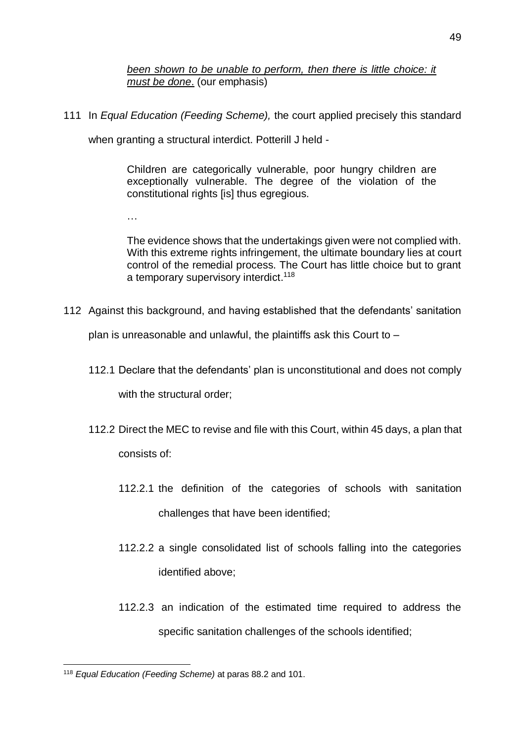*<u>been shown to be unable to perform, then there is little choice: it must be done</u>*. (our emphasis)

111 In *Equal Education (Feeding Scheme),* the court applied precisely this standard when granting a structural interdict. Potterill J held -

> Children are categorically vulnerable, poor hungry children are exceptionally vulnerable. The degree of the violation of the constitutional rights [is] thus egregious.
>
> …
>
> The evidence shows that the undertakings given were not complied with. With this extreme rights infringement, the ultimate boundary lies at court control of the remedial process. The Court has little choice but to grant a temporary supervisory interdict.[118]

112 Against this background, and having established that the defendants' sanitation plan is unreasonable and unlawful, the plaintiffs ask this Court to –

112.1 Declare that the defendants' plan is unconstitutional and does not comply with the structural order;

112.2 Direct the MEC to revise and file with this Court, within 45 days, a plan that consists of:

112.2.1 the definition of the categories of schools with sanitation challenges that have been identified;

112.2.2 a single consolidated list of schools falling into the categories identified above;

112.2.3 an indication of the estimated time required to address the specific sanitation challenges of the schools identified;

---

[118] *Equal Education (Feeding Scheme)* at paras 88.2 and 101.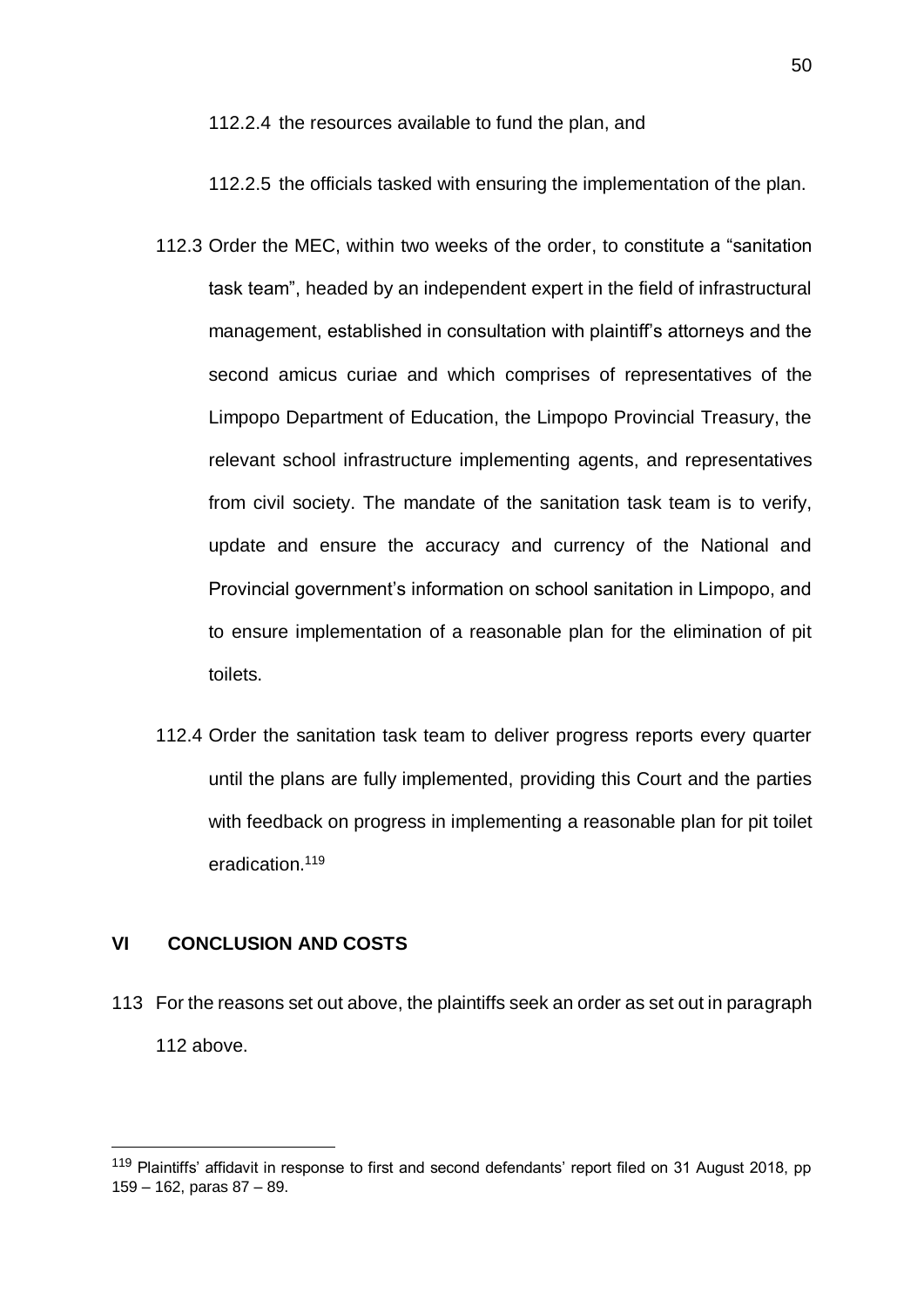112.2.4 the resources available to fund the plan, and

112.2.5 the officials tasked with ensuring the implementation of the plan.

112.3 Order the MEC, within two weeks of the order, to constitute a "sanitation task team", headed by an independent expert in the field of infrastructural management, established in consultation with plaintiff's attorneys and the second amicus curiae and which comprises of representatives of the Limpopo Department of Education, the Limpopo Provincial Treasury, the relevant school infrastructure implementing agents, and representatives from civil society. The mandate of the sanitation task team is to verify, update and ensure the accuracy and currency of the National and Provincial government's information on school sanitation in Limpopo, and to ensure implementation of a reasonable plan for the elimination of pit toilets.

112.4 Order the sanitation task team to deliver progress reports every quarter until the plans are fully implemented, providing this Court and the parties with feedback on progress in implementing a reasonable plan for pit toilet eradication.[119]

## VI CONCLUSION AND COSTS

113 For the reasons set out above, the plaintiffs seek an order as set out in paragraph 112 above.

---

[119] Plaintiffs' affidavit in response to first and second defendants' report filed on 31 August 2018, pp 159 – 162, paras 87 – 89.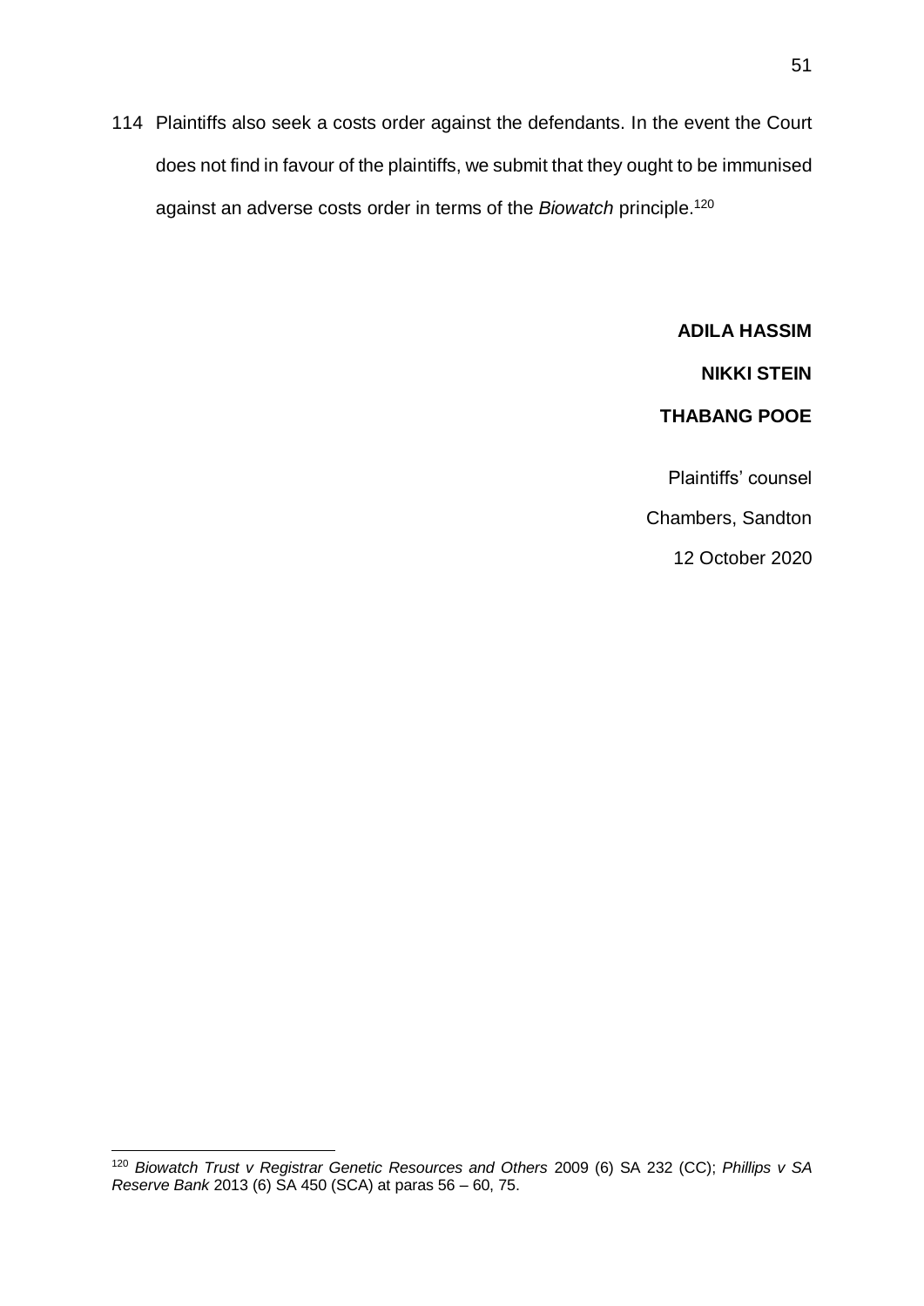114 Plaintiffs also seek a costs order against the defendants. In the event the Court does not find in favour of the plaintiffs, we submit that they ought to be immunised against an adverse costs order in terms of the *Biowatch* principle.[120]

**ADILA HASSIM**

**NIKKI STEIN**

**THABANG POOE**

Plaintiffs' counsel

Chambers, Sandton

12 October 2020

---

[120] *Biowatch Trust v Registrar Genetic Resources and Others* 2009 (6) SA 232 (CC); *Phillips v SA Reserve Bank* 2013 (6) SA 450 (SCA) at paras 56 – 60, 75.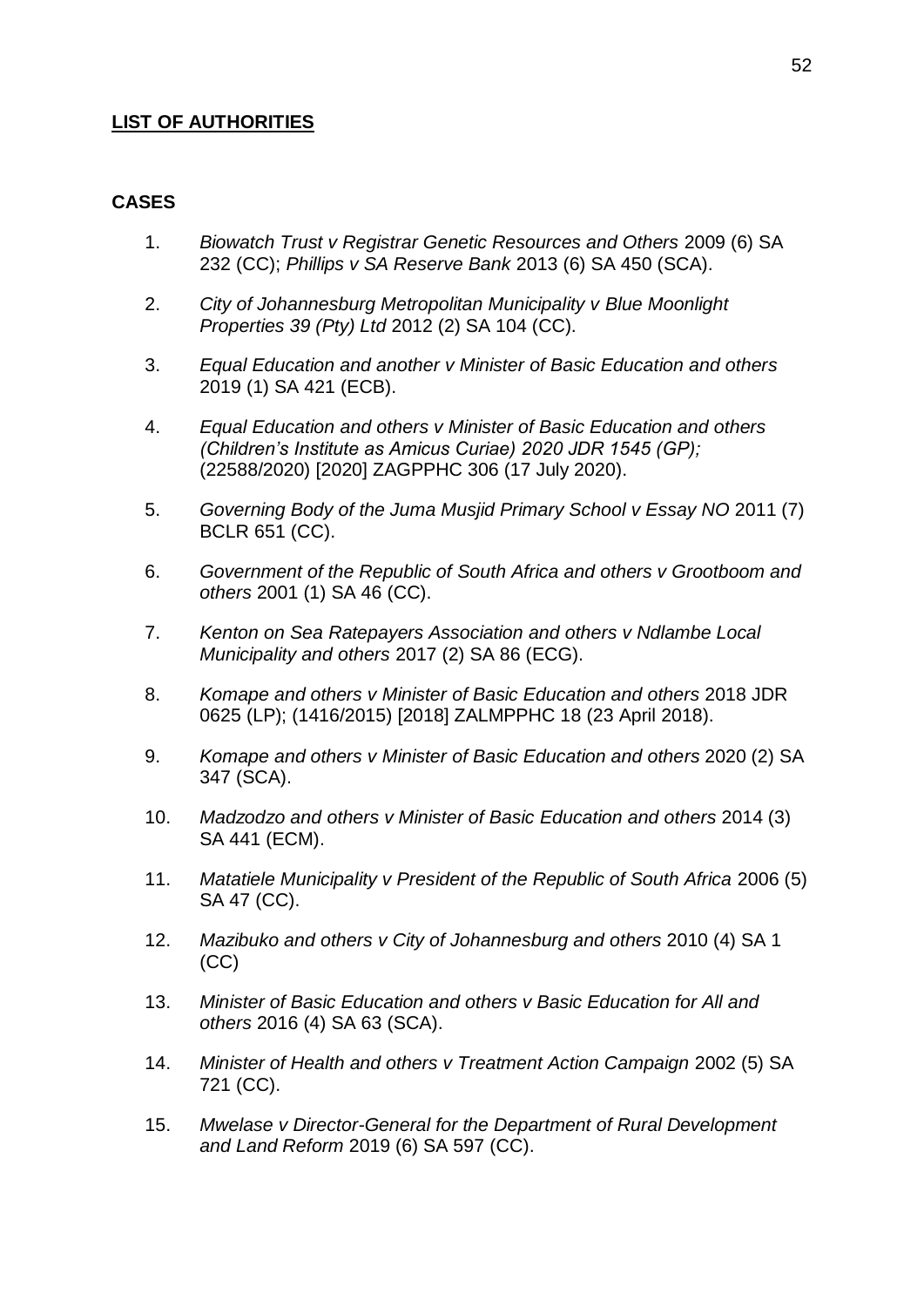**<u>LIST OF AUTHORITIES</u>**

**CASES**

1. *Biowatch Trust v Registrar Genetic Resources and Others* 2009 (6) SA 232 (CC); *Phillips v SA Reserve Bank* 2013 (6) SA 450 (SCA).

2. *City of Johannesburg Metropolitan Municipality v Blue Moonlight Properties 39 (Pty) Ltd* 2012 (2) SA 104 (CC).

3. *Equal Education and another v Minister of Basic Education and others* 2019 (1) SA 421 (ECB).

4. *Equal Education and others v Minister of Basic Education and others (Children's Institute as Amicus Curiae) 2020 JDR 1545 (GP);* (22588/2020) [2020] ZAGPPHC 306 (17 July 2020).

5. *Governing Body of the Juma Musjid Primary School v Essay NO* 2011 (7) BCLR 651 (CC).

6. *Government of the Republic of South Africa and others v Grootboom and others* 2001 (1) SA 46 (CC).

7. *Kenton on Sea Ratepayers Association and others v Ndlambe Local Municipality and others* 2017 (2) SA 86 (ECG).

8. *Komape and others v Minister of Basic Education and others* 2018 JDR 0625 (LP); (1416/2015) [2018] ZALMPPHC 18 (23 April 2018).

9. *Komape and others v Minister of Basic Education and others* 2020 (2) SA 347 (SCA).

10. *Madzodzo and others v Minister of Basic Education and others* 2014 (3) SA 441 (ECM).

11. *Matatiele Municipality v President of the Republic of South Africa* 2006 (5) SA 47 (CC).

12. *Mazibuko and others v City of Johannesburg and others* 2010 (4) SA 1 (CC)

13. *Minister of Basic Education and others v Basic Education for All and others* 2016 (4) SA 63 (SCA).

14. *Minister of Health and others v Treatment Action Campaign* 2002 (5) SA 721 (CC).

15. *Mwelase v Director-General for the Department of Rural Development and Land Reform* 2019 (6) SA 597 (CC).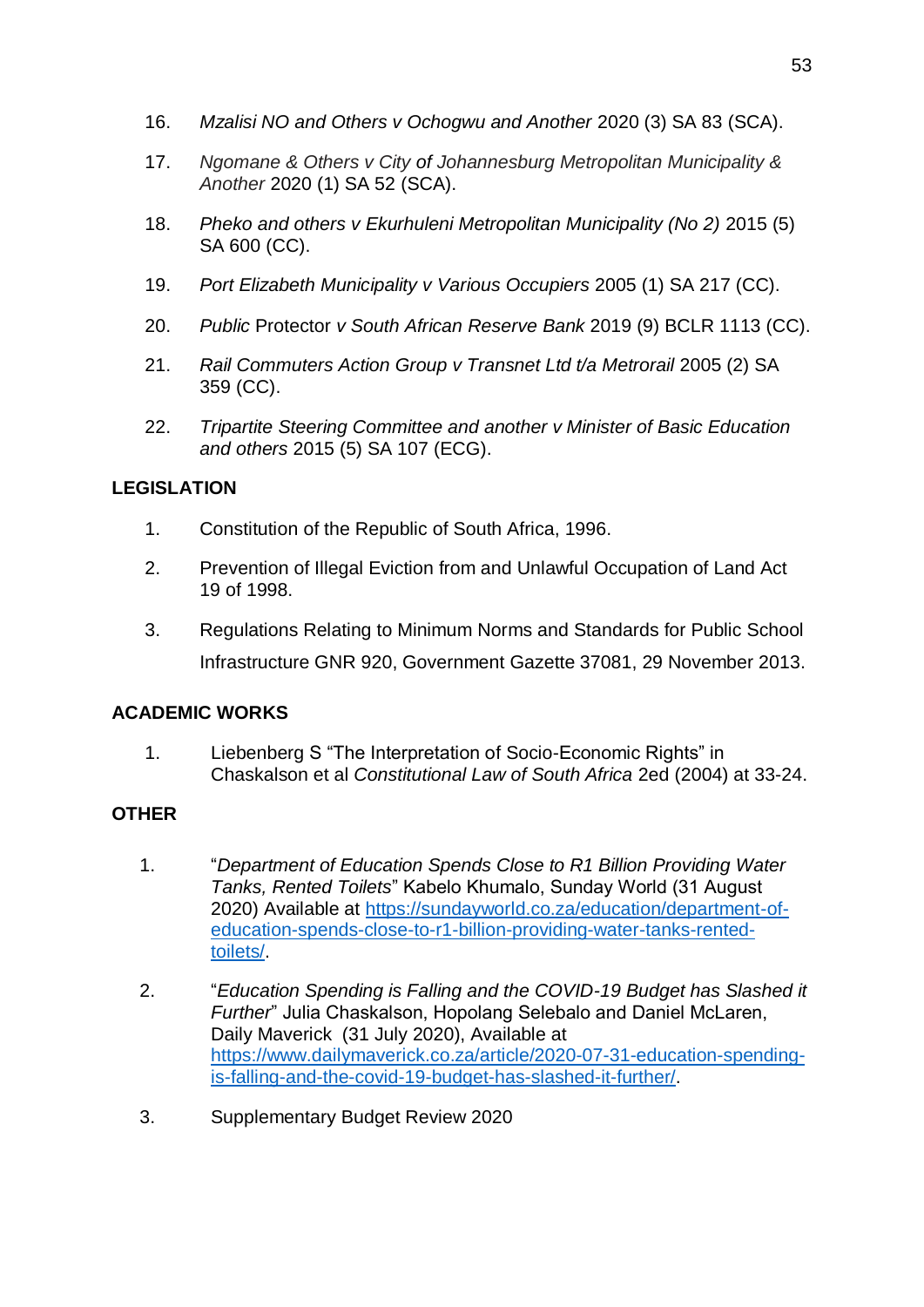16. *Mzalisi NO and Others v Ochogwu and Another* 2020 (3) SA 83 (SCA).

17. *Ngomane & Others v City of Johannesburg Metropolitan Municipality & Another* 2020 (1) SA 52 (SCA).

18. *Pheko and others v Ekurhuleni Metropolitan Municipality (No 2)* 2015 (5) SA 600 (CC).

19. *Port Elizabeth Municipality v Various Occupiers* 2005 (1) SA 217 (CC).

20. *Public* Protector *v South African Reserve Bank* 2019 (9) BCLR 1113 (CC).

21. *Rail Commuters Action Group v Transnet Ltd t/a Metrorail* 2005 (2) SA 359 (CC).

22. *Tripartite Steering Committee and another v Minister of Basic Education and others* 2015 (5) SA 107 (ECG).

## LEGISLATION

1. Constitution of the Republic of South Africa, 1996.

2. Prevention of Illegal Eviction from and Unlawful Occupation of Land Act 19 of 1998.

3. Regulations Relating to Minimum Norms and Standards for Public School Infrastructure GNR 920, Government Gazette 37081, 29 November 2013.

## ACADEMIC WORKS

1. Liebenberg S "The Interpretation of Socio-Economic Rights" in Chaskalson et al *Constitutional Law of South Africa* 2ed (2004) at 33-24.

## OTHER

1. "*Department of Education Spends Close to R1 Billion Providing Water Tanks, Rented Toilets*" Kabelo Khumalo, Sunday World (31 August 2020) Available at https://sundayworld.co.za/education/department-of-education-spends-close-to-r1-billion-providing-water-tanks-rented-toilets/.

2. "*Education Spending is Falling and the COVID-19 Budget has Slashed it Further*" Julia Chaskalson, Hopolang Selebalo and Daniel McLaren, Daily Maverick (31 July 2020), Available at https://www.dailymaverick.co.za/article/2020-07-31-education-spending-is-falling-and-the-covid-19-budget-has-slashed-it-further/.

3. Supplementary Budget Review 2020